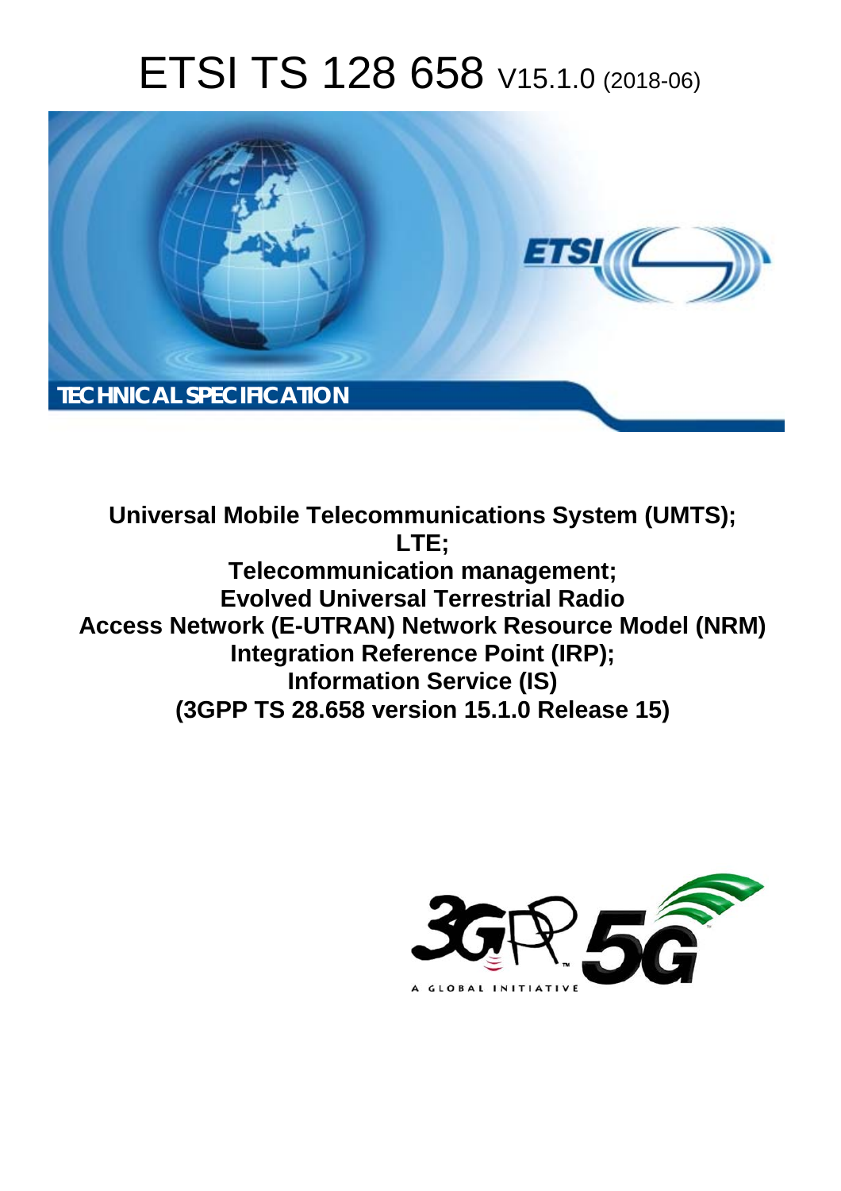# ETSI TS 128 658 V15.1.0 (2018-06)

TECHNICAL SPECIFICATION

**Universal Mobile Telecommunications System (UMTS); LTE; Telecommunication management; Evolved Universal Terrestrial Radio Access Network (E-UTRAN) Network Resource Model (NRM) Integration Reference Point (IRP); Information Service (IS) (3GPP TS 28.658 version 15.1.0 Release 15)**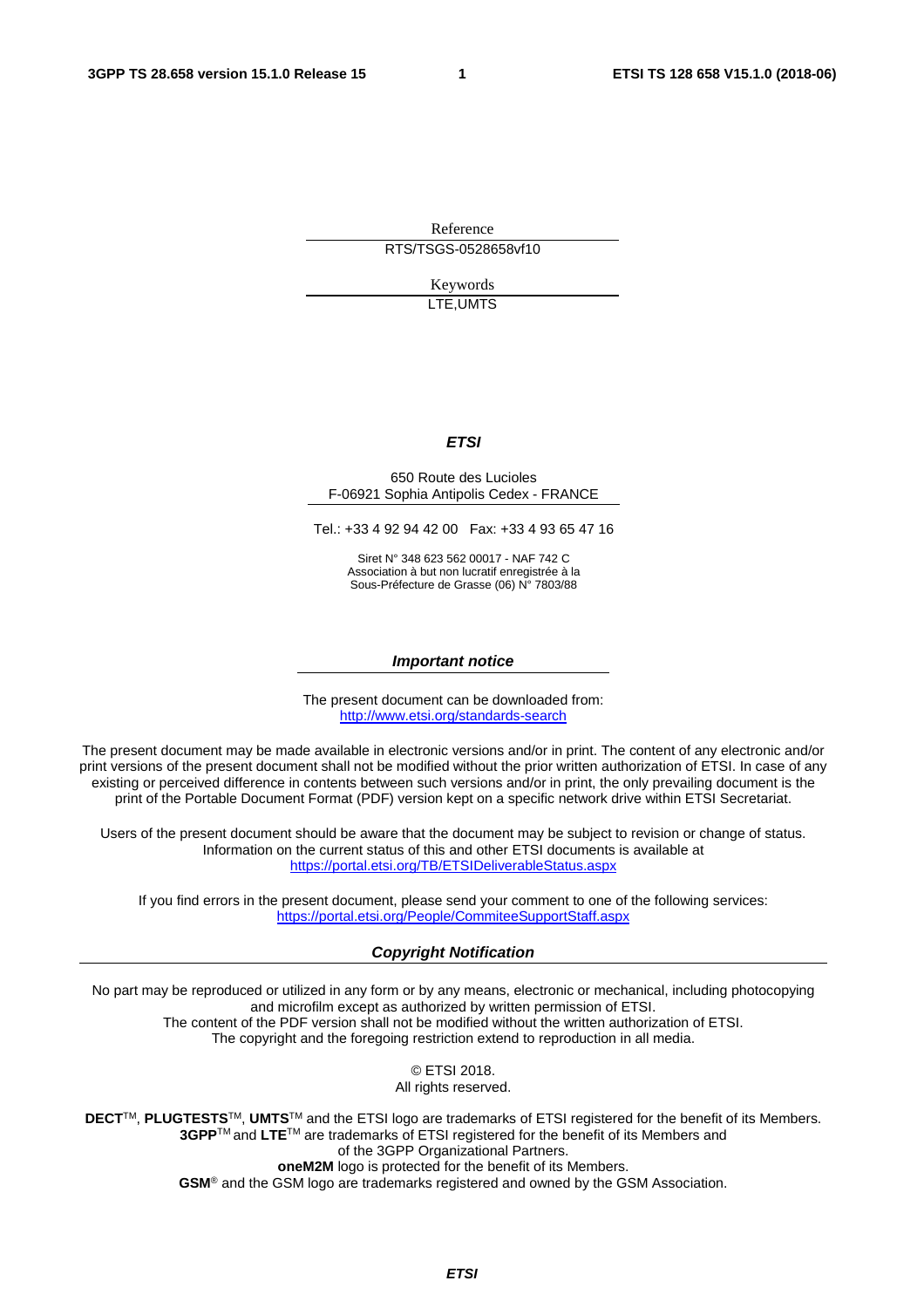Reference

RTS/TSGS-0528658vf10

Keywords

LTE,UMTS

***ETSI***

650 Route des Lucioles
F-06921 Sophia Antipolis Cedex - FRANCE

Tel.: +33 4 92 94 42 00 Fax: +33 4 93 65 47 16

Siret N° 348 623 562 00017 - NAF 742 C
Association à but non lucratif enregistrée à la
Sous-Préfecture de Grasse (06) N° 7803/88

***Important notice***

The present document can be downloaded from:
http://www.etsi.org/standards-search

The present document may be made available in electronic versions and/or in print. The content of any electronic and/or print versions of the present document shall not be modified without the prior written authorization of ETSI. In case of any existing or perceived difference in contents between such versions and/or in print, the only prevailing document is the print of the Portable Document Format (PDF) version kept on a specific network drive within ETSI Secretariat.

Users of the present document should be aware that the document may be subject to revision or change of status. Information on the current status of this and other ETSI documents is available at
https://portal.etsi.org/TB/ETSIDeliverableStatus.aspx

If you find errors in the present document, please send your comment to one of the following services:
https://portal.etsi.org/People/CommiteeSupportStaff.aspx

***Copyright Notification***

No part may be reproduced or utilized in any form or by any means, electronic or mechanical, including photocopying and microfilm except as authorized by written permission of ETSI.
The content of the PDF version shall not be modified without the written authorization of ETSI.
The copyright and the foregoing restriction extend to reproduction in all media.

© ETSI 2018.
All rights reserved.

**DECT**™, **PLUGTESTS**™, **UMTS**™ and the ETSI logo are trademarks of ETSI registered for the benefit of its Members.
**3GPP**™ and **LTE**™ are trademarks of ETSI registered for the benefit of its Members and of the 3GPP Organizational Partners.
**oneM2M** logo is protected for the benefit of its Members.
**GSM**® and the GSM logo are trademarks registered and owned by the GSM Association.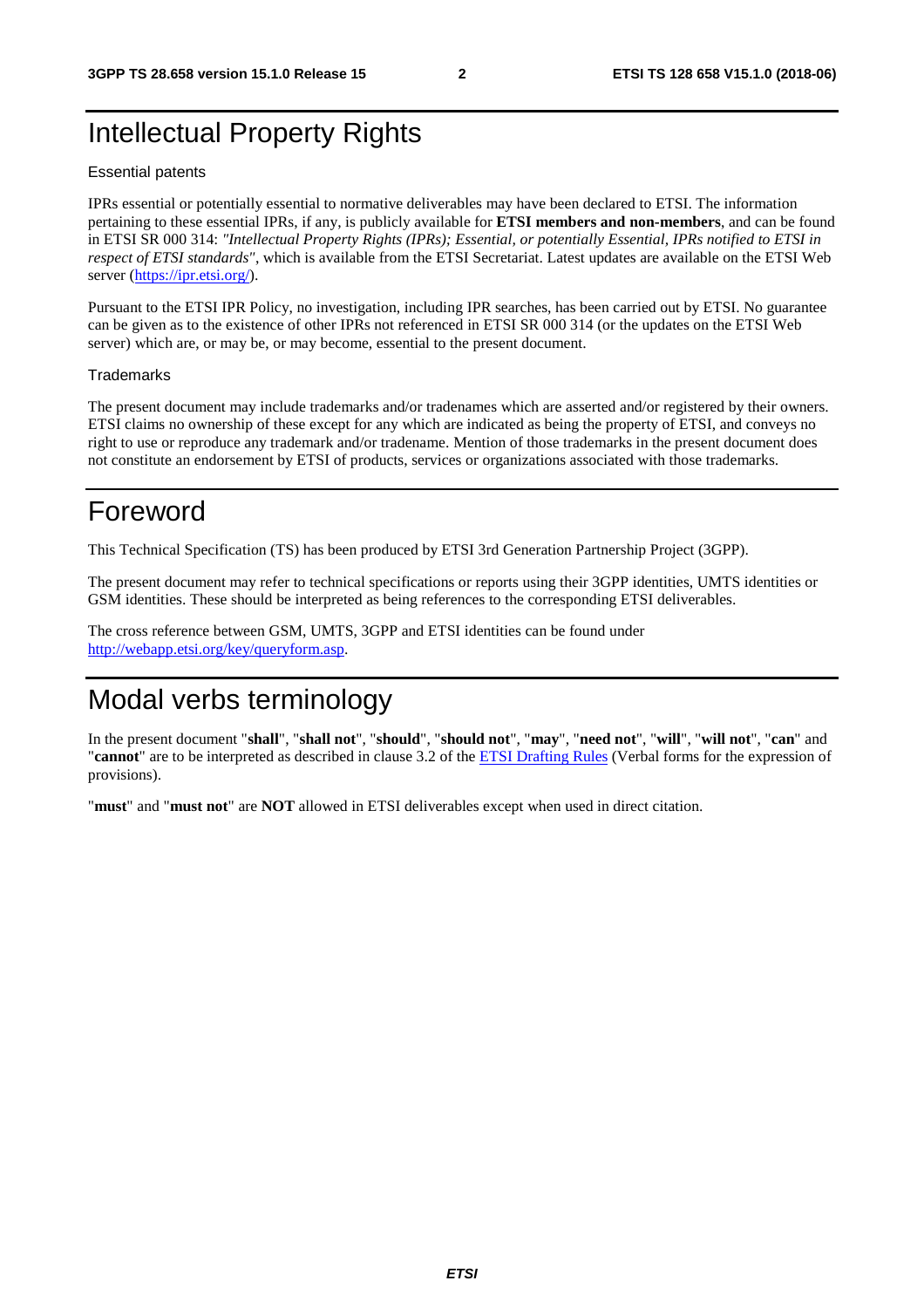# Intellectual Property Rights

Essential patents

IPRs essential or potentially essential to normative deliverables may have been declared to ETSI. The information pertaining to these essential IPRs, if any, is publicly available for **ETSI members and non-members**, and can be found in ETSI SR 000 314: *"Intellectual Property Rights (IPRs); Essential, or potentially Essential, IPRs notified to ETSI in respect of ETSI standards"*, which is available from the ETSI Secretariat. Latest updates are available on the ETSI Web server (https://ipr.etsi.org/).

Pursuant to the ETSI IPR Policy, no investigation, including IPR searches, has been carried out by ETSI. No guarantee can be given as to the existence of other IPRs not referenced in ETSI SR 000 314 (or the updates on the ETSI Web server) which are, or may be, or may become, essential to the present document.

Trademarks

The present document may include trademarks and/or tradenames which are asserted and/or registered by their owners. ETSI claims no ownership of these except for any which are indicated as being the property of ETSI, and conveys no right to use or reproduce any trademark and/or tradename. Mention of those trademarks in the present document does not constitute an endorsement by ETSI of products, services or organizations associated with those trademarks.

# Foreword

This Technical Specification (TS) has been produced by ETSI 3rd Generation Partnership Project (3GPP).

The present document may refer to technical specifications or reports using their 3GPP identities, UMTS identities or GSM identities. These should be interpreted as being references to the corresponding ETSI deliverables.

The cross reference between GSM, UMTS, 3GPP and ETSI identities can be found under http://webapp.etsi.org/key/queryform.asp.

# Modal verbs terminology

In the present document "**shall**", "**shall not**", "**should**", "**should not**", "**may**", "**need not**", "**will**", "**will not**", "**can**" and "**cannot**" are to be interpreted as described in clause 3.2 of the ETSI Drafting Rules (Verbal forms for the expression of provisions).

"**must**" and "**must not**" are **NOT** allowed in ETSI deliverables except when used in direct citation.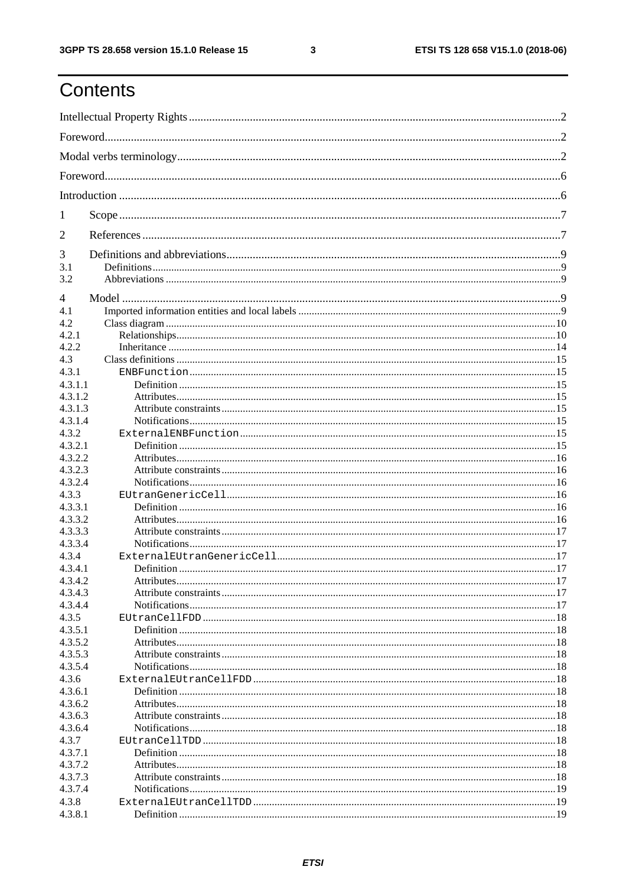# Contents

Intellectual Property Rights ........................................................................................................................ 2

Foreword ...................................................................................................................................................... 2

Modal verbs terminology .............................................................................................................................. 2

Foreword ...................................................................................................................................................... 6

Introduction .................................................................................................................................................. 6

1 Scope ........................................................................................................................................................ 7

2 References ................................................................................................................................................ 7

3 Definitions and abbreviations .................................................................................................................. 9
3.1 Definitions ............................................................................................................................................. 9
3.2 Abbreviations ........................................................................................................................................ 9

4 Model ........................................................................................................................................................ 9
4.1 Imported information entities and local labels ...................................................................................... 9
4.2 Class diagram ...................................................................................................................................... 10
4.2.1 Relationships .................................................................................................................................... 10
4.2.2 Inheritance ........................................................................................................................................ 14
4.3 Class definitions .................................................................................................................................. 15
4.3.1 `ENBFunction` ................................................................................................................................. 15
4.3.1.1 Definition ...................................................................................................................................... 15
4.3.1.2 Attributes ...................................................................................................................................... 15
4.3.1.3 Attribute constraints ..................................................................................................................... 15
4.3.1.4 Notifications ................................................................................................................................. 15
4.3.2 `ExternalENBFunction` .................................................................................................................... 15
4.3.2.1 Definition ...................................................................................................................................... 15
4.3.2.2 Attributes ...................................................................................................................................... 16
4.3.2.3 Attribute constraints ..................................................................................................................... 16
4.3.2.4 Notifications ................................................................................................................................. 16
4.3.3 `EUtranGenericCell` ......................................................................................................................... 16
4.3.3.1 Definition ...................................................................................................................................... 16
4.3.3.2 Attributes ...................................................................................................................................... 16
4.3.3.3 Attribute constraints ..................................................................................................................... 17
4.3.3.4 Notifications ................................................................................................................................. 17
4.3.4 `ExternalEUtranGenericCell` ............................................................................................................ 17
4.3.4.1 Definition ...................................................................................................................................... 17
4.3.4.2 Attributes ...................................................................................................................................... 17
4.3.4.3 Attribute constraints ..................................................................................................................... 17
4.3.4.4 Notifications ................................................................................................................................. 17
4.3.5 `EUtranCellFDD` .............................................................................................................................. 18
4.3.5.1 Definition ...................................................................................................................................... 18
4.3.5.2 Attributes ...................................................................................................................................... 18
4.3.5.3 Attribute constraints ..................................................................................................................... 18
4.3.5.4 Notifications ................................................................................................................................. 18
4.3.6 `ExternalEUtranCellFDD` ................................................................................................................. 18
4.3.6.1 Definition ...................................................................................................................................... 18
4.3.6.2 Attributes ...................................................................................................................................... 18
4.3.6.3 Attribute constraints ..................................................................................................................... 18
4.3.6.4 Notifications ................................................................................................................................. 18
4.3.7 `EUtranCellTDD` .............................................................................................................................. 18
4.3.7.1 Definition ...................................................................................................................................... 18
4.3.7.2 Attributes ...................................................................................................................................... 18
4.3.7.3 Attribute constraints ..................................................................................................................... 18
4.3.7.4 Notifications ................................................................................................................................. 19
4.3.8 `ExternalEUtranCellTDD` ................................................................................................................. 19
4.3.8.1 Definition ...................................................................................................................................... 19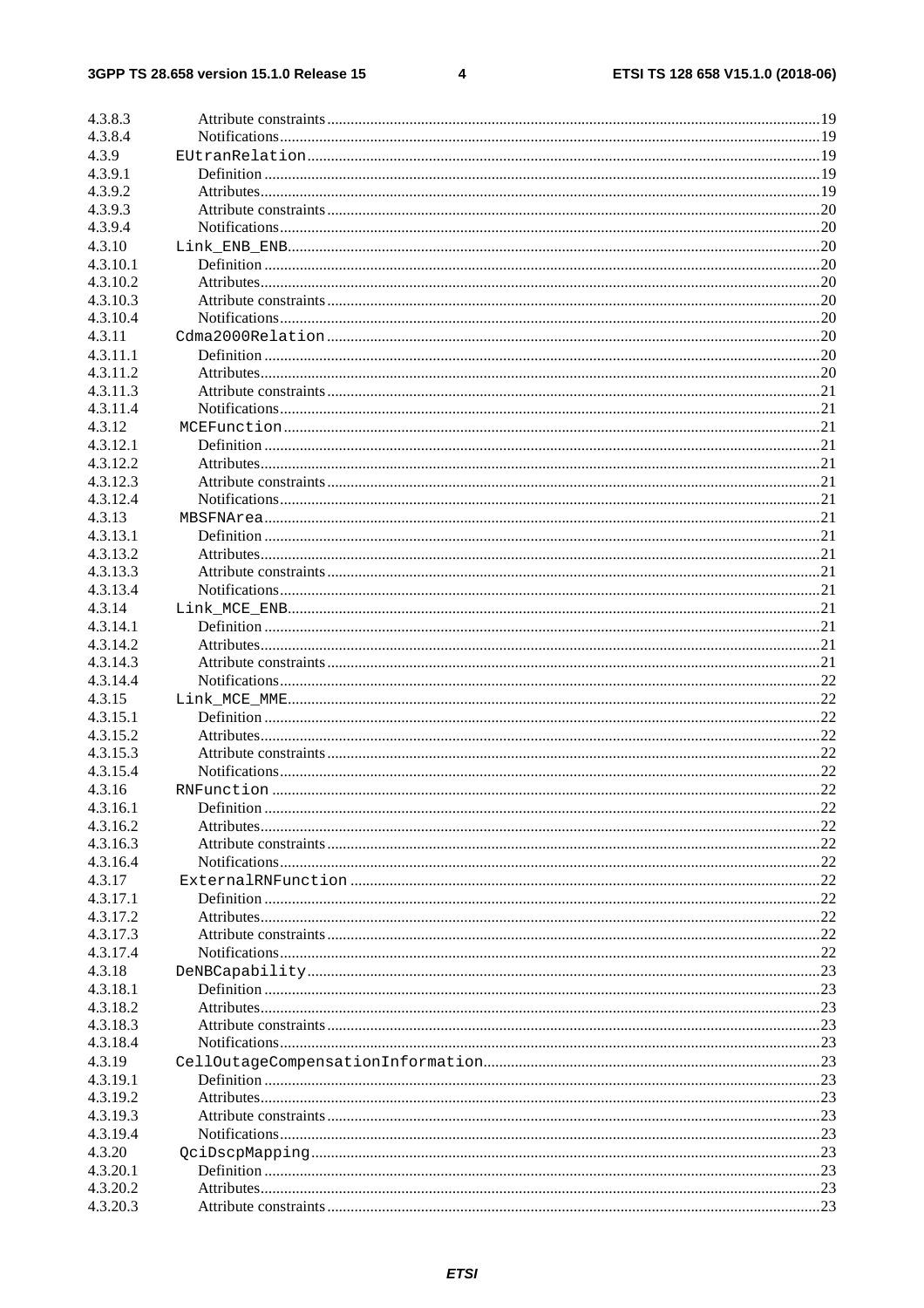4.3.8.3 Attribute constraints 19
4.3.8.4 Notifications 19
4.3.9 EUtranRelation 19
4.3.9.1 Definition 19
4.3.9.2 Attributes 19
4.3.9.3 Attribute constraints 20
4.3.9.4 Notifications 20
4.3.10 Link_ENB_ENB 20
4.3.10.1 Definition 20
4.3.10.2 Attributes 20
4.3.10.3 Attribute constraints 20
4.3.10.4 Notifications 20
4.3.11 Cdma2000Relation 20
4.3.11.1 Definition 20
4.3.11.2 Attributes 20
4.3.11.3 Attribute constraints 21
4.3.11.4 Notifications 21
4.3.12 MCEFunction 21
4.3.12.1 Definition 21
4.3.12.2 Attributes 21
4.3.12.3 Attribute constraints 21
4.3.12.4 Notifications 21
4.3.13 MBSFNArea 21
4.3.13.1 Definition 21
4.3.13.2 Attributes 21
4.3.13.3 Attribute constraints 21
4.3.13.4 Notifications 21
4.3.14 Link_MCE_ENB 21
4.3.14.1 Definition 21
4.3.14.2 Attributes 21
4.3.14.3 Attribute constraints 21
4.3.14.4 Notifications 22
4.3.15 Link_MCE_MME 22
4.3.15.1 Definition 22
4.3.15.2 Attributes 22
4.3.15.3 Attribute constraints 22
4.3.15.4 Notifications 22
4.3.16 RNFunction 22
4.3.16.1 Definition 22
4.3.16.2 Attributes 22
4.3.16.3 Attribute constraints 22
4.3.16.4 Notifications 22
4.3.17 ExternalRNFunction 22
4.3.17.1 Definition 22
4.3.17.2 Attributes 22
4.3.17.3 Attribute constraints 22
4.3.17.4 Notifications 22
4.3.18 DeNBCapability 23
4.3.18.1 Definition 23
4.3.18.2 Attributes 23
4.3.18.3 Attribute constraints 23
4.3.18.4 Notifications 23
4.3.19 CellOutageCompensationInformation 23
4.3.19.1 Definition 23
4.3.19.2 Attributes 23
4.3.19.3 Attribute constraints 23
4.3.19.4 Notifications 23
4.3.20 QciDscpMapping 23
4.3.20.1 Definition 23
4.3.20.2 Attributes 23
4.3.20.3 Attribute constraints 23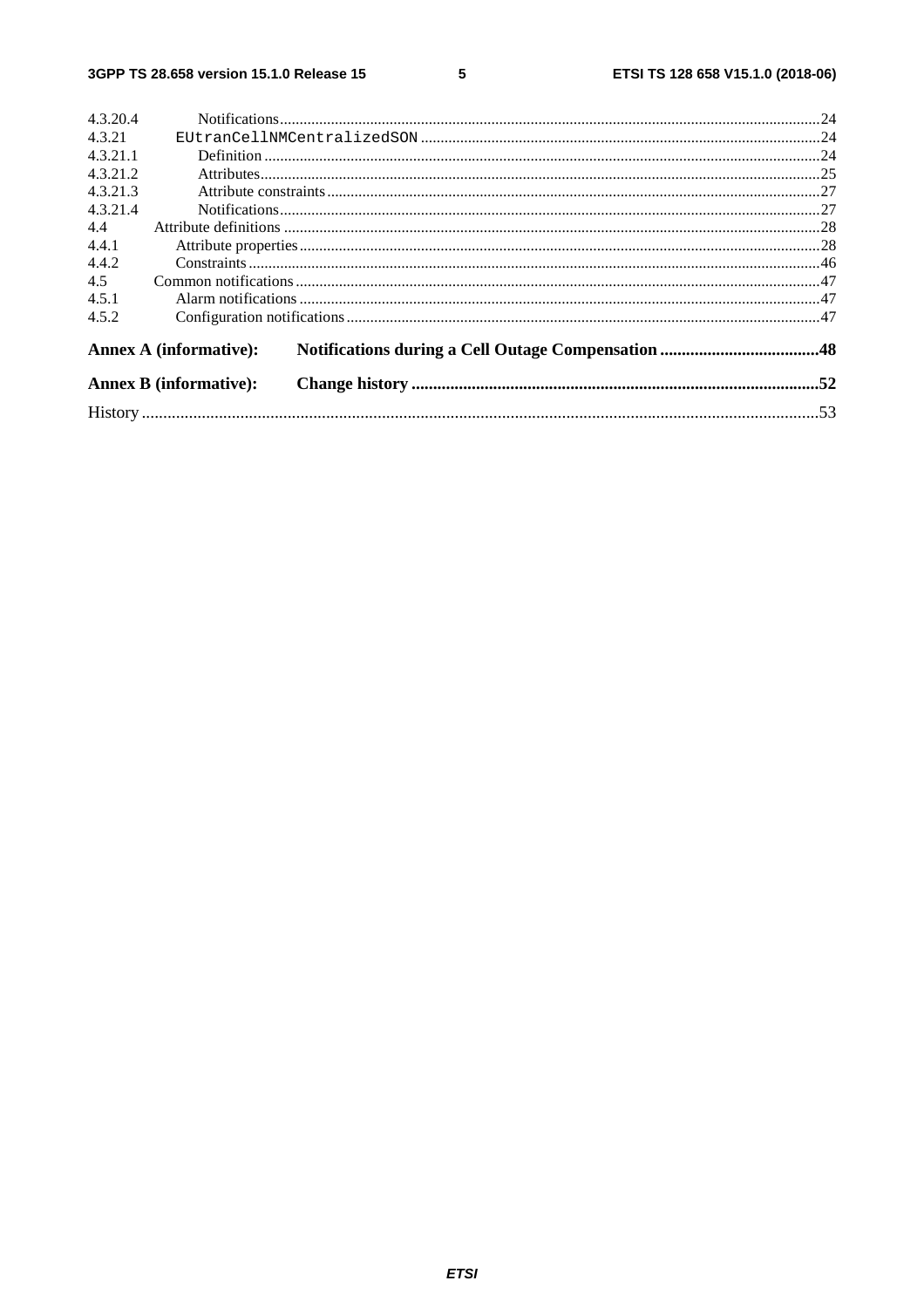4.3.20.4 Notifications ... 24
4.3.21 EUtranCellNMCentralizedSON ... 24
4.3.21.1 Definition ... 24
4.3.21.2 Attributes ... 25
4.3.21.3 Attribute constraints ... 27
4.3.21.4 Notifications ... 27
4.4 Attribute definitions ... 28
4.4.1 Attribute properties ... 28
4.4.2 Constraints ... 46
4.5 Common notifications ... 47
4.5.1 Alarm notifications ... 47
4.5.2 Configuration notifications ... 47

**Annex A (informative): Notifications during a Cell Outage Compensation ... 48**

**Annex B (informative): Change history ... 52**

History ... 53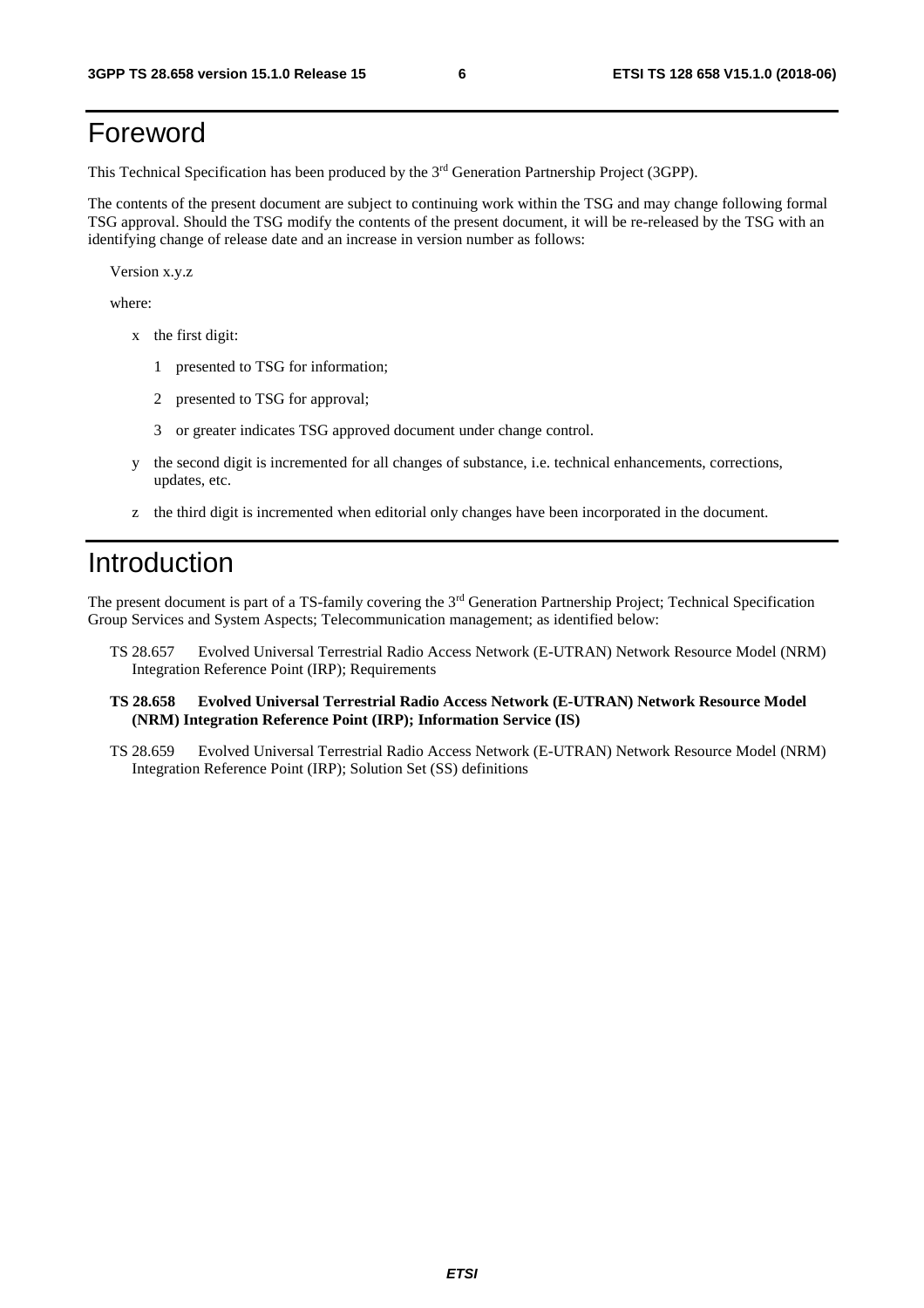# Foreword

This Technical Specification has been produced by the 3rd Generation Partnership Project (3GPP).

The contents of the present document are subject to continuing work within the TSG and may change following formal TSG approval. Should the TSG modify the contents of the present document, it will be re-released by the TSG with an identifying change of release date and an increase in version number as follows:

Version x.y.z

where:

- x the first digit:
  - 1 presented to TSG for information;
  - 2 presented to TSG for approval;
  - 3 or greater indicates TSG approved document under change control.
- y the second digit is incremented for all changes of substance, i.e. technical enhancements, corrections, updates, etc.
- z the third digit is incremented when editorial only changes have been incorporated in the document.

# Introduction

The present document is part of a TS-family covering the 3rd Generation Partnership Project; Technical Specification Group Services and System Aspects; Telecommunication management; as identified below:

TS 28.657 Evolved Universal Terrestrial Radio Access Network (E-UTRAN) Network Resource Model (NRM) Integration Reference Point (IRP); Requirements

**TS 28.658 Evolved Universal Terrestrial Radio Access Network (E-UTRAN) Network Resource Model (NRM) Integration Reference Point (IRP); Information Service (IS)**

TS 28.659 Evolved Universal Terrestrial Radio Access Network (E-UTRAN) Network Resource Model (NRM) Integration Reference Point (IRP); Solution Set (SS) definitions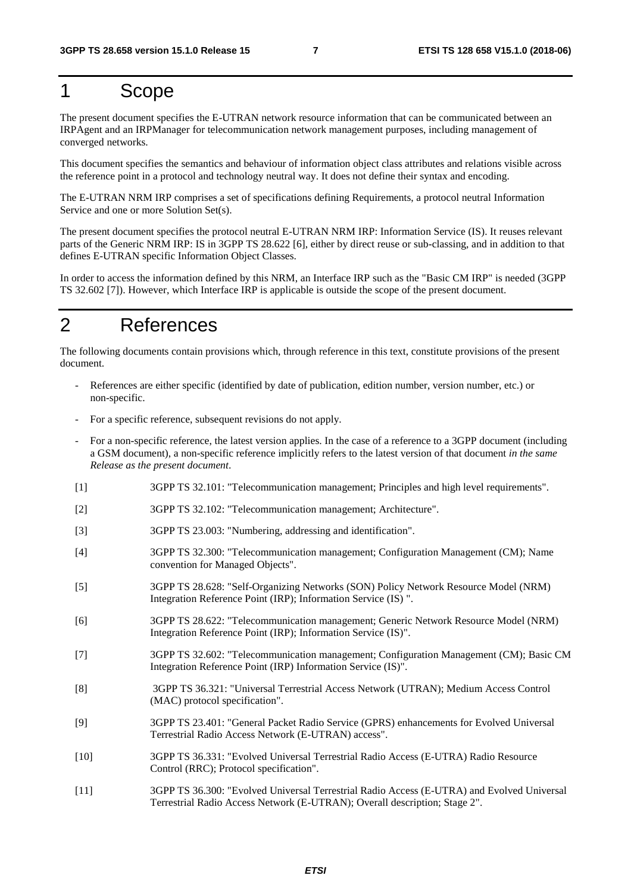# 1 Scope

The present document specifies the E-UTRAN network resource information that can be communicated between an IRPAgent and an IRPManager for telecommunication network management purposes, including management of converged networks.

This document specifies the semantics and behaviour of information object class attributes and relations visible across the reference point in a protocol and technology neutral way. It does not define their syntax and encoding.

The E-UTRAN NRM IRP comprises a set of specifications defining Requirements, a protocol neutral Information Service and one or more Solution Set(s).

The present document specifies the protocol neutral E-UTRAN NRM IRP: Information Service (IS). It reuses relevant parts of the Generic NRM IRP: IS in 3GPP TS 28.622 [6], either by direct reuse or sub-classing, and in addition to that defines E-UTRAN specific Information Object Classes.

In order to access the information defined by this NRM, an Interface IRP such as the "Basic CM IRP" is needed (3GPP TS 32.602 [7]). However, which Interface IRP is applicable is outside the scope of the present document.

# 2 References

The following documents contain provisions which, through reference in this text, constitute provisions of the present document.

- References are either specific (identified by date of publication, edition number, version number, etc.) or non-specific.
- For a specific reference, subsequent revisions do not apply.
- For a non-specific reference, the latest version applies. In the case of a reference to a 3GPP document (including a GSM document), a non-specific reference implicitly refers to the latest version of that document *in the same Release as the present document*.

[1] 3GPP TS 32.101: "Telecommunication management; Principles and high level requirements".

[2] 3GPP TS 32.102: "Telecommunication management; Architecture".

[3] 3GPP TS 23.003: "Numbering, addressing and identification".

[4] 3GPP TS 32.300: "Telecommunication management; Configuration Management (CM); Name convention for Managed Objects".

[5] 3GPP TS 28.628: "Self-Organizing Networks (SON) Policy Network Resource Model (NRM) Integration Reference Point (IRP); Information Service (IS) ".

[6] 3GPP TS 28.622: "Telecommunication management; Generic Network Resource Model (NRM) Integration Reference Point (IRP); Information Service (IS)".

[7] 3GPP TS 32.602: "Telecommunication management; Configuration Management (CM); Basic CM Integration Reference Point (IRP) Information Service (IS)".

[8] 3GPP TS 36.321: "Universal Terrestrial Access Network (UTRAN); Medium Access Control (MAC) protocol specification".

[9] 3GPP TS 23.401: "General Packet Radio Service (GPRS) enhancements for Evolved Universal Terrestrial Radio Access Network (E-UTRAN) access".

[10] 3GPP TS 36.331: "Evolved Universal Terrestrial Radio Access (E-UTRA) Radio Resource Control (RRC); Protocol specification".

[11] 3GPP TS 36.300: "Evolved Universal Terrestrial Radio Access (E-UTRA) and Evolved Universal Terrestrial Radio Access Network (E-UTRAN); Overall description; Stage 2".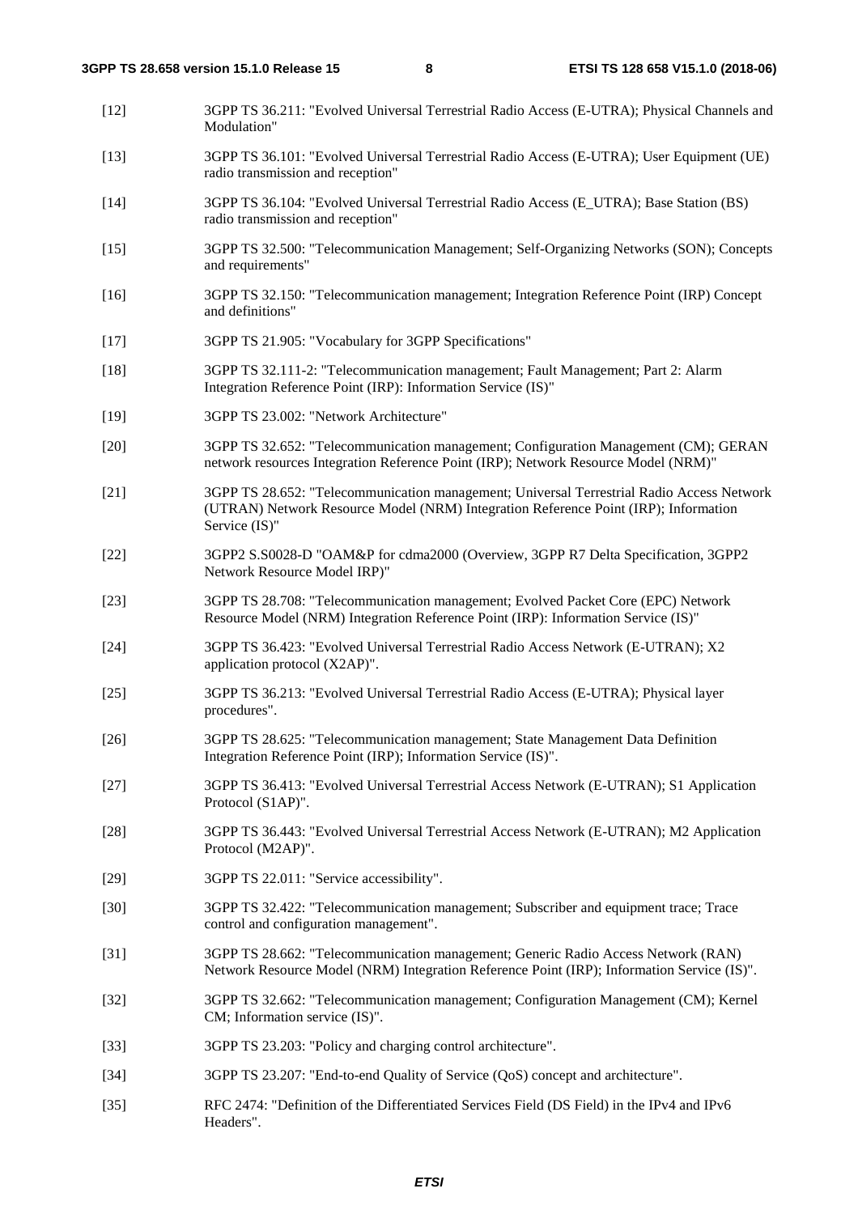[12] 3GPP TS 36.211: "Evolved Universal Terrestrial Radio Access (E-UTRA); Physical Channels and Modulation"

[13] 3GPP TS 36.101: "Evolved Universal Terrestrial Radio Access (E-UTRA); User Equipment (UE) radio transmission and reception"

[14] 3GPP TS 36.104: "Evolved Universal Terrestrial Radio Access (E_UTRA); Base Station (BS) radio transmission and reception"

[15] 3GPP TS 32.500: "Telecommunication Management; Self-Organizing Networks (SON); Concepts and requirements"

[16] 3GPP TS 32.150: "Telecommunication management; Integration Reference Point (IRP) Concept and definitions"

[17] 3GPP TS 21.905: "Vocabulary for 3GPP Specifications"

[18] 3GPP TS 32.111-2: "Telecommunication management; Fault Management; Part 2: Alarm Integration Reference Point (IRP): Information Service (IS)"

[19] 3GPP TS 23.002: "Network Architecture"

[20] 3GPP TS 32.652: "Telecommunication management; Configuration Management (CM); GERAN network resources Integration Reference Point (IRP); Network Resource Model (NRM)"

[21] 3GPP TS 28.652: "Telecommunication management; Universal Terrestrial Radio Access Network (UTRAN) Network Resource Model (NRM) Integration Reference Point (IRP); Information Service (IS)"

[22] 3GPP2 S.S0028-D "OAM&P for cdma2000 (Overview, 3GPP R7 Delta Specification, 3GPP2 Network Resource Model IRP)"

[23] 3GPP TS 28.708: "Telecommunication management; Evolved Packet Core (EPC) Network Resource Model (NRM) Integration Reference Point (IRP): Information Service (IS)"

[24] 3GPP TS 36.423: "Evolved Universal Terrestrial Radio Access Network (E-UTRAN); X2 application protocol (X2AP)".

[25] 3GPP TS 36.213: "Evolved Universal Terrestrial Radio Access (E-UTRA); Physical layer procedures".

[26] 3GPP TS 28.625: "Telecommunication management; State Management Data Definition Integration Reference Point (IRP); Information Service (IS)".

[27] 3GPP TS 36.413: "Evolved Universal Terrestrial Access Network (E-UTRAN); S1 Application Protocol (S1AP)".

[28] 3GPP TS 36.443: "Evolved Universal Terrestrial Access Network (E-UTRAN); M2 Application Protocol (M2AP)".

[29] 3GPP TS 22.011: "Service accessibility".

[30] 3GPP TS 32.422: "Telecommunication management; Subscriber and equipment trace; Trace control and configuration management".

[31] 3GPP TS 28.662: "Telecommunication management; Generic Radio Access Network (RAN) Network Resource Model (NRM) Integration Reference Point (IRP); Information Service (IS)".

[32] 3GPP TS 32.662: "Telecommunication management; Configuration Management (CM); Kernel CM; Information service (IS)".

[33] 3GPP TS 23.203: "Policy and charging control architecture".

[34] 3GPP TS 23.207: "End-to-end Quality of Service (QoS) concept and architecture".

[35] RFC 2474: "Definition of the Differentiated Services Field (DS Field) in the IPv4 and IPv6 Headers".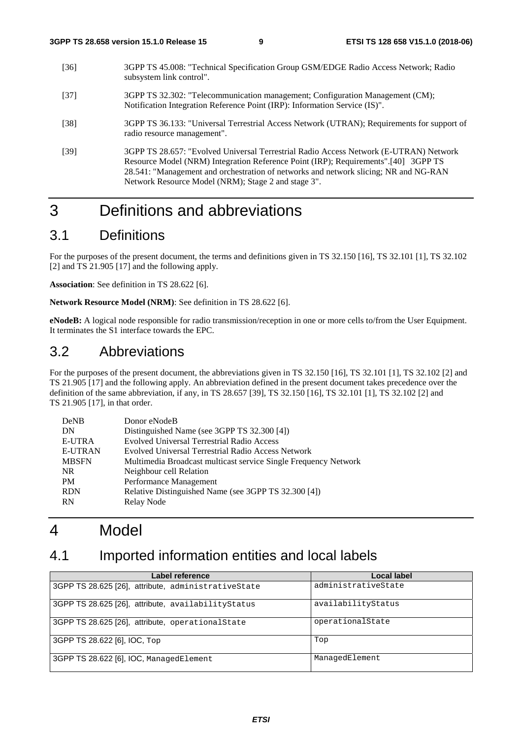[36] 3GPP TS 45.008: "Technical Specification Group GSM/EDGE Radio Access Network; Radio subsystem link control".

[37] 3GPP TS 32.302: "Telecommunication management; Configuration Management (CM); Notification Integration Reference Point (IRP): Information Service (IS)".

[38] 3GPP TS 36.133: "Universal Terrestrial Access Network (UTRAN); Requirements for support of radio resource management".

[39] 3GPP TS 28.657: "Evolved Universal Terrestrial Radio Access Network (E-UTRAN) Network Resource Model (NRM) Integration Reference Point (IRP); Requirements".[40] 3GPP TS 28.541: "Management and orchestration of networks and network slicing; NR and NG-RAN Network Resource Model (NRM); Stage 2 and stage 3".

# 3 Definitions and abbreviations

## 3.1 Definitions

For the purposes of the present document, the terms and definitions given in TS 32.150 [16], TS 32.101 [1], TS 32.102 [2] and TS 21.905 [17] and the following apply.

**Association**: See definition in TS 28.622 [6].

**Network Resource Model (NRM)**: See definition in TS 28.622 [6].

**eNodeB:** A logical node responsible for radio transmission/reception in one or more cells to/from the User Equipment. It terminates the S1 interface towards the EPC.

## 3.2 Abbreviations

For the purposes of the present document, the abbreviations given in TS 32.150 [16], TS 32.101 [1], TS 32.102 [2] and TS 21.905 [17] and the following apply. An abbreviation defined in the present document takes precedence over the definition of the same abbreviation, if any, in TS 28.657 [39], TS 32.150 [16], TS 32.101 [1], TS 32.102 [2] and TS 21.905 [17], in that order.

DeNB Donor eNodeB
DN Distinguished Name (see 3GPP TS 32.300 [4])
E-UTRA Evolved Universal Terrestrial Radio Access
E-UTRAN Evolved Universal Terrestrial Radio Access Network
MBSFN Multimedia Broadcast multicast service Single Frequency Network
NR Neighbour cell Relation
PM Performance Management
RDN Relative Distinguished Name (see 3GPP TS 32.300 [4])
RN Relay Node

# 4 Model

## 4.1 Imported information entities and local labels

| Label reference | Local label |
|---|---|
| 3GPP TS 28.625 [26], attribute, administrativeState | administrativeState |
| 3GPP TS 28.625 [26], attribute, availabilityStatus | availabilityStatus |
| 3GPP TS 28.625 [26], attribute, operationalState | operationalState |
| 3GPP TS 28.622 [6], IOC, Top | Top |
| 3GPP TS 28.622 [6], IOC, ManagedElement | ManagedElement |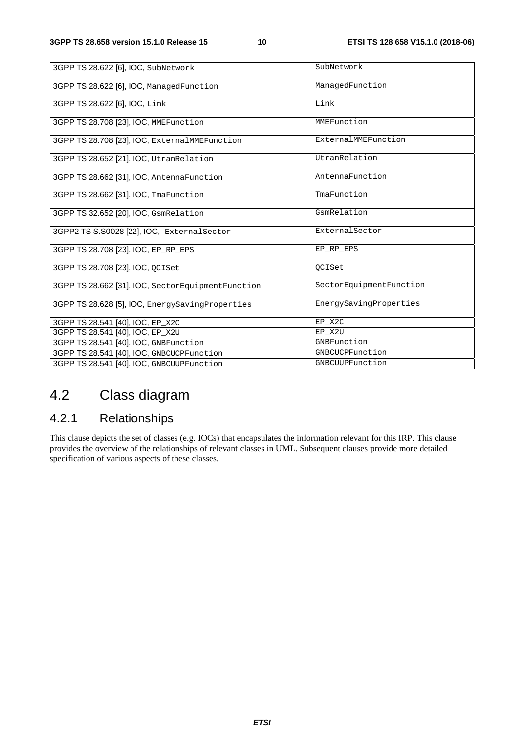| 3GPP TS 28.622 [6], IOC, SubNetwork | SubNetwork |
|---|---|
| 3GPP TS 28.622 [6], IOC, ManagedFunction | ManagedFunction |
| 3GPP TS 28.622 [6], IOC, Link | Link |
| 3GPP TS 28.708 [23], IOC, MMEFunction | MMEFunction |
| 3GPP TS 28.708 [23], IOC, ExternalMMEFunction | ExternalMMEFunction |
| 3GPP TS 28.652 [21], IOC, UtranRelation | UtranRelation |
| 3GPP TS 28.662 [31], IOC, AntennaFunction | AntennaFunction |
| 3GPP TS 28.662 [31], IOC, TmaFunction | TmaFunction |
| 3GPP TS 32.652 [20], IOC, GsmRelation | GsmRelation |
| 3GPP2 TS S.S0028 [22], IOC, ExternalSector | ExternalSector |
| 3GPP TS 28.708 [23], IOC, EP_RP_EPS | EP_RP_EPS |
| 3GPP TS 28.708 [23], IOC, QCISet | QCISet |
| 3GPP TS 28.662 [31], IOC, SectorEquipmentFunction | SectorEquipmentFunction |
| 3GPP TS 28.628 [5], IOC, EnergySavingProperties | EnergySavingProperties |
| 3GPP TS 28.541 [40], IOC, EP_X2C | EP_X2C |
| 3GPP TS 28.541 [40], IOC, EP_X2U | EP_X2U |
| 3GPP TS 28.541 [40], IOC, GNBFunction | GNBFunction |
| 3GPP TS 28.541 [40], IOC, GNBCUCPFunction | GNBCUCPFunction |
| 3GPP TS 28.541 [40], IOC, GNBCUUPFunction | GNBCUUPFunction |

## 4.2 Class diagram

### 4.2.1 Relationships

This clause depicts the set of classes (e.g. IOCs) that encapsulates the information relevant for this IRP. This clause provides the overview of the relationships of relevant classes in UML. Subsequent clauses provide more detailed specification of various aspects of these classes.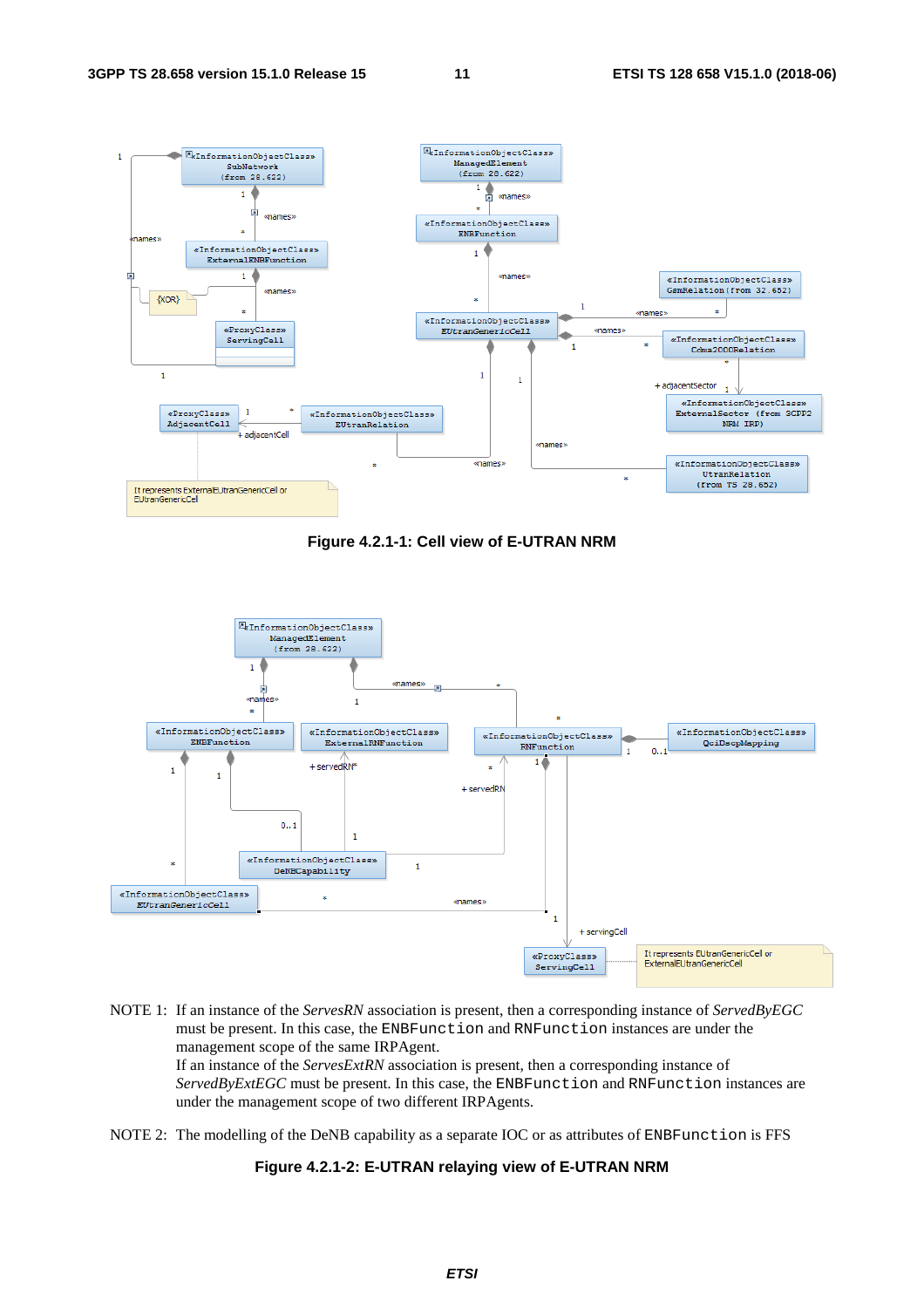Figure 4.2.1-1: Cell view of E-UTRAN NRM

Figure 4.2.1-2: E-UTRAN relaying view of E-UTRAN NRM

NOTE 1: If an instance of the *ServesRN* association is present, then a corresponding instance of *ServedByEGC* must be present. In this case, the ENBFunction and RNFunction instances are under the management scope of the same IRPAgent.
If an instance of the *ServesExtRN* association is present, then a corresponding instance of *ServedByExtEGC* must be present. In this case, the ENBFunction and RNFunction instances are under the management scope of two different IRPAgents.

NOTE 2: The modelling of the DeNB capability as a separate IOC or as attributes of ENBFunction is FFS

**Figure 4.2.1-2: E-UTRAN relaying view of E-UTRAN NRM**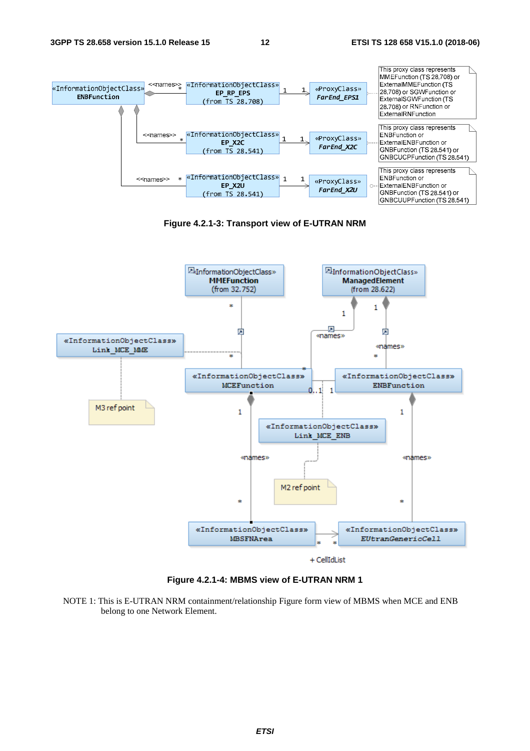**Figure 4.2.1-3: Transport view of E-UTRAN NRM**

**Figure 4.2.1-4: MBMS view of E-UTRAN NRM 1**

NOTE 1: This is E-UTRAN NRM containment/relationship Figure form view of MBMS when MCE and ENB belong to one Network Element.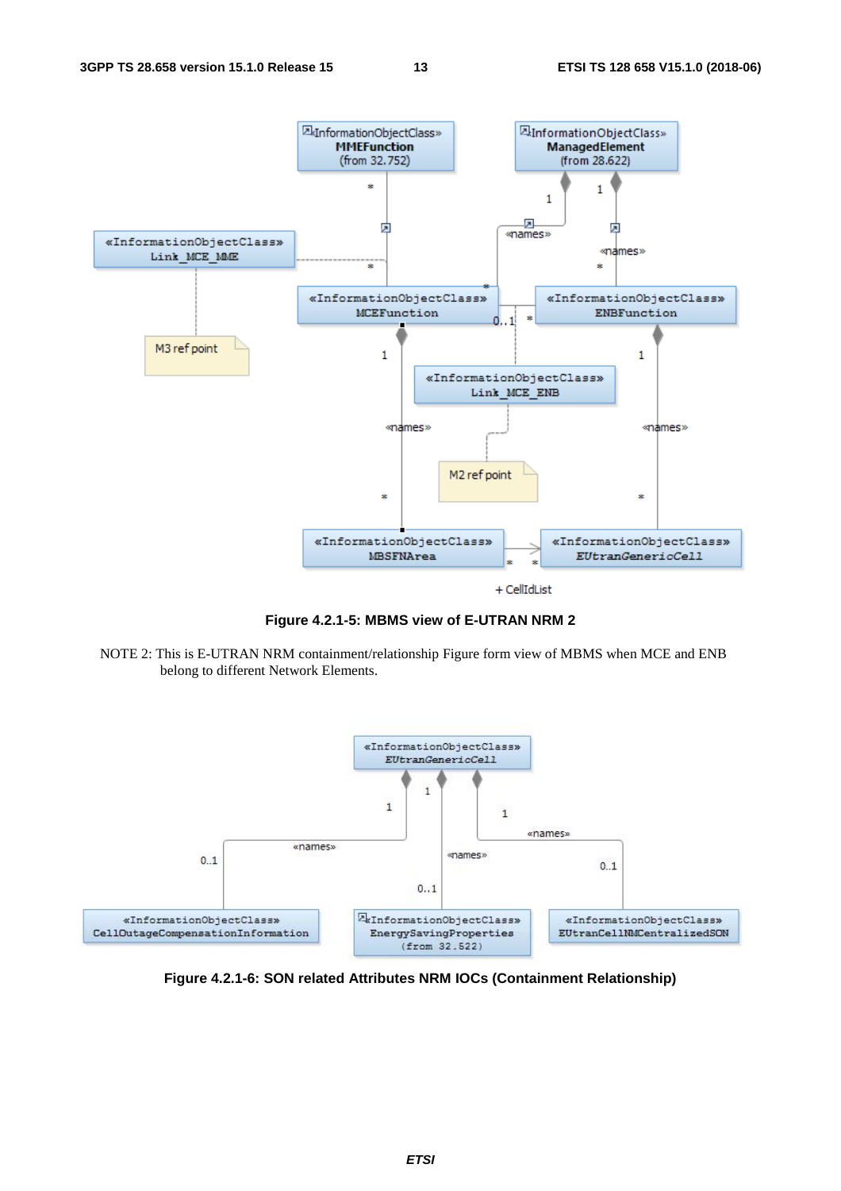**Figure 4.2.1-5: MBMS view of E-UTRAN NRM 2**

NOTE 2: This is E-UTRAN NRM containment/relationship Figure form view of MBMS when MCE and ENB belong to different Network Elements.

**Figure 4.2.1-6: SON related Attributes NRM IOCs (Containment Relationship)**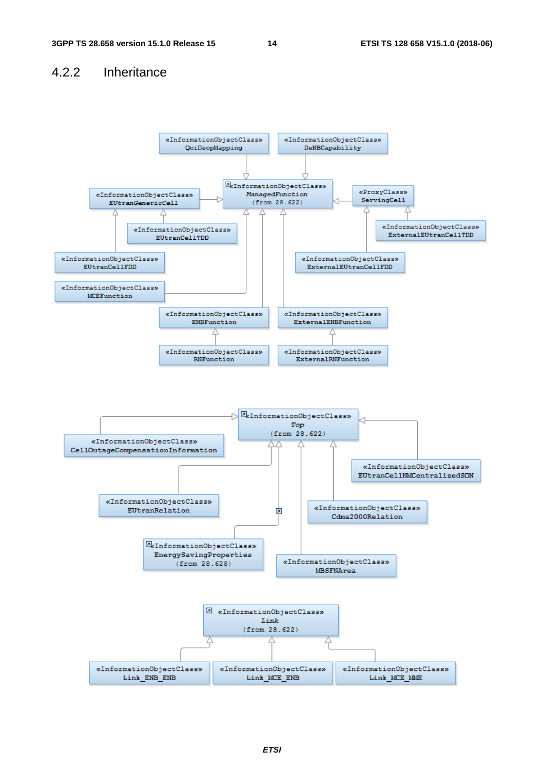### 4.2.2 Inheritance

«InformationObjectClass» QciDscpMapping

«InformationObjectClass» DeNBCapability

«InformationObjectClass» *ManagedFunction* (from 28.622)

«InformationObjectClass» *EUtranGenericCell*

«ProxyClass» ServingCell

«InformationObjectClass» EUtranCellTDD

«InformationObjectClass» ExternalEUtranCellTDD

«InformationObjectClass» EUtranCellFDD

«InformationObjectClass» ExternalEUtranCellFDD

«InformationObjectClass» MCEFunction

«InformationObjectClass» ENBFunction

«InformationObjectClass» ExternalENBFunction

«InformationObjectClass» RNFunction

«InformationObjectClass» ExternalRNFunction

«InformationObjectClass» *Top* (from 28.622)

«InformationObjectClass» CellOutageCompensationInformation

«InformationObjectClass» EUtranCellNMCentralizedSON

«InformationObjectClass» EUtranRelation

«InformationObjectClass» Cdma2000Relation

«InformationObjectClass» EnergySavingProperties (from 28.628)

«InformationObjectClass» MBSFNArea

«InformationObjectClass» *Link* (from 28.622)

«InformationObjectClass» Link_ENB_ENB

«InformationObjectClass» Link_MCE_ENB

«InformationObjectClass» Link_MCE_MME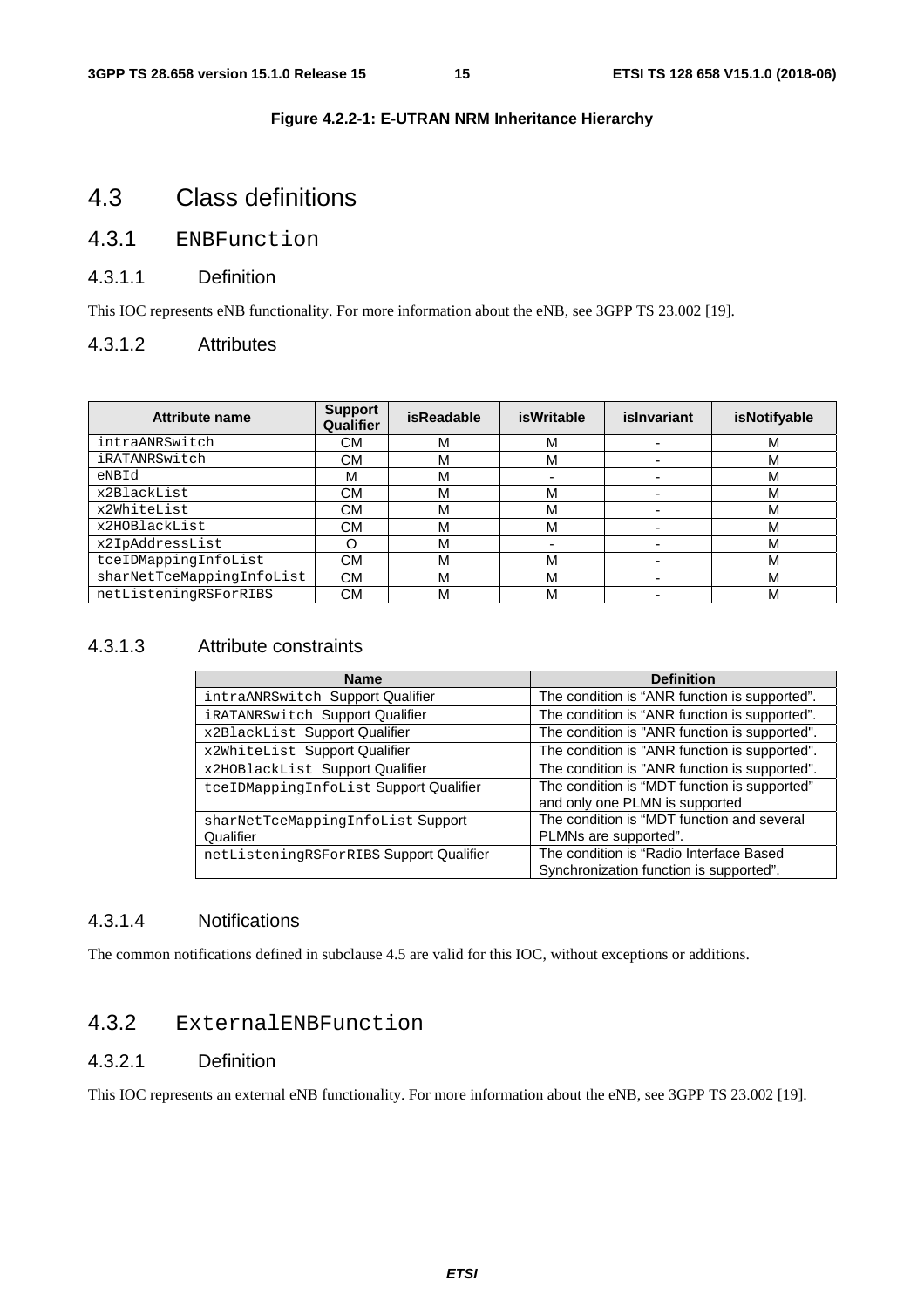**Figure 4.2.2-1: E-UTRAN NRM Inheritance Hierarchy**

# 4.3 Class definitions

## 4.3.1 ENBFunction

### 4.3.1.1 Definition

This IOC represents eNB functionality. For more information about the eNB, see 3GPP TS 23.002 [19].

### 4.3.1.2 Attributes

| Attribute name | Support Qualifier | isReadable | isWritable | isInvariant | isNotifyable |
|---|---|---|---|---|---|
| intraANRSwitch | CM | M | M | - | M |
| iRATANRSwitch | CM | M | M | - | M |
| eNBId | M | M | - | - | M |
| x2BlackList | CM | M | M | - | M |
| x2WhiteList | CM | M | M | - | M |
| x2HOBlackList | CM | M | M | - | M |
| x2IpAddressList | O | M | - | - | M |
| tceIDMappingInfoList | CM | M | M | - | M |
| sharNetTceMappingInfoList | CM | M | M | - | M |
| netListeningRSForRIBS | CM | M | M | - | M |

### 4.3.1.3 Attribute constraints

| Name | Definition |
|---|---|
| intraANRSwitch Support Qualifier | The condition is "ANR function is supported". |
| iRATANRSwitch Support Qualifier | The condition is "ANR function is supported". |
| x2BlackList Support Qualifier | The condition is "ANR function is supported". |
| x2WhiteList Support Qualifier | The condition is "ANR function is supported". |
| x2HOBlackList Support Qualifier | The condition is "ANR function is supported". |
| tceIDMappingInfoList Support Qualifier | The condition is "MDT function is supported" and only one PLMN is supported |
| sharNetTceMappingInfoList Support Qualifier | The condition is "MDT function and several PLMNs are supported". |
| netListeningRSForRIBS Support Qualifier | The condition is "Radio Interface Based Synchronization function is supported". |

### 4.3.1.4 Notifications

The common notifications defined in subclause 4.5 are valid for this IOC, without exceptions or additions.

## 4.3.2 ExternalENBFunction

### 4.3.2.1 Definition

This IOC represents an external eNB functionality. For more information about the eNB, see 3GPP TS 23.002 [19].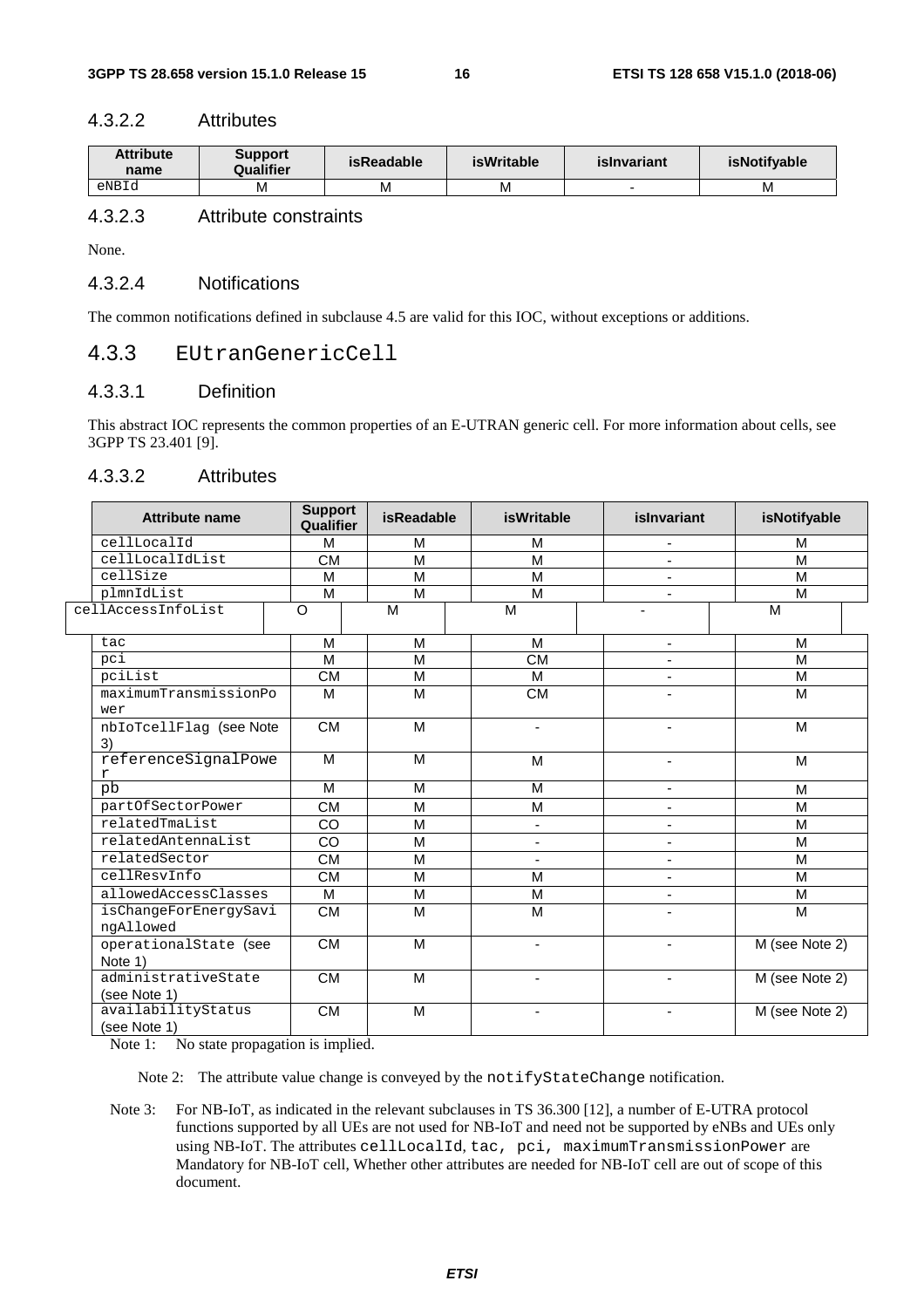#### 4.3.2.2 Attributes

| Attribute name | Support Qualifier | isReadable | isWritable | isInvariant | isNotifyable |
|---|---|---|---|---|---|
| eNBId | M | M | M | - | M |

#### 4.3.2.3 Attribute constraints

None.

#### 4.3.2.4 Notifications

The common notifications defined in subclause 4.5 are valid for this IOC, without exceptions or additions.

### 4.3.3 EUtranGenericCell

#### 4.3.3.1 Definition

This abstract IOC represents the common properties of an E-UTRAN generic cell. For more information about cells, see 3GPP TS 23.401 [9].

#### 4.3.3.2 Attributes

| Attribute name | Support Qualifier | isReadable | isWritable | isInvariant | isNotifyable |
|---|---|---|---|---|---|
| cellLocalId | M | M | M | - | M |
| cellLocalIdList | CM | M | M | - | M |
| cellSize | M | M | M | - | M |
| plmnIdList | M | M | M | - | M |
| cellAccessInfoList | O | M | M | - | M |
| tac | M | M | M | - | M |
| pci | M | M | CM | - | M |
| pciList | CM | M | M | - | M |
| maximumTransmissionPower | M | M | CM | - | M |
| nbIoTcellFlag (see Note 3) | CM | M | - | - | M |
| referenceSignalPower | M | M | M | - | M |
| pb | M | M | M | - | M |
| partOfSectorPower | CM | M | M | - | M |
| relatedTmaList | CO | M | - | - | M |
| relatedAntennaList | CO | M | - | - | M |
| relatedSector | CM | M | - | - | M |
| cellResvInfo | CM | M | M | - | M |
| allowedAccessClasses | M | M | M | - | M |
| isChangeForEnergySavingAllowed | CM | M | M | - | M |
| operationalState (see Note 1) | CM | M | - | - | M (see Note 2) |
| administrativeState (see Note 1) | CM | M | - | - | M (see Note 2) |
| availabilityStatus (see Note 1) | CM | M | - | - | M (see Note 2) |

Note 1: No state propagation is implied.

Note 2: The attribute value change is conveyed by the notifyStateChange notification.

Note 3: For NB-IoT, as indicated in the relevant subclauses in TS 36.300 [12], a number of E-UTRA protocol functions supported by all UEs are not used for NB-IoT and need not be supported by eNBs and UEs only using NB-IoT. The attributes cellLocalId, tac, pci, maximumTransmissionPower are Mandatory for NB-IoT cell, Whether other attributes are needed for NB-IoT cell are out of scope of this document.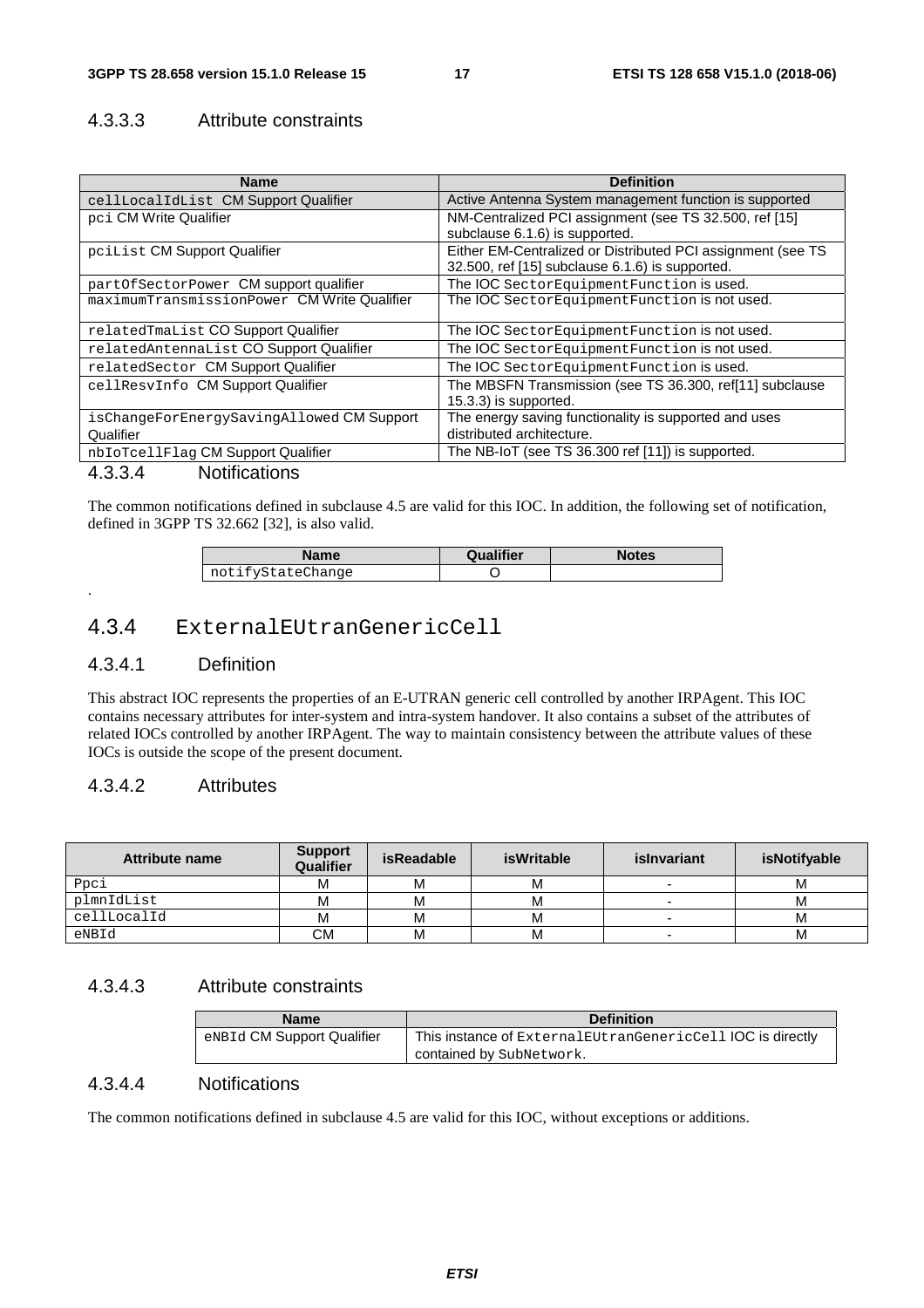#### 4.3.3.3 Attribute constraints

| Name | Definition |
| --- | --- |
| cellLocalIdList CM Support Qualifier | Active Antenna System management function is supported |
| pci CM Write Qualifier | NM-Centralized PCI assignment (see TS 32.500, ref [15] subclause 6.1.6) is supported. |
| pciList CM Support Qualifier | Either EM-Centralized or Distributed PCI assignment (see TS 32.500, ref [15] subclause 6.1.6) is supported. |
| partOfSectorPower CM support qualifier | The IOC SectorEquipmentFunction is used. |
| maximumTransmissionPower CM Write Qualifier | The IOC SectorEquipmentFunction is not used. |
| relatedTmaList CO Support Qualifier | The IOC SectorEquipmentFunction is not used. |
| relatedAntennaList CO Support Qualifier | The IOC SectorEquipmentFunction is not used. |
| relatedSector CM Support Qualifier | The IOC SectorEquipmentFunction is used. |
| cellResvInfo CM Support Qualifier | The MBSFN Transmission (see TS 36.300, ref[11] subclause 15.3.3) is supported. |
| isChangeForEnergySavingAllowed CM Support Qualifier | The energy saving functionality is supported and uses distributed architecture. |
| nbIoTcellFlag CM Support Qualifier | The NB-IoT (see TS 36.300 ref [11]) is supported. |

#### 4.3.3.4 Notifications

The common notifications defined in subclause 4.5 are valid for this IOC. In addition, the following set of notification, defined in 3GPP TS 32.662 [32], is also valid.

| Name | Qualifier | Notes |
| --- | --- | --- |
| notifyStateChange | O | |

.

### 4.3.4 ExternalEUtranGenericCell

#### 4.3.4.1 Definition

This abstract IOC represents the properties of an E-UTRAN generic cell controlled by another IRPAgent. This IOC contains necessary attributes for inter-system and intra-system handover. It also contains a subset of the attributes of related IOCs controlled by another IRPAgent. The way to maintain consistency between the attribute values of these IOCs is outside the scope of the present document.

#### 4.3.4.2 Attributes

| Attribute name | Support Qualifier | isReadable | isWritable | isInvariant | isNotifyable |
| --- | --- | --- | --- | --- | --- |
| Ppci | M | M | M | - | M |
| plmnIdList | M | M | M | - | M |
| cellLocalId | M | M | M | - | M |
| eNBId | CM | M | M | - | M |

#### 4.3.4.3 Attribute constraints

| Name | Definition |
| --- | --- |
| eNBId CM Support Qualifier | This instance of ExternalEUtranGenericCell IOC is directly contained by SubNetwork. |

#### 4.3.4.4 Notifications

The common notifications defined in subclause 4.5 are valid for this IOC, without exceptions or additions.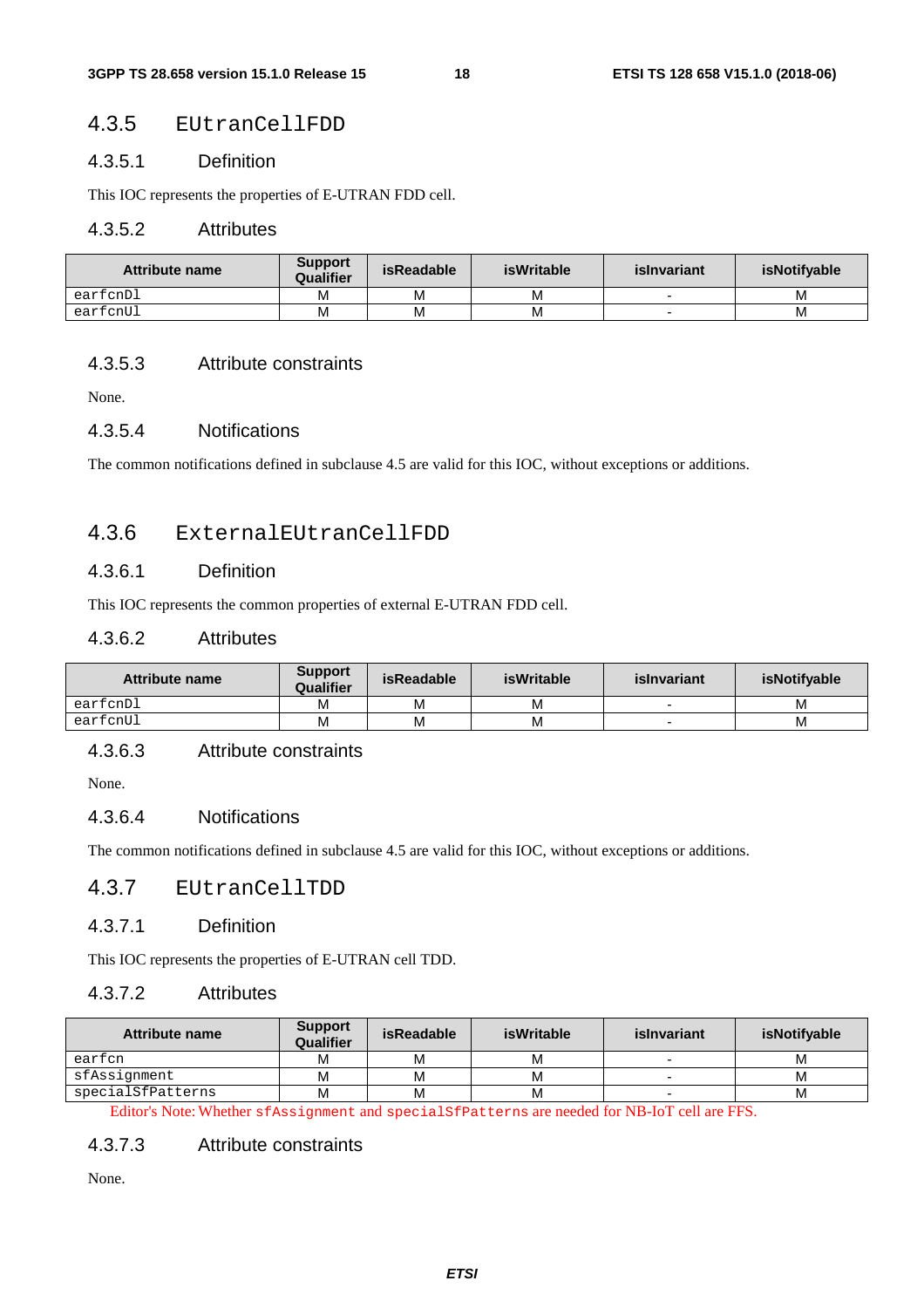### 4.3.5 EUtranCellFDD

#### 4.3.5.1 Definition

This IOC represents the properties of E-UTRAN FDD cell.

#### 4.3.5.2 Attributes

| Attribute name | Support Qualifier | isReadable | isWritable | isInvariant | isNotifyable |
|---|---|---|---|---|---|
| earfcnDl | M | M | M | - | M |
| earfcnUl | M | M | M | - | M |

#### 4.3.5.3 Attribute constraints

None.

#### 4.3.5.4 Notifications

The common notifications defined in subclause 4.5 are valid for this IOC, without exceptions or additions.

### 4.3.6 ExternalEUtranCellFDD

#### 4.3.6.1 Definition

This IOC represents the common properties of external E-UTRAN FDD cell.

#### 4.3.6.2 Attributes

| Attribute name | Support Qualifier | isReadable | isWritable | isInvariant | isNotifyable |
|---|---|---|---|---|---|
| earfcnDl | M | M | M | - | M |
| earfcnUl | M | M | M | - | M |

#### 4.3.6.3 Attribute constraints

None.

#### 4.3.6.4 Notifications

The common notifications defined in subclause 4.5 are valid for this IOC, without exceptions or additions.

### 4.3.7 EUtranCellTDD

#### 4.3.7.1 Definition

This IOC represents the properties of E-UTRAN cell TDD.

#### 4.3.7.2 Attributes

| Attribute name | Support Qualifier | isReadable | isWritable | isInvariant | isNotifyable |
|---|---|---|---|---|---|
| earfcn | M | M | M | - | M |
| sfAssignment | M | M | M | - | M |
| specialSfPatterns | M | M | M | - | M |

Editor's Note: Whether sfAssignment and specialSfPatterns are needed for NB-IoT cell are FFS.

#### 4.3.7.3 Attribute constraints

None.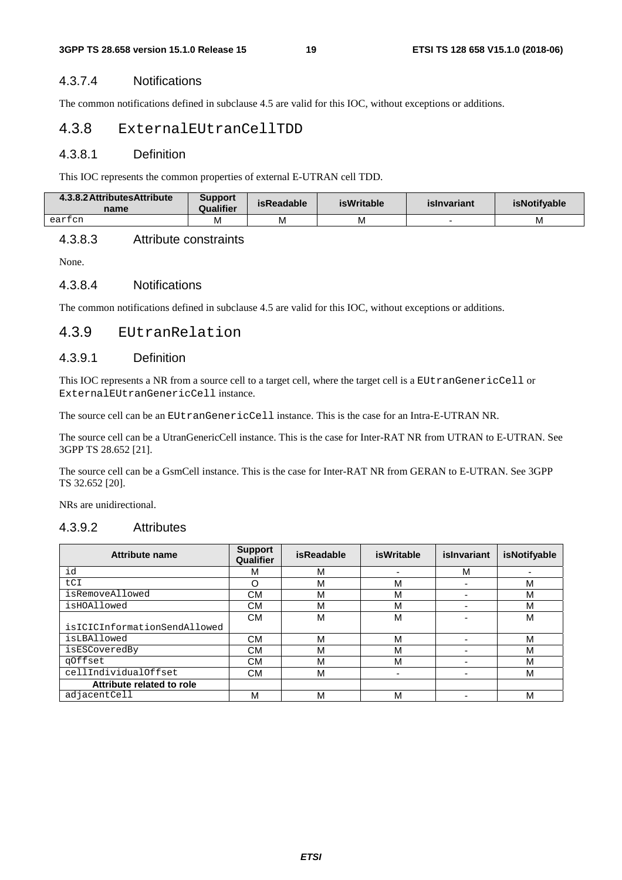#### 4.3.7.4 Notifications

The common notifications defined in subclause 4.5 are valid for this IOC, without exceptions or additions.

### 4.3.8 ExternalEUtranCellTDD

#### 4.3.8.1 Definition

This IOC represents the common properties of external E-UTRAN cell TDD.

| 4.3.8.2 AttributesAttribute name | Support Qualifier | isReadable | isWritable | isInvariant | isNotifyable |
|---|---|---|---|---|---|
| earfcn | M | M | M | - | M |

#### 4.3.8.3 Attribute constraints

None.

#### 4.3.8.4 Notifications

The common notifications defined in subclause 4.5 are valid for this IOC, without exceptions or additions.

### 4.3.9 EUtranRelation

#### 4.3.9.1 Definition

This IOC represents a NR from a source cell to a target cell, where the target cell is a EUtranGenericCell or ExternalEUtranGenericCell instance.

The source cell can be an EUtranGenericCell instance. This is the case for an Intra-E-UTRAN NR.

The source cell can be a UtranGenericCell instance. This is the case for Inter-RAT NR from UTRAN to E-UTRAN. See 3GPP TS 28.652 [21].

The source cell can be a GsmCell instance. This is the case for Inter-RAT NR from GERAN to E-UTRAN. See 3GPP TS 32.652 [20].

NRs are unidirectional.

#### 4.3.9.2 Attributes

| Attribute name | Support Qualifier | isReadable | isWritable | isInvariant | isNotifyable |
|---|---|---|---|---|---|
| id | M | M | - | M | - |
| tCI | O | M | M | - | M |
| isRemoveAllowed | CM | M | M | - | M |
| isHOAllowed | CM | M | M | - | M |
| isICICInformationSendAllowed | CM | M | M | - | M |
| isLBAllowed | CM | M | M | - | M |
| isESCoveredBy | CM | M | M | - | M |
| qOffset | CM | M | M | - | M |
| cellIndividualOffset | CM | M | - | - | M |
| **Attribute related to role** | | | | | |
| adjacentCell | M | M | M | - | M |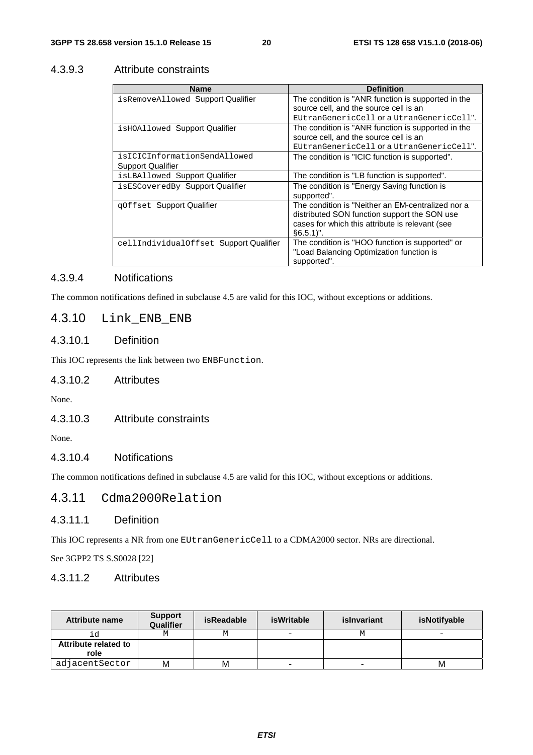#### 4.3.9.3 Attribute constraints

| Name | Definition |
|---|---|
| isRemoveAllowed Support Qualifier | The condition is "ANR function is supported in the source cell, and the source cell is an EUtranGenericCell or a UtranGenericCell". |
| isHOAllowed Support Qualifier | The condition is "ANR function is supported in the source cell, and the source cell is an EUtranGenericCell or a UtranGenericCell". |
| isICICInformationSendAllowed Support Qualifier | The condition is "ICIC function is supported". |
| isLBAllowed Support Qualifier | The condition is "LB function is supported". |
| isESCoveredBy Support Qualifier | The condition is "Energy Saving function is supported". |
| qOffset Support Qualifier | The condition is "Neither an EM-centralized nor a distributed SON function support the SON use cases for which this attribute is relevant (see §6.5.1)". |
| cellIndividualOffset Support Qualifier | The condition is "HOO function is supported" or "Load Balancing Optimization function is supported". |

#### 4.3.9.4 Notifications

The common notifications defined in subclause 4.5 are valid for this IOC, without exceptions or additions.

### 4.3.10 Link_ENB_ENB

#### 4.3.10.1 Definition

This IOC represents the link between two ENBFunction.

#### 4.3.10.2 Attributes

None.

#### 4.3.10.3 Attribute constraints

None.

#### 4.3.10.4 Notifications

The common notifications defined in subclause 4.5 are valid for this IOC, without exceptions or additions.

### 4.3.11 Cdma2000Relation

#### 4.3.11.1 Definition

This IOC represents a NR from one EUtranGenericCell to a CDMA2000 sector. NRs are directional.

See 3GPP2 TS S.S0028 [22]

#### 4.3.11.2 Attributes

| Attribute name | Support Qualifier | isReadable | isWritable | isInvariant | isNotifyable |
|---|---|---|---|---|---|
| id | M | M | - | M | - |
| **Attribute related to role** | | | | | |
| adjacentSector | M | M | - | - | M |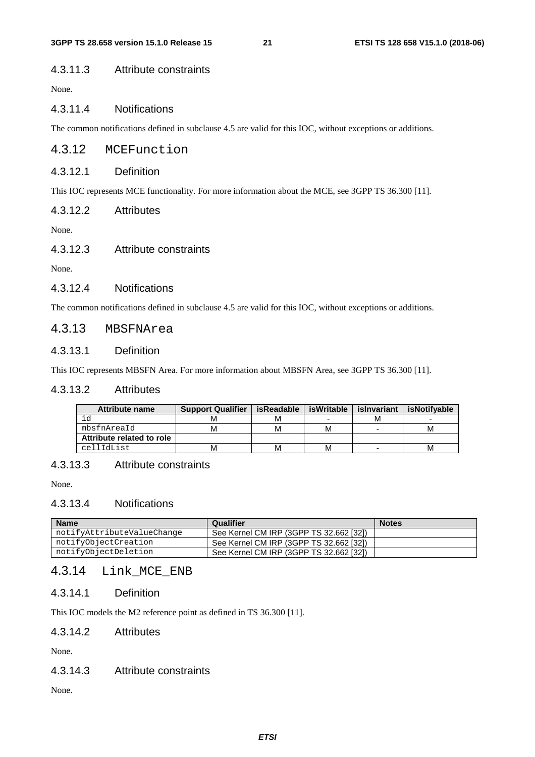#### 4.3.11.3 Attribute constraints

None.

#### 4.3.11.4 Notifications

The common notifications defined in subclause 4.5 are valid for this IOC, without exceptions or additions.

### 4.3.12 MCEFunction

#### 4.3.12.1 Definition

This IOC represents MCE functionality. For more information about the MCE, see 3GPP TS 36.300 [11].

#### 4.3.12.2 Attributes

None.

#### 4.3.12.3 Attribute constraints

None.

#### 4.3.12.4 Notifications

The common notifications defined in subclause 4.5 are valid for this IOC, without exceptions or additions.

### 4.3.13 MBSFNArea

#### 4.3.13.1 Definition

This IOC represents MBSFN Area. For more information about MBSFN Area, see 3GPP TS 36.300 [11].

#### 4.3.13.2 Attributes

| Attribute name | Support Qualifier | isReadable | isWritable | isInvariant | isNotifyable |
|---|---|---|---|---|---|
| id | M | M | - | M | - |
| mbsfnAreaId | M | M | M | - | M |
| **Attribute related to role** | | | | | |
| cellIdList | M | M | M | - | M |

#### 4.3.13.3 Attribute constraints

None.

#### 4.3.13.4 Notifications

| Name | Qualifier | Notes |
|---|---|---|
| notifyAttributeValueChange | See Kernel CM IRP (3GPP TS 32.662 [32]) | |
| notifyObjectCreation | See Kernel CM IRP (3GPP TS 32.662 [32]) | |
| notifyObjectDeletion | See Kernel CM IRP (3GPP TS 32.662 [32]) | |

### 4.3.14 Link_MCE_ENB

#### 4.3.14.1 Definition

This IOC models the M2 reference point as defined in TS 36.300 [11].

#### 4.3.14.2 Attributes

None.

#### 4.3.14.3 Attribute constraints

None.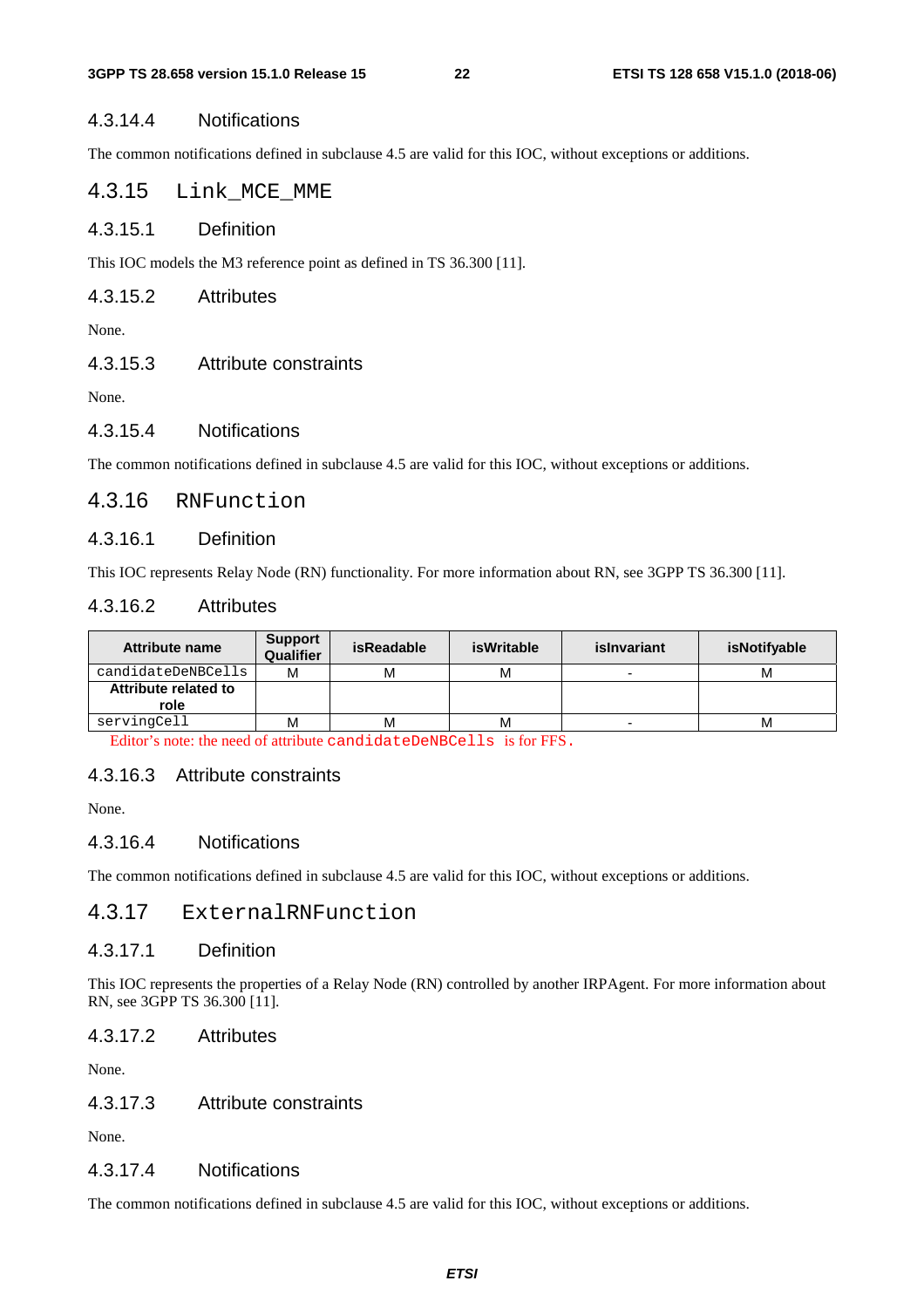#### 4.3.14.4 Notifications

The common notifications defined in subclause 4.5 are valid for this IOC, without exceptions or additions.

### 4.3.15 Link_MCE_MME

#### 4.3.15.1 Definition

This IOC models the M3 reference point as defined in TS 36.300 [11].

#### 4.3.15.2 Attributes

None.

#### 4.3.15.3 Attribute constraints

None.

#### 4.3.15.4 Notifications

The common notifications defined in subclause 4.5 are valid for this IOC, without exceptions or additions.

### 4.3.16 RNFunction

#### 4.3.16.1 Definition

This IOC represents Relay Node (RN) functionality. For more information about RN, see 3GPP TS 36.300 [11].

#### 4.3.16.2 Attributes

| Attribute name | Support Qualifier | isReadable | isWritable | isInvariant | isNotifyable |
|---|---|---|---|---|---|
| candidateDeNBCells | M | M | M | - | M |
| **Attribute related to role** | | | | | |
| servingCell | M | M | M | - | M |

Editor's note: the need of attribute candidateDeNBCells is for FFS.

#### 4.3.16.3 Attribute constraints

None.

#### 4.3.16.4 Notifications

The common notifications defined in subclause 4.5 are valid for this IOC, without exceptions or additions.

### 4.3.17 ExternalRNFunction

#### 4.3.17.1 Definition

This IOC represents the properties of a Relay Node (RN) controlled by another IRPAgent. For more information about RN, see 3GPP TS 36.300 [11].

#### 4.3.17.2 Attributes

None.

#### 4.3.17.3 Attribute constraints

None.

#### 4.3.17.4 Notifications

The common notifications defined in subclause 4.5 are valid for this IOC, without exceptions or additions.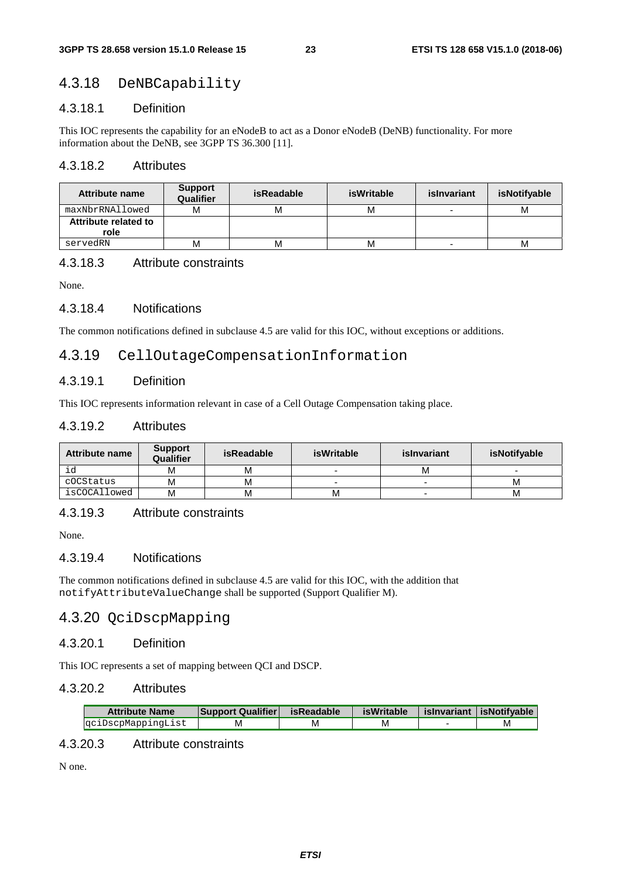### 4.3.18 DeNBCapability

#### 4.3.18.1 Definition

This IOC represents the capability for an eNodeB to act as a Donor eNodeB (DeNB) functionality. For more information about the DeNB, see 3GPP TS 36.300 [11].

#### 4.3.18.2 Attributes

| Attribute name | Support Qualifier | isReadable | isWritable | isInvariant | isNotifyable |
|---|---|---|---|---|---|
| maxNbrRNAllowed | M | M | M | - | M |
| **Attribute related to role** | | | | | |
| servedRN | M | M | M | - | M |

#### 4.3.18.3 Attribute constraints

None.

#### 4.3.18.4 Notifications

The common notifications defined in subclause 4.5 are valid for this IOC, without exceptions or additions.

### 4.3.19 CellOutageCompensationInformation

#### 4.3.19.1 Definition

This IOC represents information relevant in case of a Cell Outage Compensation taking place.

#### 4.3.19.2 Attributes

| Attribute name | Support Qualifier | isReadable | isWritable | isInvariant | isNotifyable |
|---|---|---|---|---|---|
| id | M | M | - | M | - |
| cOCStatus | M | M | - | - | M |
| isCOCAllowed | M | M | M | - | M |

#### 4.3.19.3 Attribute constraints

None.

#### 4.3.19.4 Notifications

The common notifications defined in subclause 4.5 are valid for this IOC, with the addition that notifyAttributeValueChange shall be supported (Support Qualifier M).

### 4.3.20 QciDscpMapping

#### 4.3.20.1 Definition

This IOC represents a set of mapping between QCI and DSCP.

#### 4.3.20.2 Attributes

| Attribute Name | Support Qualifier | isReadable | isWritable | isInvariant | isNotifyable |
|---|---|---|---|---|---|
| qciDscpMappingList | M | M | M | - | M |

#### 4.3.20.3 Attribute constraints

N one.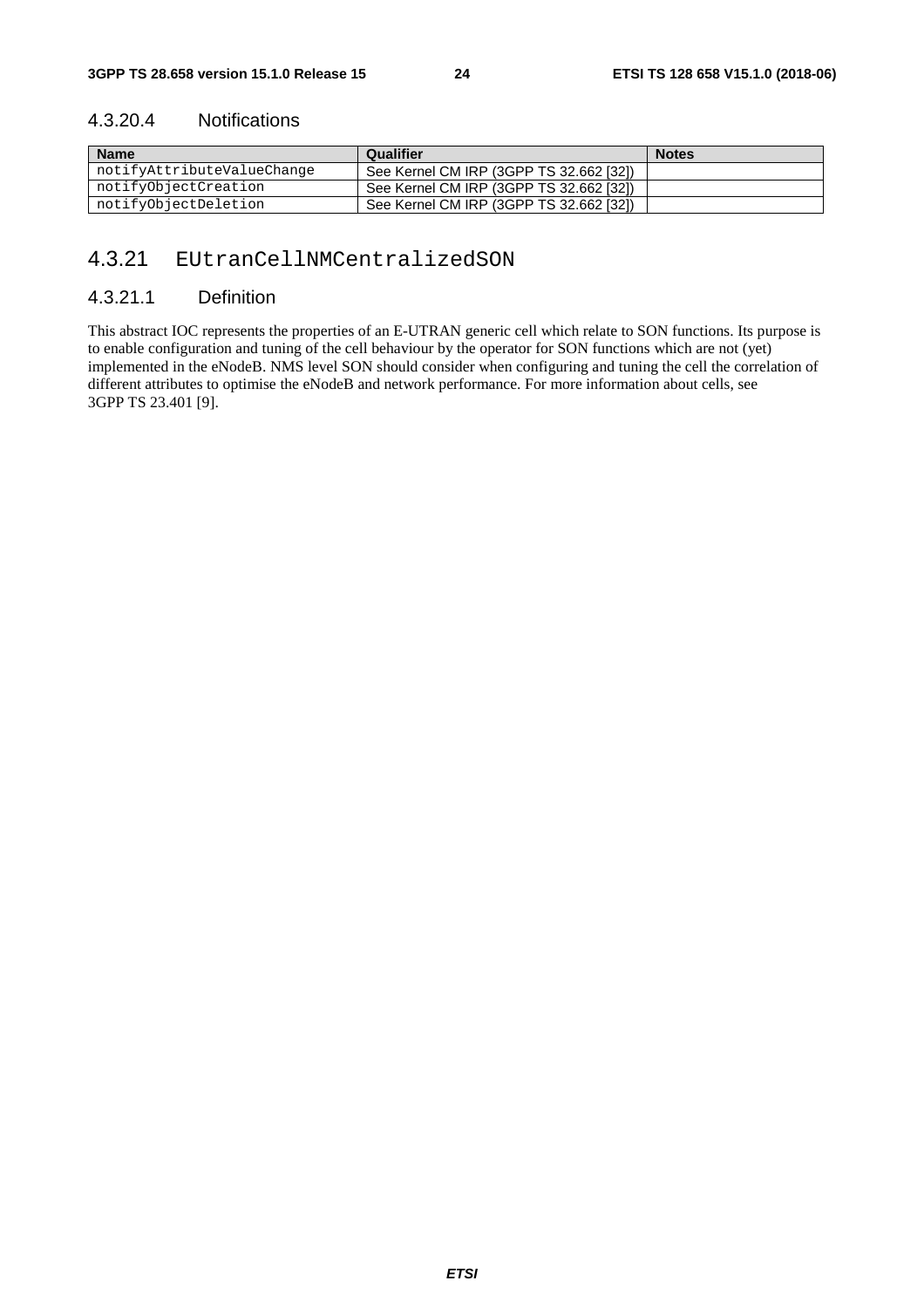#### 4.3.20.4 Notifications

| Name | Qualifier | Notes |
| --- | --- | --- |
| notifyAttributeValueChange | See Kernel CM IRP (3GPP TS 32.662 [32]) | |
| notifyObjectCreation | See Kernel CM IRP (3GPP TS 32.662 [32]) | |
| notifyObjectDeletion | See Kernel CM IRP (3GPP TS 32.662 [32]) | |

### 4.3.21 EUtranCellNMCentralizedSON

#### 4.3.21.1 Definition

This abstract IOC represents the properties of an E-UTRAN generic cell which relate to SON functions. Its purpose is to enable configuration and tuning of the cell behaviour by the operator for SON functions which are not (yet) implemented in the eNodeB. NMS level SON should consider when configuring and tuning the cell the correlation of different attributes to optimise the eNodeB and network performance. For more information about cells, see 3GPP TS 23.401 [9].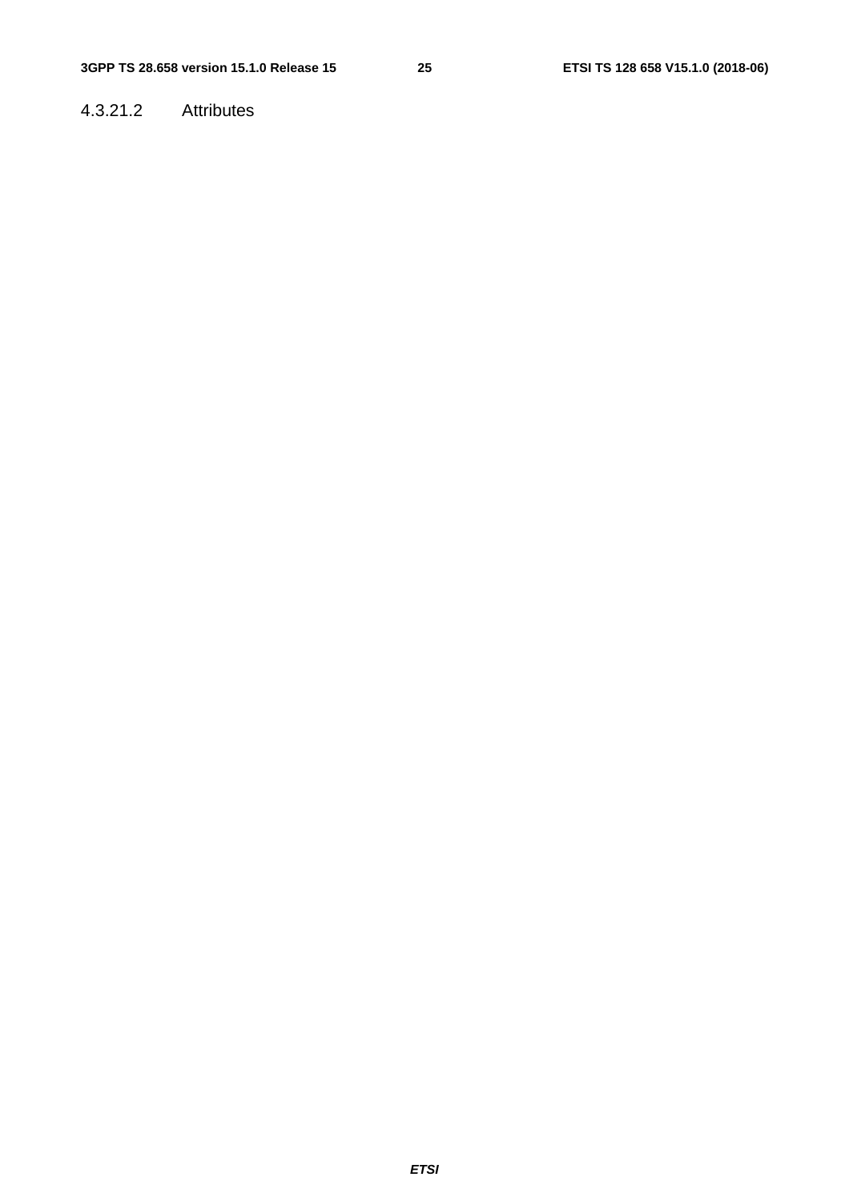#### 4.3.21.2 Attributes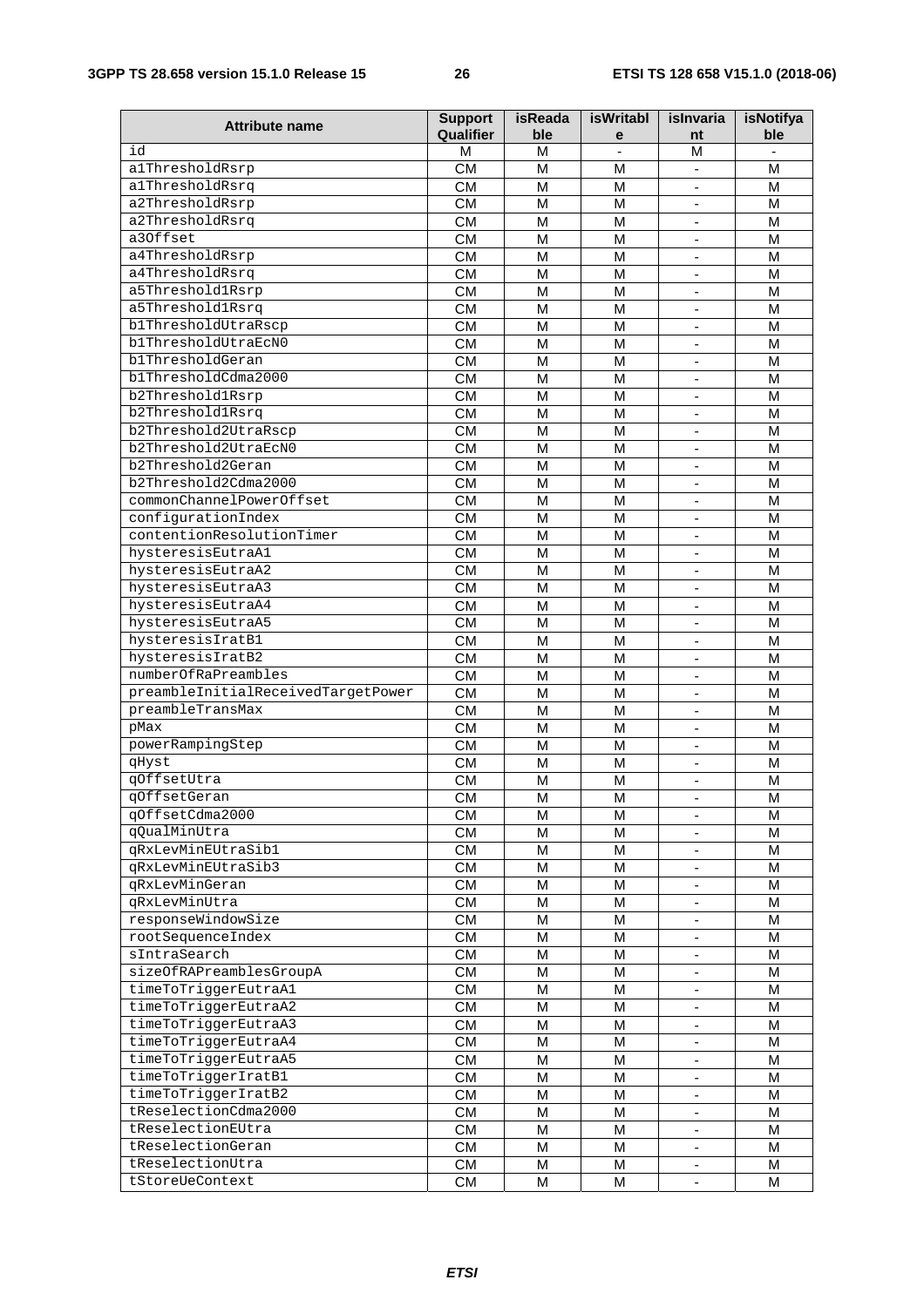| Attribute name | Support Qualifier | isReadable | isWritable | isInvariant | isNotifyable |
| --- | --- | --- | --- | --- | --- |
| id | M | M | - | M | - |
| a1ThresholdRsrp | CM | M | M | - | M |
| a1ThresholdRsrq | CM | M | M | - | M |
| a2ThresholdRsrp | CM | M | M | - | M |
| a2ThresholdRsrq | CM | M | M | - | M |
| a3Offset | CM | M | M | - | M |
| a4ThresholdRsrp | CM | M | M | - | M |
| a4ThresholdRsrq | CM | M | M | - | M |
| a5Threshold1Rsrp | CM | M | M | - | M |
| a5Threshold1Rsrq | CM | M | M | - | M |
| b1ThresholdUtraRscp | CM | M | M | - | M |
| b1ThresholdUtraEcN0 | CM | M | M | - | M |
| b1ThresholdGeran | CM | M | M | - | M |
| b1ThresholdCdma2000 | CM | M | M | - | M |
| b2Threshold1Rsrp | CM | M | M | - | M |
| b2Threshold1Rsrq | CM | M | M | - | M |
| b2Threshold2UtraRscp | CM | M | M | - | M |
| b2Threshold2UtraEcN0 | CM | M | M | - | M |
| b2Threshold2Geran | CM | M | M | - | M |
| b2Threshold2Cdma2000 | CM | M | M | - | M |
| commonChannelPowerOffset | CM | M | M | - | M |
| configurationIndex | CM | M | M | - | M |
| contentionResolutionTimer | CM | M | M | - | M |
| hysteresisEutraA1 | CM | M | M | - | M |
| hysteresisEutraA2 | CM | M | M | - | M |
| hysteresisEutraA3 | CM | M | M | - | M |
| hysteresisEutraA4 | CM | M | M | - | M |
| hysteresisEutraA5 | CM | M | M | - | M |
| hysteresisIratB1 | CM | M | M | - | M |
| hysteresisIratB2 | CM | M | M | - | M |
| numberOfRaPreambles | CM | M | M | - | M |
| preambleInitialReceivedTargetPower | CM | M | M | - | M |
| preambleTransMax | CM | M | M | - | M |
| pMax | CM | M | M | - | M |
| powerRampingStep | CM | M | M | - | M |
| qHyst | CM | M | M | - | M |
| qOffsetUtra | CM | M | M | - | M |
| qOffsetGeran | CM | M | M | - | M |
| qOffsetCdma2000 | CM | M | M | - | M |
| qQualMinUtra | CM | M | M | - | M |
| qRxLevMinEUtraSib1 | CM | M | M | - | M |
| qRxLevMinEUtraSib3 | CM | M | M | - | M |
| qRxLevMinGeran | CM | M | M | - | M |
| qRxLevMinUtra | CM | M | M | - | M |
| responseWindowSize | CM | M | M | - | M |
| rootSequenceIndex | CM | M | M | - | M |
| sIntraSearch | CM | M | M | - | M |
| sizeOfRAPreamblesGroupA | CM | M | M | - | M |
| timeToTriggerEutraA1 | CM | M | M | - | M |
| timeToTriggerEutraA2 | CM | M | M | - | M |
| timeToTriggerEutraA3 | CM | M | M | - | M |
| timeToTriggerEutraA4 | CM | M | M | - | M |
| timeToTriggerEutraA5 | CM | M | M | - | M |
| timeToTriggerIratB1 | CM | M | M | - | M |
| timeToTriggerIratB2 | CM | M | M | - | M |
| tReselectionCdma2000 | CM | M | M | - | M |
| tReselectionEUtra | CM | M | M | - | M |
| tReselectionGeran | CM | M | M | - | M |
| tReselectionUtra | CM | M | M | - | M |
| tStoreUeContext | CM | M | M | - | M |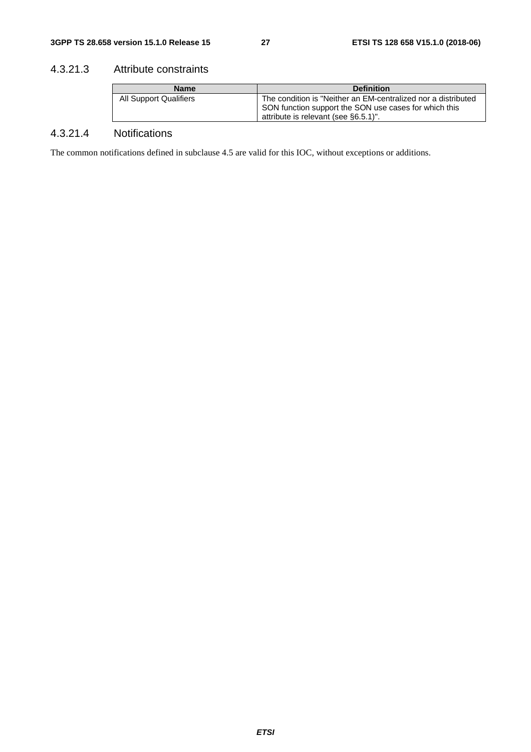#### 4.3.21.3 Attribute constraints

| Name | Definition |
| --- | --- |
| All Support Qualifiers | The condition is "Neither an EM-centralized nor a distributed SON function support the SON use cases for which this attribute is relevant (see §6.5.1)". |

#### 4.3.21.4 Notifications

The common notifications defined in subclause 4.5 are valid for this IOC, without exceptions or additions.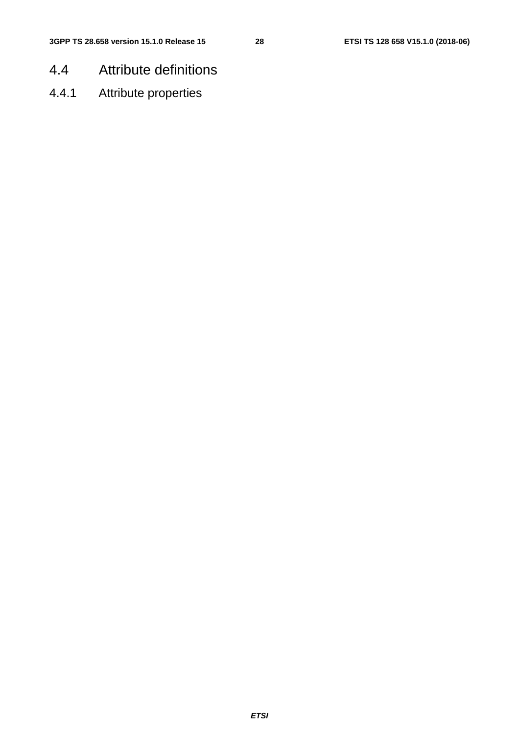## 4.4 Attribute definitions

### 4.4.1 Attribute properties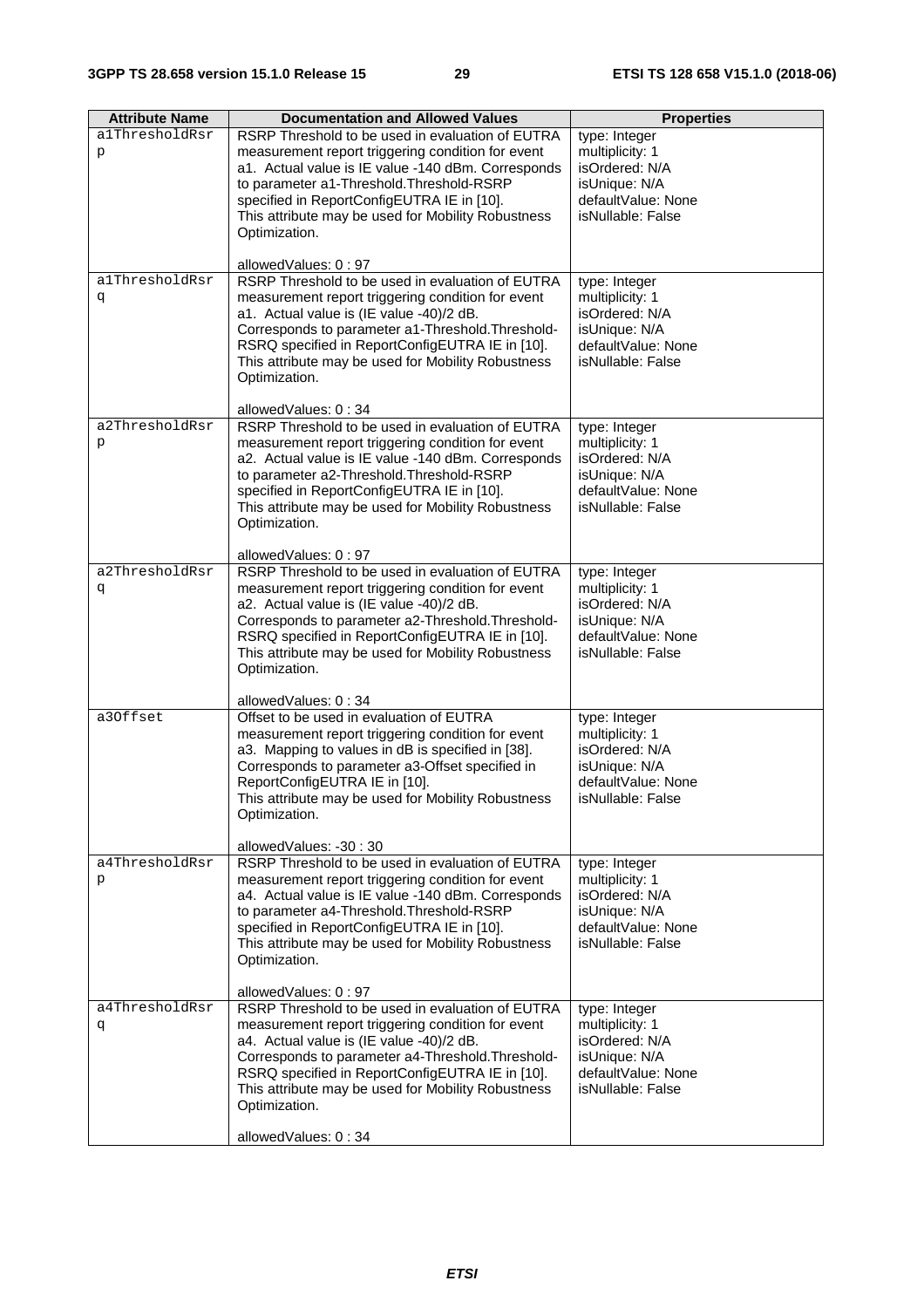| Attribute Name | Documentation and Allowed Values | Properties |
| --- | --- | --- |
| a1ThresholdRsrp | RSRP Threshold to be used in evaluation of EUTRA measurement report triggering condition for event a1. Actual value is IE value -140 dBm. Corresponds to parameter a1-Threshold.Threshold-RSRP specified in ReportConfigEUTRA IE in [10].<br>This attribute may be used for Mobility Robustness Optimization.<br><br>allowedValues: 0 : 97 | type: Integer<br>multiplicity: 1<br>isOrdered: N/A<br>isUnique: N/A<br>defaultValue: None<br>isNullable: False |
| a1ThresholdRsrq | RSRP Threshold to be used in evaluation of EUTRA measurement report triggering condition for event a1. Actual value is (IE value -40)/2 dB. Corresponds to parameter a1-Threshold.Threshold-RSRQ specified in ReportConfigEUTRA IE in [10].<br>This attribute may be used for Mobility Robustness Optimization.<br><br>allowedValues: 0 : 34 | type: Integer<br>multiplicity: 1<br>isOrdered: N/A<br>isUnique: N/A<br>defaultValue: None<br>isNullable: False |
| a2ThresholdRsrp | RSRP Threshold to be used in evaluation of EUTRA measurement report triggering condition for event a2. Actual value is IE value -140 dBm. Corresponds to parameter a2-Threshold.Threshold-RSRP specified in ReportConfigEUTRA IE in [10].<br>This attribute may be used for Mobility Robustness Optimization.<br><br>allowedValues: 0 : 97 | type: Integer<br>multiplicity: 1<br>isOrdered: N/A<br>isUnique: N/A<br>defaultValue: None<br>isNullable: False |
| a2ThresholdRsrq | RSRP Threshold to be used in evaluation of EUTRA measurement report triggering condition for event a2. Actual value is (IE value -40)/2 dB. Corresponds to parameter a2-Threshold.Threshold-RSRQ specified in ReportConfigEUTRA IE in [10].<br>This attribute may be used for Mobility Robustness Optimization.<br><br>allowedValues: 0 : 34 | type: Integer<br>multiplicity: 1<br>isOrdered: N/A<br>isUnique: N/A<br>defaultValue: None<br>isNullable: False |
| a3Offset | Offset to be used in evaluation of EUTRA measurement report triggering condition for event a3. Mapping to values in dB is specified in [38]. Corresponds to parameter a3-Offset specified in ReportConfigEUTRA IE in [10].<br>This attribute may be used for Mobility Robustness Optimization.<br><br>allowedValues: -30 : 30 | type: Integer<br>multiplicity: 1<br>isOrdered: N/A<br>isUnique: N/A<br>defaultValue: None<br>isNullable: False |
| a4ThresholdRsrp | RSRP Threshold to be used in evaluation of EUTRA measurement report triggering condition for event a4. Actual value is IE value -140 dBm. Corresponds to parameter a4-Threshold.Threshold-RSRP specified in ReportConfigEUTRA IE in [10].<br>This attribute may be used for Mobility Robustness Optimization.<br><br>allowedValues: 0 : 97 | type: Integer<br>multiplicity: 1<br>isOrdered: N/A<br>isUnique: N/A<br>defaultValue: None<br>isNullable: False |
| a4ThresholdRsrq | RSRP Threshold to be used in evaluation of EUTRA measurement report triggering condition for event a4. Actual value is (IE value -40)/2 dB. Corresponds to parameter a4-Threshold.Threshold-RSRQ specified in ReportConfigEUTRA IE in [10].<br>This attribute may be used for Mobility Robustness Optimization.<br><br>allowedValues: 0 : 34 | type: Integer<br>multiplicity: 1<br>isOrdered: N/A<br>isUnique: N/A<br>defaultValue: None<br>isNullable: False |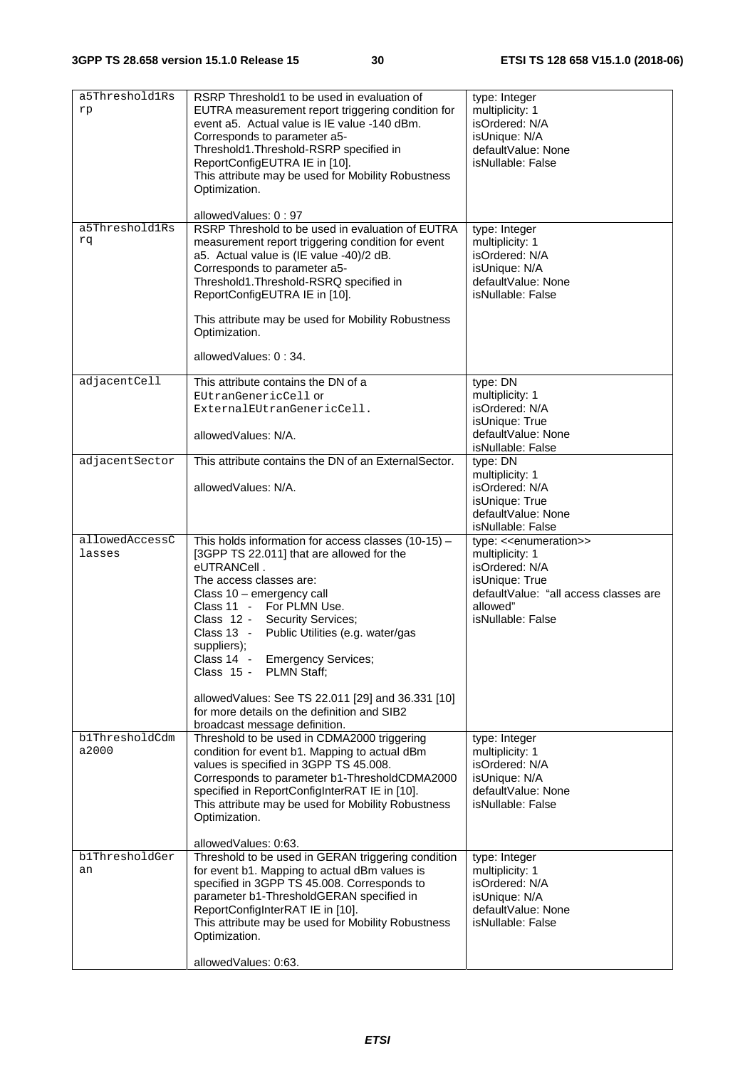| a5Threshold1Rsrp | RSRP Threshold1 to be used in evaluation of EUTRA measurement report triggering condition for event a5. Actual value is IE value -140 dBm. Corresponds to parameter a5-Threshold1.Threshold-RSRP specified in ReportConfigEUTRA IE in [10]. This attribute may be used for Mobility Robustness Optimization.<br><br>allowedValues: 0 : 97 | type: Integer<br>multiplicity: 1<br>isOrdered: N/A<br>isUnique: N/A<br>defaultValue: None<br>isNullable: False |
|---|---|---|
| a5Threshold1Rsrq | RSRP Threshold to be used in evaluation of EUTRA measurement report triggering condition for event a5. Actual value is (IE value -40)/2 dB. Corresponds to parameter a5-Threshold1.Threshold-RSRQ specified in ReportConfigEUTRA IE in [10].<br><br>This attribute may be used for Mobility Robustness Optimization.<br><br>allowedValues: 0 : 34. | type: Integer<br>multiplicity: 1<br>isOrdered: N/A<br>isUnique: N/A<br>defaultValue: None<br>isNullable: False |
| adjacentCell | This attribute contains the DN of a EUtranGenericCell or ExternalEUtranGenericCell.<br><br>allowedValues: N/A. | type: DN<br>multiplicity: 1<br>isOrdered: N/A<br>isUnique: True<br>defaultValue: None<br>isNullable: False |
| adjacentSector | This attribute contains the DN of an ExternalSector.<br><br>allowedValues: N/A. | type: DN<br>multiplicity: 1<br>isOrdered: N/A<br>isUnique: True<br>defaultValue: None<br>isNullable: False |
| allowedAccessClasses | This holds information for access classes (10-15) – [3GPP TS 22.011] that are allowed for the eUTRANCell .<br>The access classes are:<br>Class 10 – emergency call<br>Class 11 - For PLMN Use.<br>Class 12 - Security Services;<br>Class 13 - Public Utilities (e.g. water/gas suppliers);<br>Class 14 - Emergency Services;<br>Class 15 - PLMN Staff;<br><br>allowedValues: See TS 22.011 [29] and 36.331 [10] for more details on the definition and SIB2 broadcast message definition. | type: <<enumeration>><br>multiplicity: 1<br>isOrdered: N/A<br>isUnique: True<br>defaultValue: "all access classes are allowed"<br>isNullable: False |
| b1ThresholdCdma2000 | Threshold to be used in CDMA2000 triggering condition for event b1. Mapping to actual dBm values is specified in 3GPP TS 45.008. Corresponds to parameter b1-ThresholdCDMA2000 specified in ReportConfigInterRAT IE in [10]. This attribute may be used for Mobility Robustness Optimization.<br><br>allowedValues: 0:63. | type: Integer<br>multiplicity: 1<br>isOrdered: N/A<br>isUnique: N/A<br>defaultValue: None<br>isNullable: False |
| b1ThresholdGeran | Threshold to be used in GERAN triggering condition for event b1. Mapping to actual dBm values is specified in 3GPP TS 45.008. Corresponds to parameter b1-ThresholdGERAN specified in ReportConfigInterRAT IE in [10]. This attribute may be used for Mobility Robustness Optimization.<br><br>allowedValues: 0:63. | type: Integer<br>multiplicity: 1<br>isOrdered: N/A<br>isUnique: N/A<br>defaultValue: None<br>isNullable: False |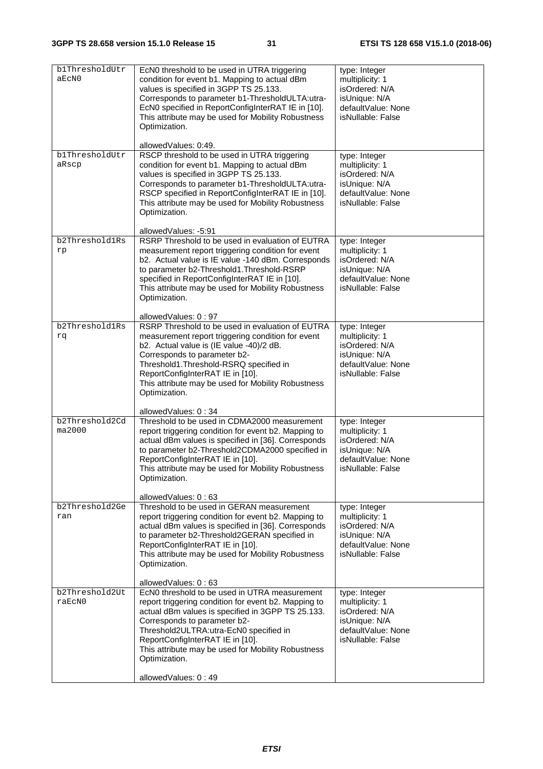| b1ThresholdUtraEcN0 | EcN0 threshold to be used in UTRA triggering condition for event b1. Mapping to actual dBm values is specified in 3GPP TS 25.133. Corresponds to parameter b1-ThresholdULTA:utra-EcN0 specified in ReportConfigInterRAT IE in [10]. This attribute may be used for Mobility Robustness Optimization.<br><br>allowedValues: 0:49. | type: Integer<br>multiplicity: 1<br>isOrdered: N/A<br>isUnique: N/A<br>defaultValue: None<br>isNullable: False |
|---|---|---|
| b1ThresholdUtraRscp | RSCP threshold to be used in UTRA triggering condition for event b1. Mapping to actual dBm values is specified in 3GPP TS 25.133. Corresponds to parameter b1-ThresholdULTA:utra-RSCP specified in ReportConfigInterRAT IE in [10]. This attribute may be used for Mobility Robustness Optimization.<br><br>allowedValues: -5:91 | type: Integer<br>multiplicity: 1<br>isOrdered: N/A<br>isUnique: N/A<br>defaultValue: None<br>isNullable: False |
| b2Threshold1Rsrp | RSRP Threshold to be used in evaluation of EUTRA measurement report triggering condition for event b2. Actual value is IE value -140 dBm. Corresponds to parameter b2-Threshold1.Threshold-RSRP specified in ReportConfigInterRAT IE in [10]. This attribute may be used for Mobility Robustness Optimization.<br><br>allowedValues: 0 : 97 | type: Integer<br>multiplicity: 1<br>isOrdered: N/A<br>isUnique: N/A<br>defaultValue: None<br>isNullable: False |
| b2Threshold1Rsrq | RSRP Threshold to be used in evaluation of EUTRA measurement report triggering condition for event b2. Actual value is (IE value -40)/2 dB. Corresponds to parameter b2-Threshold1.Threshold-RSRQ specified in ReportConfigInterRAT IE in [10]. This attribute may be used for Mobility Robustness Optimization.<br><br>allowedValues: 0 : 34 | type: Integer<br>multiplicity: 1<br>isOrdered: N/A<br>isUnique: N/A<br>defaultValue: None<br>isNullable: False |
| b2Threshold2Cdma2000 | Threshold to be used in CDMA2000 measurement report triggering condition for event b2. Mapping to actual dBm values is specified in [36]. Corresponds to parameter b2-Threshold2CDMA2000 specified in ReportConfigInterRAT IE in [10]. This attribute may be used for Mobility Robustness Optimization.<br><br>allowedValues: 0 : 63 | type: Integer<br>multiplicity: 1<br>isOrdered: N/A<br>isUnique: N/A<br>defaultValue: None<br>isNullable: False |
| b2Threshold2Geran | Threshold to be used in GERAN measurement report triggering condition for event b2. Mapping to actual dBm values is specified in [36]. Corresponds to parameter b2-Threshold2GERAN specified in ReportConfigInterRAT IE in [10]. This attribute may be used for Mobility Robustness Optimization.<br><br>allowedValues: 0 : 63 | type: Integer<br>multiplicity: 1<br>isOrdered: N/A<br>isUnique: N/A<br>defaultValue: None<br>isNullable: False |
| b2Threshold2UtraEcN0 | EcN0 threshold to be used in UTRA measurement report triggering condition for event b2. Mapping to actual dBm values is specified in 3GPP TS 25.133. Corresponds to parameter b2-Threshold2ULTRA:utra-EcN0 specified in ReportConfigInterRAT IE in [10]. This attribute may be used for Mobility Robustness Optimization.<br><br>allowedValues: 0 : 49 | type: Integer<br>multiplicity: 1<br>isOrdered: N/A<br>isUnique: N/A<br>defaultValue: None<br>isNullable: False |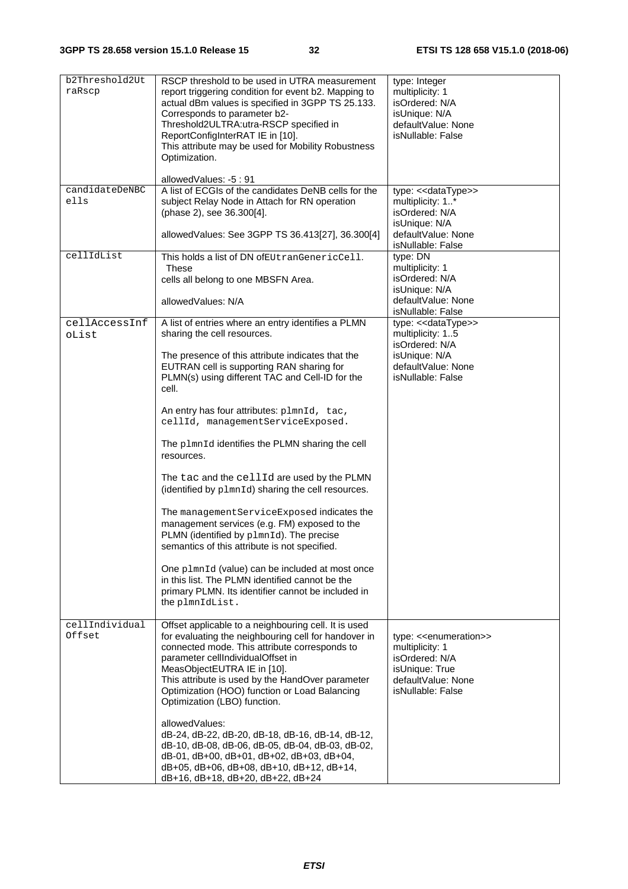| b2Threshold2UtraRscp | RSCP threshold to be used in UTRA measurement report triggering condition for event b2. Mapping to actual dBm values is specified in 3GPP TS 25.133. Corresponds to parameter b2-Threshold2ULTRA:utra-RSCP specified in ReportConfigInterRAT IE in [10].<br>This attribute may be used for Mobility Robustness Optimization.<br><br>allowedValues: -5 : 91 | type: Integer<br>multiplicity: 1<br>isOrdered: N/A<br>isUnique: N/A<br>defaultValue: None<br>isNullable: False |
|---|---|---|
| candidateDeNBCells | A list of ECGIs of the candidates DeNB cells for the subject Relay Node in Attach for RN operation (phase 2), see 36.300[4].<br><br>allowedValues: See 3GPP TS 36.413[27], 36.300[4] | type: <<dataType>><br>multiplicity: 1..*<br>isOrdered: N/A<br>isUnique: N/A<br>defaultValue: None<br>isNullable: False |
| cellIdList | This holds a list of DN ofEUtranGenericCell. These cells all belong to one MBSFN Area.<br><br>allowedValues: N/A | type: DN<br>multiplicity: 1<br>isOrdered: N/A<br>isUnique: N/A<br>defaultValue: None<br>isNullable: False |
| cellAccessInfoList | A list of entries where an entry identifies a PLMN sharing the cell resources.<br><br>The presence of this attribute indicates that the EUTRAN cell is supporting RAN sharing for PLMN(s) using different TAC and Cell-ID for the cell.<br><br>An entry has four attributes: plmnId, tac, cellId, managementServiceExposed.<br><br>The plmnId identifies the PLMN sharing the cell resources.<br><br>The tac and the cellId are used by the PLMN (identified by plmnId) sharing the cell resources.<br><br>The managementServiceExposed indicates the management services (e.g. FM) exposed to the PLMN (identified by plmnId). The precise semantics of this attribute is not specified.<br><br>One plmnId (value) can be included at most once in this list. The PLMN identified cannot be the primary PLMN. Its identifier cannot be included in the plmnIdList. | type: <<dataType>><br>multiplicity: 1..5<br>isOrdered: N/A<br>isUnique: N/A<br>defaultValue: None<br>isNullable: False |
| cellIndividualOffset | Offset applicable to a neighbouring cell. It is used for evaluating the neighbouring cell for handover in connected mode. This attribute corresponds to parameter cellIndividualOffset in MeasObjectEUTRA IE in [10].<br>This attribute is used by the HandOver parameter Optimization (HOO) function or Load Balancing Optimization (LBO) function.<br><br>allowedValues:<br>dB-24, dB-22, dB-20, dB-18, dB-16, dB-14, dB-12, dB-10, dB-08, dB-06, dB-05, dB-04, dB-03, dB-02, dB-01, dB+00, dB+01, dB+02, dB+03, dB+04, dB+05, dB+06, dB+08, dB+10, dB+12, dB+14, dB+16, dB+18, dB+20, dB+22, dB+24 | type: <<enumeration>><br>multiplicity: 1<br>isOrdered: N/A<br>isUnique: True<br>defaultValue: None<br>isNullable: False |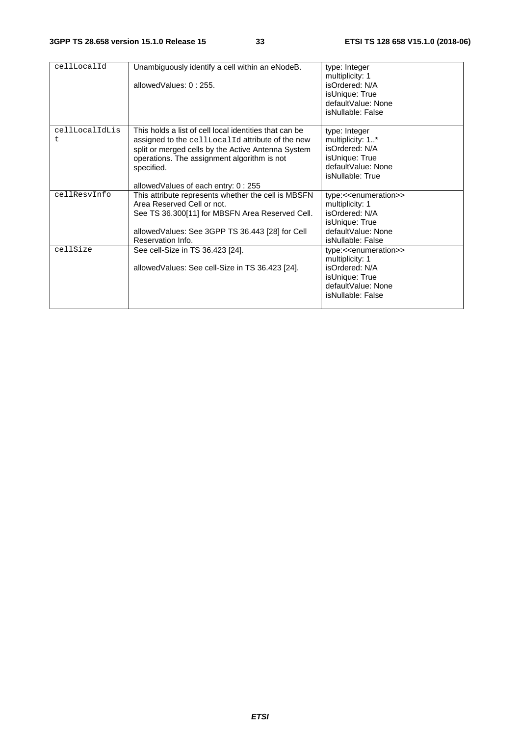| | | |
|---|---|---|
| cellLocalId | Unambiguously identify a cell within an eNodeB.<br><br>allowedValues: 0 : 255. | type: Integer<br>multiplicity: 1<br>isOrdered: N/A<br>isUnique: True<br>defaultValue: None<br>isNullable: False |
| cellLocalIdList | This holds a list of cell local identities that can be assigned to the cellLocalId attribute of the new split or merged cells by the Active Antenna System operations. The assignment algorithm is not specified.<br><br>allowedValues of each entry: 0 : 255 | type: Integer<br>multiplicity: 1..*<br>isOrdered: N/A<br>isUnique: True<br>defaultValue: None<br>isNullable: True |
| cellResvInfo | This attribute represents whether the cell is MBSFN Area Reserved Cell or not.<br>See TS 36.300[11] for MBSFN Area Reserved Cell.<br><br>allowedValues: See 3GPP TS 36.443 [28] for Cell Reservation Info. | type:<<enumeration>><br>multiplicity: 1<br>isOrdered: N/A<br>isUnique: True<br>defaultValue: None<br>isNullable: False |
| cellSize | See cell-Size in TS 36.423 [24].<br><br>allowedValues: See cell-Size in TS 36.423 [24]. | type:<<enumeration>><br>multiplicity: 1<br>isOrdered: N/A<br>isUnique: True<br>defaultValue: None<br>isNullable: False |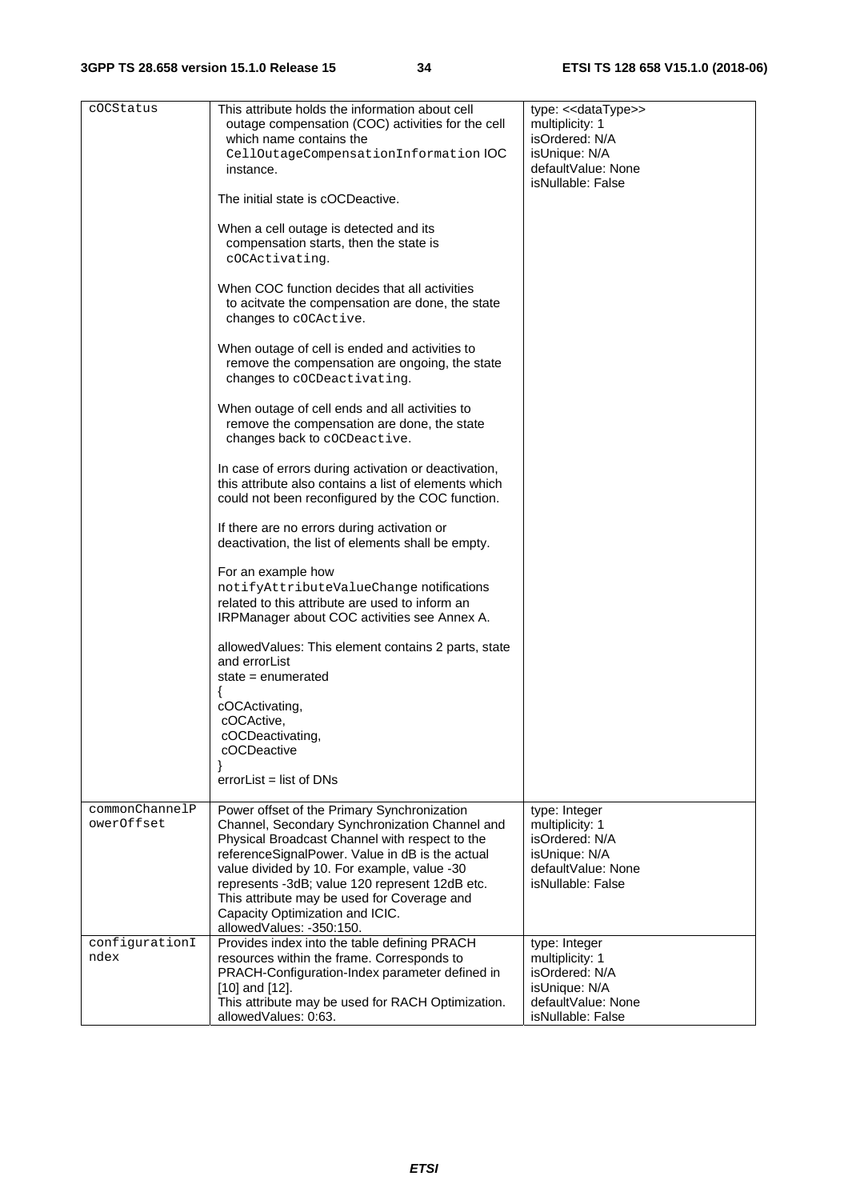| cOCStatus | This attribute holds the information about cell outage compensation (COC) activities for the cell which name contains the CellOutageCompensationInformation IOC instance.<br><br>The initial state is cOCDeactive.<br><br>When a cell outage is detected and its compensation starts, then the state is cOCActivating.<br><br>When COC function decides that all activities to acitvate the compensation are done, the state changes to cOCActive.<br><br>When outage of cell is ended and activities to remove the compensation are ongoing, the state changes to cOCDeactivating.<br><br>When outage of cell ends and all activities to remove the compensation are done, the state changes back to cOCDeactive.<br><br>In case of errors during activation or deactivation, this attribute also contains a list of elements which could not been reconfigured by the COC function.<br><br>If there are no errors during activation or deactivation, the list of elements shall be empty.<br><br>For an example how notifyAttributeValueChange notifications related to this attribute are used to inform an IRPManager about COC activities see Annex A.<br><br>allowedValues: This element contains 2 parts, state and errorList<br>state = enumerated<br>{<br>cOCActivating,<br>cOCActive,<br>cOCDeactivating,<br>cOCDeactive<br>}<br>errorList = list of DNs | type: <<dataType>><br>multiplicity: 1<br>isOrdered: N/A<br>isUnique: N/A<br>defaultValue: None<br>isNullable: False |
|---|---|---|
| commonChannelPowerOffset | Power offset of the Primary Synchronization Channel, Secondary Synchronization Channel and Physical Broadcast Channel with respect to the referenceSignalPower. Value in dB is the actual value divided by 10. For example, value -30 represents -3dB; value 120 represent 12dB etc. This attribute may be used for Coverage and Capacity Optimization and ICIC.<br>allowedValues: -350:150. | type: Integer<br>multiplicity: 1<br>isOrdered: N/A<br>isUnique: N/A<br>defaultValue: None<br>isNullable: False |
| configurationIndex | Provides index into the table defining PRACH resources within the frame. Corresponds to PRACH-Configuration-Index parameter defined in [10] and [12].<br>This attribute may be used for RACH Optimization.<br>allowedValues: 0:63. | type: Integer<br>multiplicity: 1<br>isOrdered: N/A<br>isUnique: N/A<br>defaultValue: None<br>isNullable: False |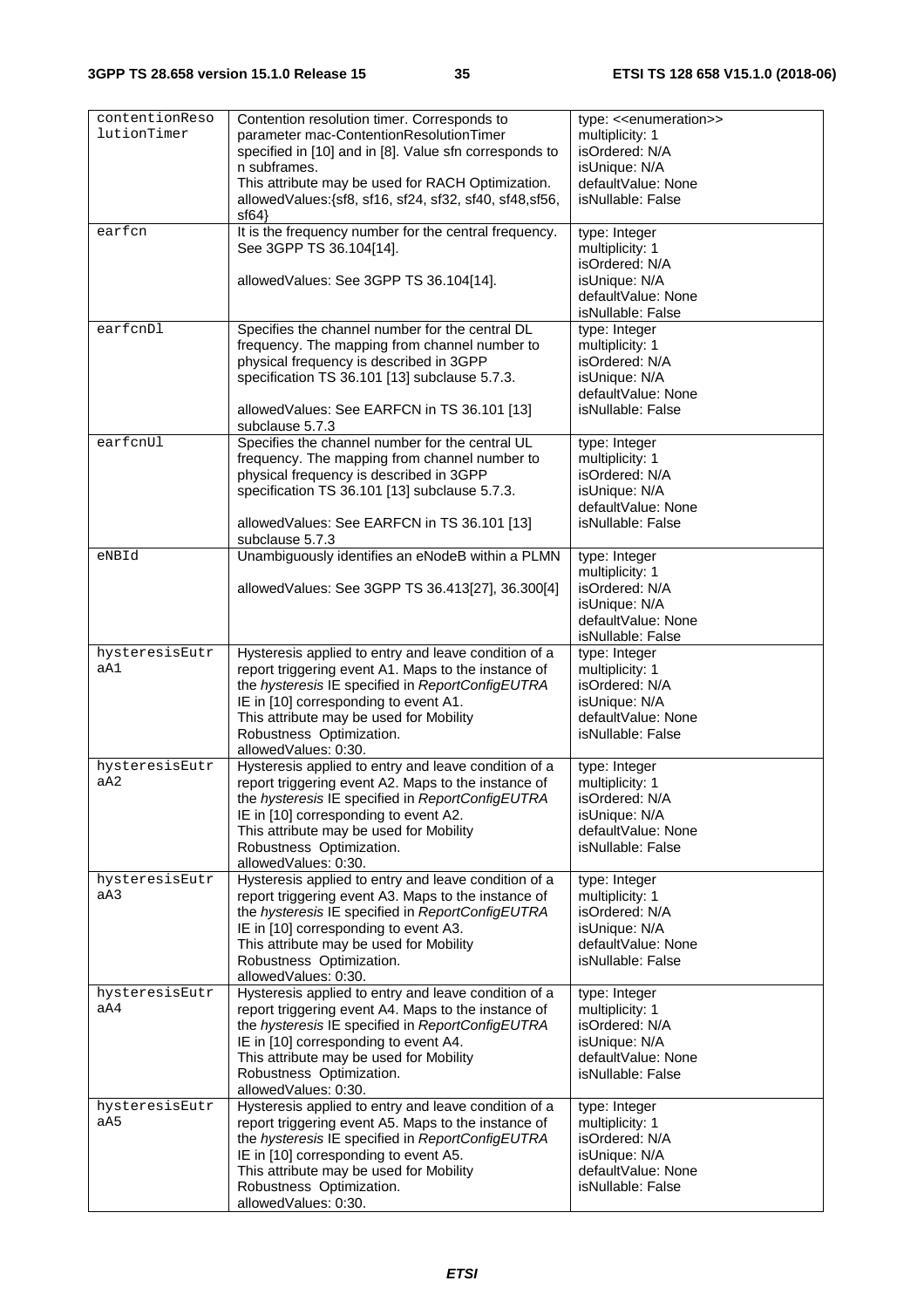| contentionResolutionTimer | Contention resolution timer. Corresponds to parameter mac-ContentionResolutionTimer specified in [10] and in [8]. Value sfn corresponds to n subframes.<br>This attribute may be used for RACH Optimization.<br>allowedValues:{sf8, sf16, sf24, sf32, sf40, sf48,sf56, sf64} | type: <<enumeration>><br>multiplicity: 1<br>isOrdered: N/A<br>isUnique: N/A<br>defaultValue: None<br>isNullable: False |
|---|---|---|
| earfcn | It is the frequency number for the central frequency. See 3GPP TS 36.104[14].<br><br>allowedValues: See 3GPP TS 36.104[14]. | type: Integer<br>multiplicity: 1<br>isOrdered: N/A<br>isUnique: N/A<br>defaultValue: None<br>isNullable: False |
| earfcnDl | Specifies the channel number for the central DL frequency. The mapping from channel number to physical frequency is described in 3GPP specification TS 36.101 [13] subclause 5.7.3.<br><br>allowedValues: See EARFCN in TS 36.101 [13] subclause 5.7.3 | type: Integer<br>multiplicity: 1<br>isOrdered: N/A<br>isUnique: N/A<br>defaultValue: None<br>isNullable: False |
| earfcnUl | Specifies the channel number for the central UL frequency. The mapping from channel number to physical frequency is described in 3GPP specification TS 36.101 [13] subclause 5.7.3.<br><br>allowedValues: See EARFCN in TS 36.101 [13] subclause 5.7.3 | type: Integer<br>multiplicity: 1<br>isOrdered: N/A<br>isUnique: N/A<br>defaultValue: None<br>isNullable: False |
| eNBId | Unambiguously identifies an eNodeB within a PLMN<br><br>allowedValues: See 3GPP TS 36.413[27], 36.300[4] | type: Integer<br>multiplicity: 1<br>isOrdered: N/A<br>isUnique: N/A<br>defaultValue: None<br>isNullable: False |
| hysteresisEutraA1 | Hysteresis applied to entry and leave condition of a report triggering event A1. Maps to the instance of the *hysteresis* IE specified in *ReportConfigEUTRA* IE in [10] corresponding to event A1.<br>This attribute may be used for Mobility Robustness Optimization.<br>allowedValues: 0:30. | type: Integer<br>multiplicity: 1<br>isOrdered: N/A<br>isUnique: N/A<br>defaultValue: None<br>isNullable: False |
| hysteresisEutraA2 | Hysteresis applied to entry and leave condition of a report triggering event A2. Maps to the instance of the *hysteresis* IE specified in *ReportConfigEUTRA* IE in [10] corresponding to event A2.<br>This attribute may be used for Mobility Robustness Optimization.<br>allowedValues: 0:30. | type: Integer<br>multiplicity: 1<br>isOrdered: N/A<br>isUnique: N/A<br>defaultValue: None<br>isNullable: False |
| hysteresisEutraA3 | Hysteresis applied to entry and leave condition of a report triggering event A3. Maps to the instance of the *hysteresis* IE specified in *ReportConfigEUTRA* IE in [10] corresponding to event A3.<br>This attribute may be used for Mobility Robustness Optimization.<br>allowedValues: 0:30. | type: Integer<br>multiplicity: 1<br>isOrdered: N/A<br>isUnique: N/A<br>defaultValue: None<br>isNullable: False |
| hysteresisEutraA4 | Hysteresis applied to entry and leave condition of a report triggering event A4. Maps to the instance of the *hysteresis* IE specified in *ReportConfigEUTRA* IE in [10] corresponding to event A4.<br>This attribute may be used for Mobility Robustness Optimization.<br>allowedValues: 0:30. | type: Integer<br>multiplicity: 1<br>isOrdered: N/A<br>isUnique: N/A<br>defaultValue: None<br>isNullable: False |
| hysteresisEutraA5 | Hysteresis applied to entry and leave condition of a report triggering event A5. Maps to the instance of the *hysteresis* IE specified in *ReportConfigEUTRA* IE in [10] corresponding to event A5.<br>This attribute may be used for Mobility Robustness Optimization.<br>allowedValues: 0:30. | type: Integer<br>multiplicity: 1<br>isOrdered: N/A<br>isUnique: N/A<br>defaultValue: None<br>isNullable: False |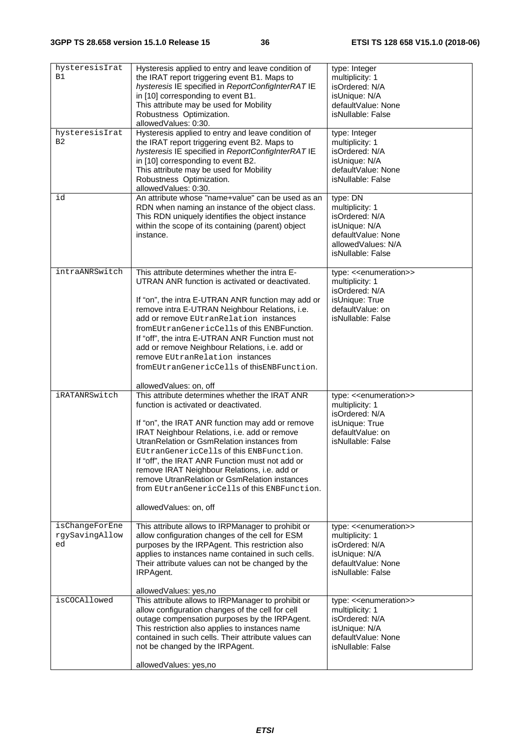| hysteresisIratB1 | Hysteresis applied to entry and leave condition of the IRAT report triggering event B1. Maps to *hysteresis* IE specified in *ReportConfigInterRAT* IE in [10] corresponding to event B1.<br>This attribute may be used for Mobility Robustness Optimization.<br>allowedValues: 0:30. | type: Integer<br>multiplicity: 1<br>isOrdered: N/A<br>isUnique: N/A<br>defaultValue: None<br>isNullable: False |
|---|---|---|
| hysteresisIratB2 | Hysteresis applied to entry and leave condition of the IRAT report triggering event B2. Maps to *hysteresis* IE specified in *ReportConfigInterRAT* IE in [10] corresponding to event B2.<br>This attribute may be used for Mobility Robustness Optimization.<br>allowedValues: 0:30. | type: Integer<br>multiplicity: 1<br>isOrdered: N/A<br>isUnique: N/A<br>defaultValue: None<br>isNullable: False |
| id | An attribute whose "name+value" can be used as an RDN when naming an instance of the object class. This RDN uniquely identifies the object instance within the scope of its containing (parent) object instance. | type: DN<br>multiplicity: 1<br>isOrdered: N/A<br>isUnique: N/A<br>defaultValue: None<br>allowedValues: N/A<br>isNullable: False |
| intraANRSwitch | This attribute determines whether the intra E-UTRAN ANR function is activated or deactivated.<br><br>If "on", the intra E-UTRAN ANR function may add or remove intra E-UTRAN Neighbour Relations, i.e. add or remove EUtranRelation instances fromEUtranGenericCells of this ENBFunction.<br>If "off", the intra E-UTRAN ANR Function must not add or remove Neighbour Relations, i.e. add or remove EUtranRelation instances fromEUtranGenericCells of thisENBFunction.<br><br>allowedValues: on, off | type: <<enumeration>><br>multiplicity: 1<br>isOrdered: N/A<br>isUnique: True<br>defaultValue: on<br>isNullable: False |
| iRATANRSwitch | This attribute determines whether the IRAT ANR function is activated or deactivated.<br><br>If "on", the IRAT ANR function may add or remove IRAT Neighbour Relations, i.e. add or remove UtranRelation or GsmRelation instances from EUtranGenericCells of this ENBFunction.<br>If "off", the IRAT ANR Function must not add or remove IRAT Neighbour Relations, i.e. add or remove UtranRelation or GsmRelation instances from EUtranGenericCells of this ENBFunction.<br><br>allowedValues: on, off | type: <<enumeration>><br>multiplicity: 1<br>isOrdered: N/A<br>isUnique: True<br>defaultValue: on<br>isNullable: False |
| isChangeForEnergySavingAllowed | This attribute allows to IRPManager to prohibit or allow configuration changes of the cell for ESM purposes by the IRPAgent. This restriction also applies to instances name contained in such cells. Their attribute values can not be changed by the IRPAgent.<br><br>allowedValues: yes,no | type: <<enumeration>><br>multiplicity: 1<br>isOrdered: N/A<br>isUnique: N/A<br>defaultValue: None<br>isNullable: False |
| isCOCAllowed | This attribute allows to IRPManager to prohibit or allow configuration changes of the cell for cell outage compensation purposes by the IRPAgent. This restriction also applies to instances name contained in such cells. Their attribute values can not be changed by the IRPAgent.<br><br>allowedValues: yes,no | type: <<enumeration>><br>multiplicity: 1<br>isOrdered: N/A<br>isUnique: N/A<br>defaultValue: None<br>isNullable: False |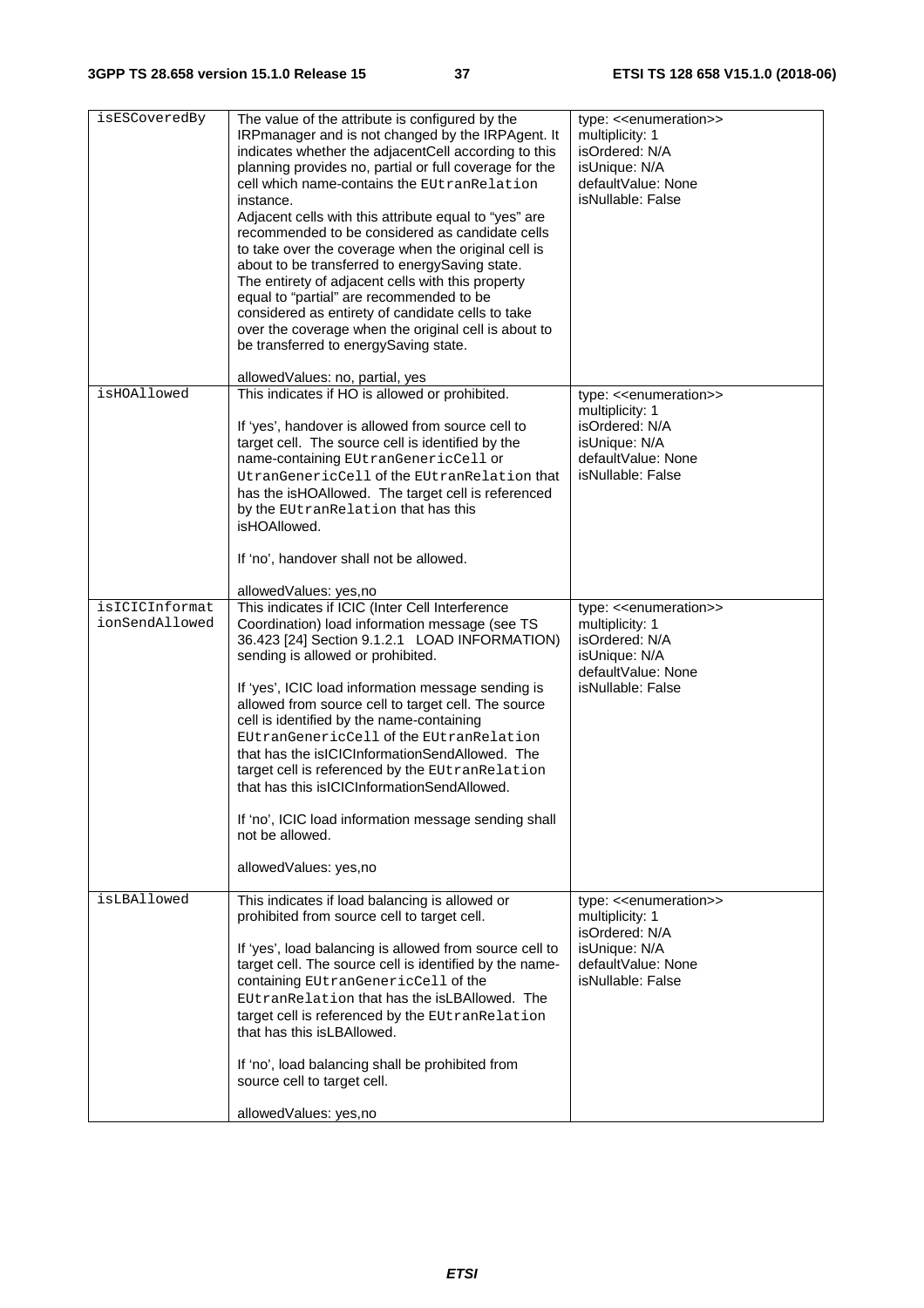| | | |
|---|---|---|
| isESCoveredBy | The value of the attribute is configured by the IRPmanager and is not changed by the IRPAgent. It indicates whether the adjacentCell according to this planning provides no, partial or full coverage for the cell which name-contains the EUtranRelation instance.<br>Adjacent cells with this attribute equal to "yes" are recommended to be considered as candidate cells to take over the coverage when the original cell is about to be transferred to energySaving state.<br>The entirety of adjacent cells with this property equal to "partial" are recommended to be considered as entirety of candidate cells to take over the coverage when the original cell is about to be transferred to energySaving state.<br><br>allowedValues: no, partial, yes | type: <<enumeration>><br>multiplicity: 1<br>isOrdered: N/A<br>isUnique: N/A<br>defaultValue: None<br>isNullable: False |
| isHOAllowed | This indicates if HO is allowed or prohibited.<br><br>If 'yes', handover is allowed from source cell to target cell. The source cell is identified by the name-containing EUtranGenericCell or UtranGenericCell of the EUtranRelation that has the isHOAllowed. The target cell is referenced by the EUtranRelation that has this isHOAllowed.<br><br>If 'no', handover shall not be allowed.<br><br>allowedValues: yes,no | type: <<enumeration>><br>multiplicity: 1<br>isOrdered: N/A<br>isUnique: N/A<br>defaultValue: None<br>isNullable: False |
| isICICInformationSendAllowed | This indicates if ICIC (Inter Cell Interference Coordination) load information message (see TS 36.423 [24] Section 9.1.2.1 LOAD INFORMATION) sending is allowed or prohibited.<br><br>If 'yes', ICIC load information message sending is allowed from source cell to target cell. The source cell is identified by the name-containing EUtranGenericCell of the EUtranRelation that has the isICICInformationSendAllowed. The target cell is referenced by the EUtranRelation that has this isICICInformationSendAllowed.<br><br>If 'no', ICIC load information message sending shall not be allowed.<br><br>allowedValues: yes,no | type: <<enumeration>><br>multiplicity: 1<br>isOrdered: N/A<br>isUnique: N/A<br>defaultValue: None<br>isNullable: False |
| isLBAllowed | This indicates if load balancing is allowed or prohibited from source cell to target cell.<br><br>If 'yes', load balancing is allowed from source cell to target cell. The source cell is identified by the name-containing EUtranGenericCell of the EUtranRelation that has the isLBAllowed. The target cell is referenced by the EUtranRelation that has this isLBAllowed.<br><br>If 'no', load balancing shall be prohibited from source cell to target cell.<br><br>allowedValues: yes,no | type: <<enumeration>><br>multiplicity: 1<br>isOrdered: N/A<br>isUnique: N/A<br>defaultValue: None<br>isNullable: False |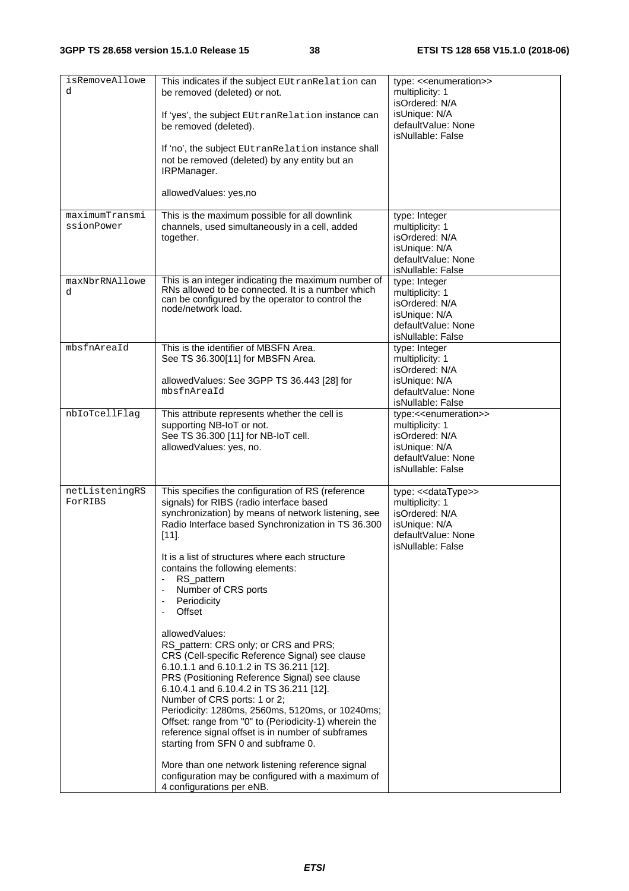| isRemoveAllowed | This indicates if the subject EUtranRelation can be removed (deleted) or not.<br><br>If 'yes', the subject EUtranRelation instance can be removed (deleted).<br><br>If 'no', the subject EUtranRelation instance shall not be removed (deleted) by any entity but an IRPManager.<br><br>allowedValues: yes,no | type: <<enumeration>><br>multiplicity: 1<br>isOrdered: N/A<br>isUnique: N/A<br>defaultValue: None<br>isNullable: False |
|---|---|---|
| maximumTransmissionPower | This is the maximum possible for all downlink channels, used simultaneously in a cell, added together. | type: Integer<br>multiplicity: 1<br>isOrdered: N/A<br>isUnique: N/A<br>defaultValue: None<br>isNullable: False |
| maxNbrRNAllowed | This is an integer indicating the maximum number of RNs allowed to be connected. It is a number which can be configured by the operator to control the node/network load. | type: Integer<br>multiplicity: 1<br>isOrdered: N/A<br>isUnique: N/A<br>defaultValue: None<br>isNullable: False |
| mbsfnAreaId | This is the identifier of MBSFN Area.<br>See TS 36.300[11] for MBSFN Area.<br><br>allowedValues: See 3GPP TS 36.443 [28] for mbsfnAreaId | type: Integer<br>multiplicity: 1<br>isOrdered: N/A<br>isUnique: N/A<br>defaultValue: None<br>isNullable: False |
| nbIoTcellFlag | This attribute represents whether the cell is supporting NB-IoT or not.<br>See TS 36.300 [11] for NB-IoT cell.<br>allowedValues: yes, no. | type:<<enumeration>><br>multiplicity: 1<br>isOrdered: N/A<br>isUnique: N/A<br>defaultValue: None<br>isNullable: False |
| netListeningRSForRIBS | This specifies the configuration of RS (reference signals) for RIBS (radio interface based synchronization) by means of network listening, see Radio Interface based Synchronization in TS 36.300 [11].<br><br>It is a list of structures where each structure contains the following elements:<br>- RS_pattern<br>- Number of CRS ports<br>- Periodicity<br>- Offset<br><br>allowedValues:<br>RS_pattern: CRS only; or CRS and PRS;<br>CRS (Cell-specific Reference Signal) see clause 6.10.1.1 and 6.10.1.2 in TS 36.211 [12].<br>PRS (Positioning Reference Signal) see clause 6.10.4.1 and 6.10.4.2 in TS 36.211 [12].<br>Number of CRS ports: 1 or 2;<br>Periodicity: 1280ms, 2560ms, 5120ms, or 10240ms;<br>Offset: range from "0" to (Periodicity-1) wherein the reference signal offset is in number of subframes starting from SFN 0 and subframe 0.<br><br>More than one network listening reference signal configuration may be configured with a maximum of 4 configurations per eNB. | type: <<dataType>><br>multiplicity: 1<br>isOrdered: N/A<br>isUnique: N/A<br>defaultValue: None<br>isNullable: False |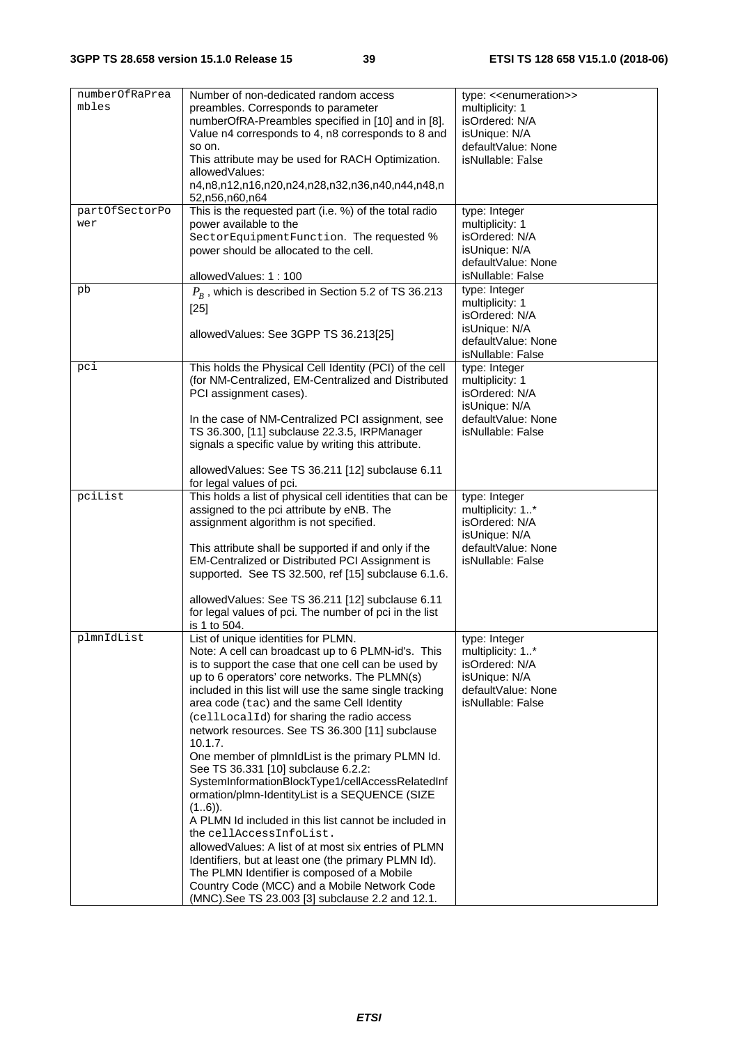| numberOfRaPreambles | Number of non-dedicated random access preambles. Corresponds to parameter numberOfRA-Preambles specified in [10] and in [8]. Value n4 corresponds to 4, n8 corresponds to 8 and so on.<br>This attribute may be used for RACH Optimization.<br>allowedValues: n4,n8,n12,n16,n20,n24,n28,n32,n36,n40,n44,n48,n52,n56,n60,n64 | type: <<enumeration>><br>multiplicity: 1<br>isOrdered: N/A<br>isUnique: N/A<br>defaultValue: None<br>isNullable: False |
|---|---|---|
| partOfSectorPower | This is the requested part (i.e. %) of the total radio power available to the SectorEquipmentFunction. The requested % power should be allocated to the cell.<br><br>allowedValues: 1 : 100 | type: Integer<br>multiplicity: 1<br>isOrdered: N/A<br>isUnique: N/A<br>defaultValue: None<br>isNullable: False |
| pb | $P_B$ , which is described in Section 5.2 of TS 36.213 [25]<br><br>allowedValues: See 3GPP TS 36.213[25] | type: Integer<br>multiplicity: 1<br>isOrdered: N/A<br>isUnique: N/A<br>defaultValue: None<br>isNullable: False |
| pci | This holds the Physical Cell Identity (PCI) of the cell (for NM-Centralized, EM-Centralized and Distributed PCI assignment cases).<br><br>In the case of NM-Centralized PCI assignment, see TS 36.300, [11] subclause 22.3.5, IRPManager signals a specific value by writing this attribute.<br><br>allowedValues: See TS 36.211 [12] subclause 6.11 for legal values of pci. | type: Integer<br>multiplicity: 1<br>isOrdered: N/A<br>isUnique: N/A<br>defaultValue: None<br>isNullable: False |
| pciList | This holds a list of physical cell identities that can be assigned to the pci attribute by eNB. The assignment algorithm is not specified.<br><br>This attribute shall be supported if and only if the EM-Centralized or Distributed PCI Assignment is supported. See TS 32.500, ref [15] subclause 6.1.6.<br><br>allowedValues: See TS 36.211 [12] subclause 6.11 for legal values of pci. The number of pci in the list is 1 to 504. | type: Integer<br>multiplicity: 1..*<br>isOrdered: N/A<br>isUnique: N/A<br>defaultValue: None<br>isNullable: False |
| plmnIdList | List of unique identities for PLMN.<br>Note: A cell can broadcast up to 6 PLMN-id's. This is to support the case that one cell can be used by up to 6 operators' core networks. The PLMN(s) included in this list will use the same single tracking area code (tac) and the same Cell Identity (cellLocalId) for sharing the radio access network resources. See TS 36.300 [11] subclause 10.1.7.<br>One member of plmnIdList is the primary PLMN Id. See TS 36.331 [10] subclause 6.2.2: SystemInformationBlockType1/cellAccessRelatedInformation/plmn-IdentityList is a SEQUENCE (SIZE (1..6)).<br>A PLMN Id included in this list cannot be included in the cellAccessInfoList.<br>allowedValues: A list of at most six entries of PLMN Identifiers, but at least one (the primary PLMN Id). The PLMN Identifier is composed of a Mobile Country Code (MCC) and a Mobile Network Code (MNC).See TS 23.003 [3] subclause 2.2 and 12.1. | type: Integer<br>multiplicity: 1..*<br>isOrdered: N/A<br>isUnique: N/A<br>defaultValue: None<br>isNullable: False |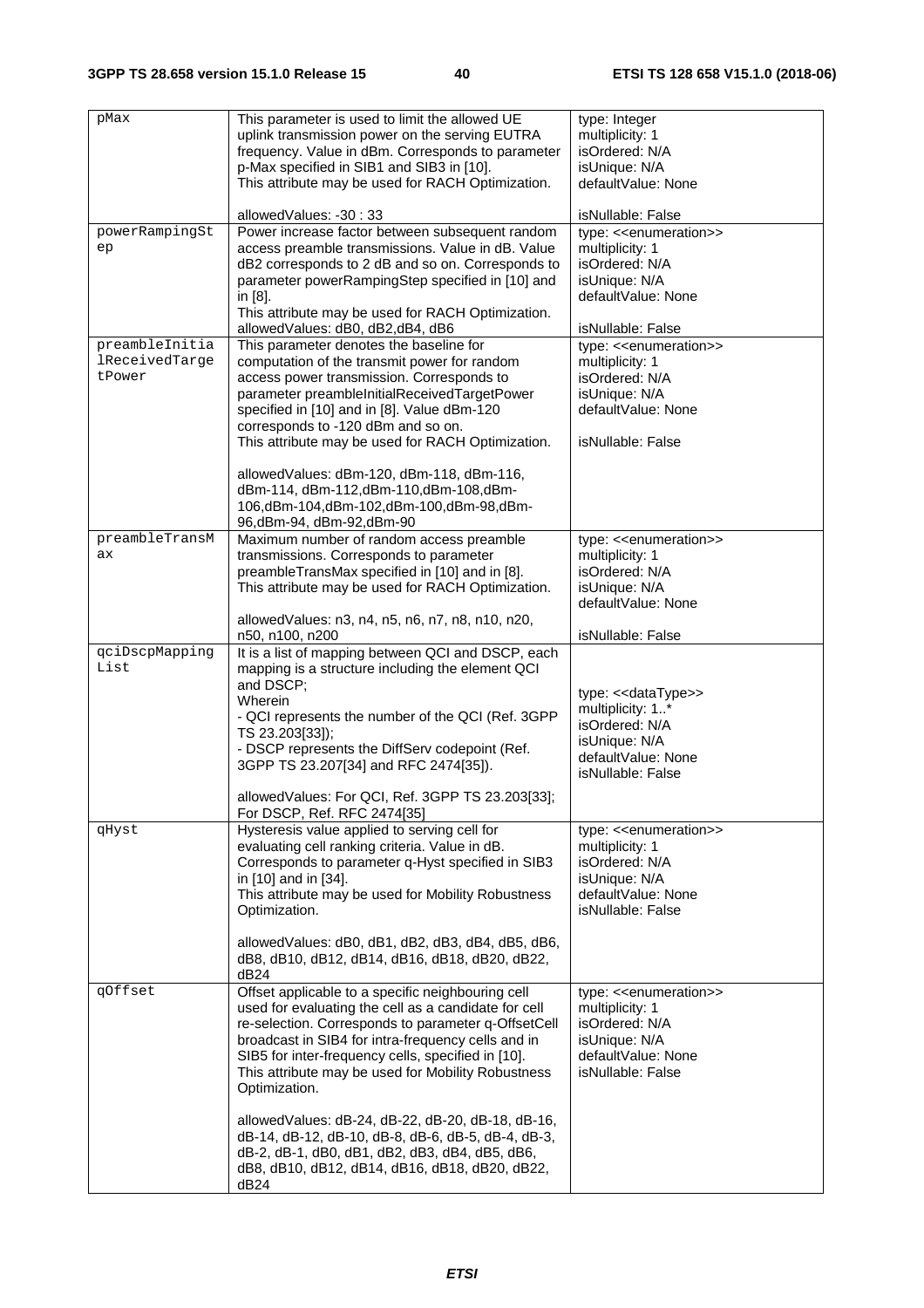| pMax | This parameter is used to limit the allowed UE uplink transmission power on the serving EUTRA frequency. Value in dBm. Corresponds to parameter p-Max specified in SIB1 and SIB3 in [10].<br>This attribute may be used for RACH Optimization.<br><br>allowedValues: -30 : 33 | type: Integer<br>multiplicity: 1<br>isOrdered: N/A<br>isUnique: N/A<br>defaultValue: None<br><br>isNullable: False |
|---|---|---|
| powerRampingStep | Power increase factor between subsequent random access preamble transmissions. Value in dB. Value dB2 corresponds to 2 dB and so on. Corresponds to parameter powerRampingStep specified in [10] and in [8].<br>This attribute may be used for RACH Optimization.<br>allowedValues: dB0, dB2,dB4, dB6 | type: <<enumeration>><br>multiplicity: 1<br>isOrdered: N/A<br>isUnique: N/A<br>defaultValue: None<br><br>isNullable: False |
| preambleInitialReceivedTargetPower | This parameter denotes the baseline for computation of the transmit power for random access power transmission. Corresponds to parameter preambleInitialReceivedTargetPower specified in [10] and in [8]. Value dBm-120 corresponds to -120 dBm and so on.<br>This attribute may be used for RACH Optimization.<br><br>allowedValues: dBm-120, dBm-118, dBm-116, dBm-114, dBm-112,dBm-110,dBm-108,dBm-106,dBm-104,dBm-102,dBm-100,dBm-98,dBm-96,dBm-94, dBm-92,dBm-90 | type: <<enumeration>><br>multiplicity: 1<br>isOrdered: N/A<br>isUnique: N/A<br>defaultValue: None<br><br>isNullable: False |
| preambleTransMax | Maximum number of random access preamble transmissions. Corresponds to parameter preambleTransMax specified in [10] and in [8].<br>This attribute may be used for RACH Optimization.<br><br>allowedValues: n3, n4, n5, n6, n7, n8, n10, n20, n50, n100, n200 | type: <<enumeration>><br>multiplicity: 1<br>isOrdered: N/A<br>isUnique: N/A<br>defaultValue: None<br><br>isNullable: False |
| qciDscpMappingList | It is a list of mapping between QCI and DSCP, each mapping is a structure including the element QCI and DSCP;<br>Wherein<br>- QCI represents the number of the QCI (Ref. 3GPP TS 23.203[33]);<br>- DSCP represents the DiffServ codepoint (Ref. 3GPP TS 23.207[34] and RFC 2474[35]).<br><br>allowedValues: For QCI, Ref. 3GPP TS 23.203[33]; For DSCP, Ref. RFC 2474[35] | type: <<dataType>><br>multiplicity: 1..*<br>isOrdered: N/A<br>isUnique: N/A<br>defaultValue: None<br>isNullable: False |
| qHyst | Hysteresis value applied to serving cell for evaluating cell ranking criteria. Value in dB. Corresponds to parameter q-Hyst specified in SIB3 in [10] and in [34].<br>This attribute may be used for Mobility Robustness Optimization.<br><br>allowedValues: dB0, dB1, dB2, dB3, dB4, dB5, dB6, dB8, dB10, dB12, dB14, dB16, dB18, dB20, dB22, dB24 | type: <<enumeration>><br>multiplicity: 1<br>isOrdered: N/A<br>isUnique: N/A<br>defaultValue: None<br>isNullable: False |
| qOffset | Offset applicable to a specific neighbouring cell used for evaluating the cell as a candidate for cell re-selection. Corresponds to parameter q-OffsetCell broadcast in SIB4 for intra-frequency cells and in SIB5 for inter-frequency cells, specified in [10].<br>This attribute may be used for Mobility Robustness Optimization.<br><br>allowedValues: dB-24, dB-22, dB-20, dB-18, dB-16, dB-14, dB-12, dB-10, dB-8, dB-6, dB-5, dB-4, dB-3, dB-2, dB-1, dB0, dB1, dB2, dB3, dB4, dB5, dB6, dB8, dB10, dB12, dB14, dB16, dB18, dB20, dB22, dB24 | type: <<enumeration>><br>multiplicity: 1<br>isOrdered: N/A<br>isUnique: N/A<br>defaultValue: None<br>isNullable: False |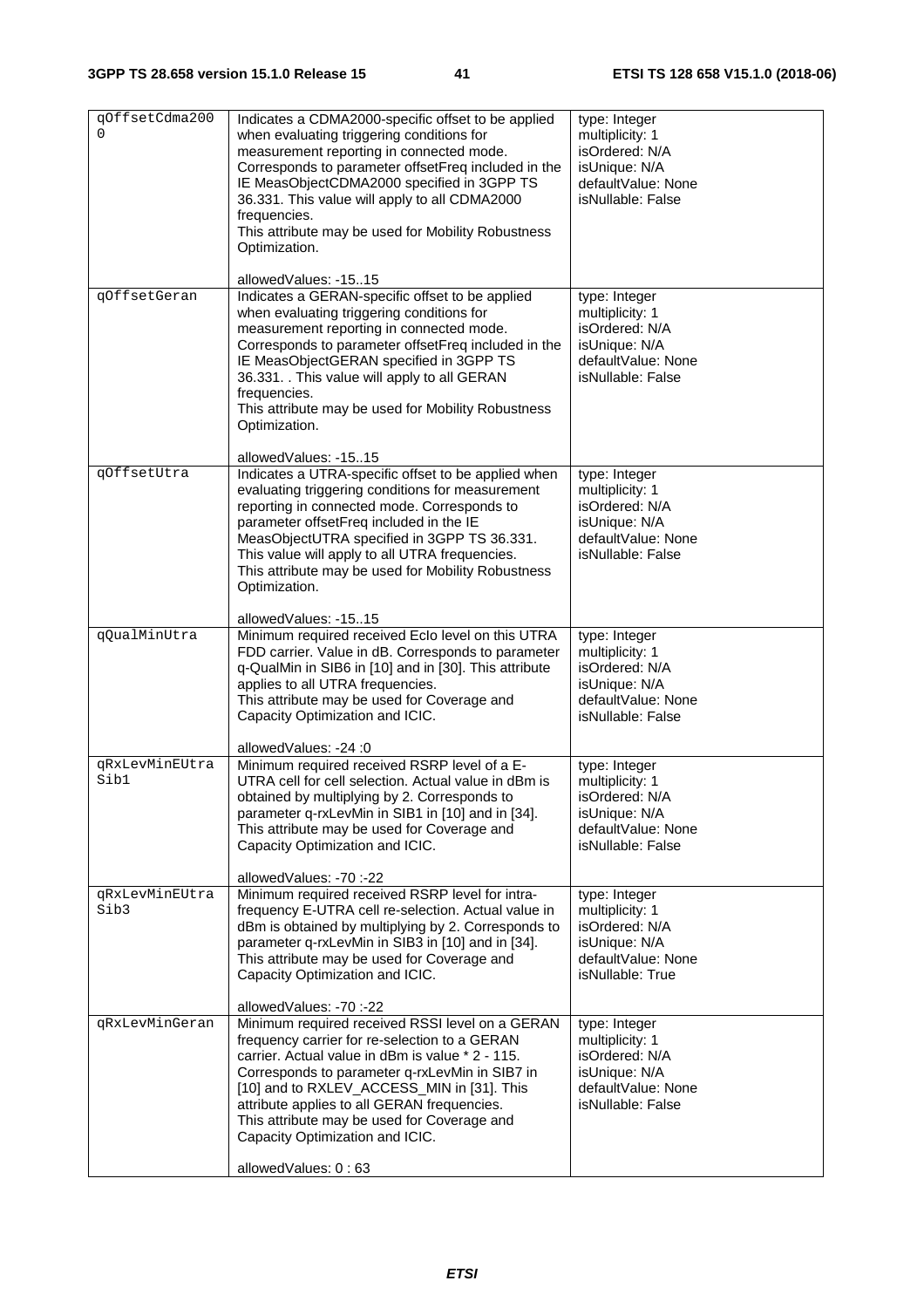| qOffsetCdma2000 | Indicates a CDMA2000-specific offset to be applied when evaluating triggering conditions for measurement reporting in connected mode. Corresponds to parameter offsetFreq included in the IE MeasObjectCDMA2000 specified in 3GPP TS 36.331. This value will apply to all CDMA2000 frequencies.<br>This attribute may be used for Mobility Robustness Optimization.<br><br>allowedValues: -15..15 | type: Integer<br>multiplicity: 1<br>isOrdered: N/A<br>isUnique: N/A<br>defaultValue: None<br>isNullable: False |
|---|---|---|
| qOffsetGeran | Indicates a GERAN-specific offset to be applied when evaluating triggering conditions for measurement reporting in connected mode. Corresponds to parameter offsetFreq included in the IE MeasObjectGERAN specified in 3GPP TS 36.331. . This value will apply to all GERAN frequencies.<br>This attribute may be used for Mobility Robustness Optimization.<br><br>allowedValues: -15..15 | type: Integer<br>multiplicity: 1<br>isOrdered: N/A<br>isUnique: N/A<br>defaultValue: None<br>isNullable: False |
| qOffsetUtra | Indicates a UTRA-specific offset to be applied when evaluating triggering conditions for measurement reporting in connected mode. Corresponds to parameter offsetFreq included in the IE MeasObjectUTRA specified in 3GPP TS 36.331. This value will apply to all UTRA frequencies.<br>This attribute may be used for Mobility Robustness Optimization.<br><br>allowedValues: -15..15 | type: Integer<br>multiplicity: 1<br>isOrdered: N/A<br>isUnique: N/A<br>defaultValue: None<br>isNullable: False |
| qQualMinUtra | Minimum required received EcIo level on this UTRA FDD carrier. Value in dB. Corresponds to parameter q-QualMin in SIB6 in [10] and in [30]. This attribute applies to all UTRA frequencies.<br>This attribute may be used for Coverage and Capacity Optimization and ICIC.<br><br>allowedValues: -24 :0 | type: Integer<br>multiplicity: 1<br>isOrdered: N/A<br>isUnique: N/A<br>defaultValue: None<br>isNullable: False |
| qRxLevMinEUtraSib1 | Minimum required received RSRP level of a E-UTRA cell for cell selection. Actual value in dBm is obtained by multiplying by 2. Corresponds to parameter q-rxLevMin in SIB1 in [10] and in [34].<br>This attribute may be used for Coverage and Capacity Optimization and ICIC.<br><br>allowedValues: -70 :-22 | type: Integer<br>multiplicity: 1<br>isOrdered: N/A<br>isUnique: N/A<br>defaultValue: None<br>isNullable: False |
| qRxLevMinEUtraSib3 | Minimum required received RSRP level for intra-frequency E-UTRA cell re-selection. Actual value in dBm is obtained by multiplying by 2. Corresponds to parameter q-rxLevMin in SIB3 in [10] and in [34].<br>This attribute may be used for Coverage and Capacity Optimization and ICIC.<br><br>allowedValues: -70 :-22 | type: Integer<br>multiplicity: 1<br>isOrdered: N/A<br>isUnique: N/A<br>defaultValue: None<br>isNullable: True |
| qRxLevMinGeran | Minimum required received RSSI level on a GERAN frequency carrier for re-selection to a GERAN carrier. Actual value in dBm is value * 2 - 115. Corresponds to parameter q-rxLevMin in SIB7 in [10] and to RXLEV_ACCESS_MIN in [31]. This attribute applies to all GERAN frequencies.<br>This attribute may be used for Coverage and Capacity Optimization and ICIC.<br><br>allowedValues: 0 : 63 | type: Integer<br>multiplicity: 1<br>isOrdered: N/A<br>isUnique: N/A<br>defaultValue: None<br>isNullable: False |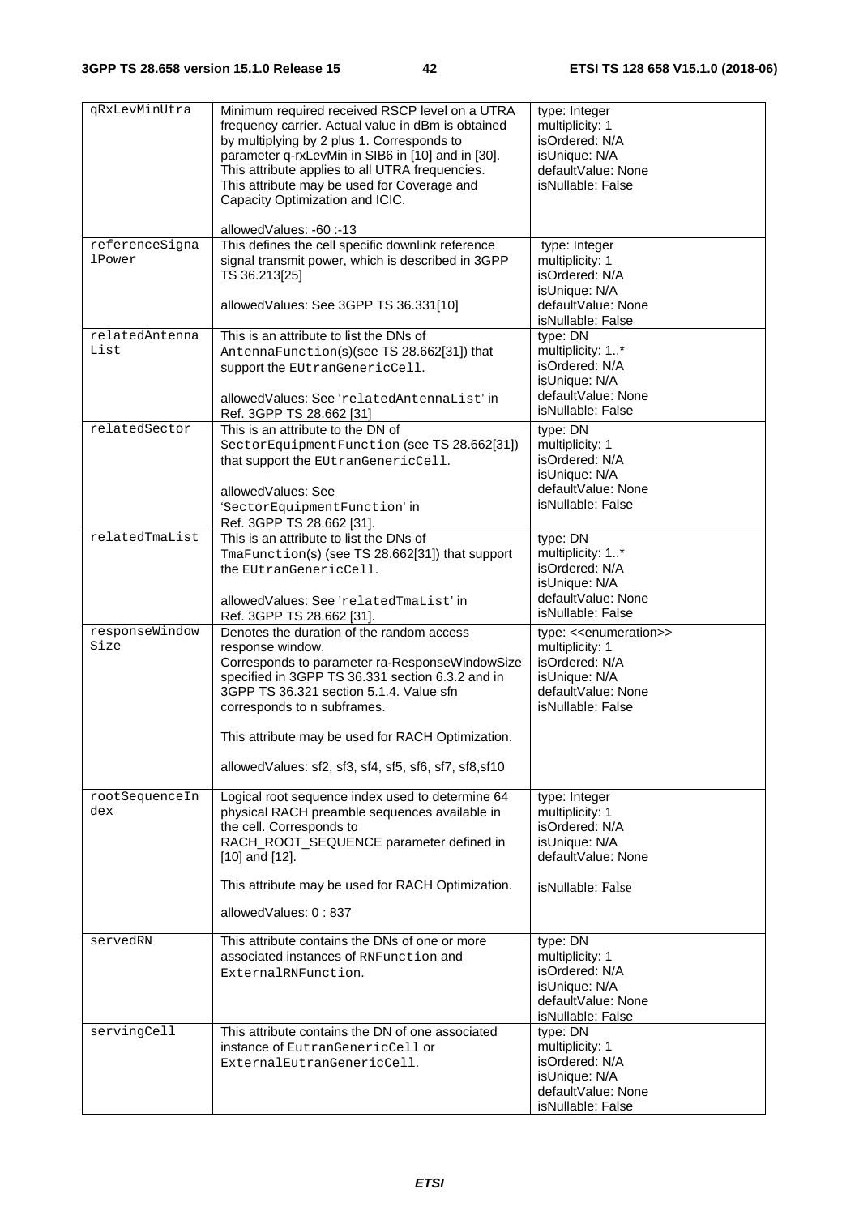| qRxLevMinUtra | Minimum required received RSCP level on a UTRA frequency carrier. Actual value in dBm is obtained by multiplying by 2 plus 1. Corresponds to parameter q-rxLevMin in SIB6 in [10] and in [30]. This attribute applies to all UTRA frequencies. This attribute may be used for Coverage and Capacity Optimization and ICIC.<br><br>allowedValues: -60 :-13 | type: Integer<br>multiplicity: 1<br>isOrdered: N/A<br>isUnique: N/A<br>defaultValue: None<br>isNullable: False |
|---|---|---|
| referenceSignalPower | This defines the cell specific downlink reference signal transmit power, which is described in 3GPP TS 36.213[25]<br><br>allowedValues: See 3GPP TS 36.331[10] | type: Integer<br>multiplicity: 1<br>isOrdered: N/A<br>isUnique: N/A<br>defaultValue: None<br>isNullable: False |
| relatedAntennaList | This is an attribute to list the DNs of AntennaFunction(s)(see TS 28.662[31]) that support the EUtranGenericCell.<br><br>allowedValues: See 'relatedAntennaList' in Ref. 3GPP TS 28.662 [31] | type: DN<br>multiplicity: 1..*<br>isOrdered: N/A<br>isUnique: N/A<br>defaultValue: None<br>isNullable: False |
| relatedSector | This is an attribute to the DN of SectorEquipmentFunction (see TS 28.662[31]) that support the EUtranGenericCell.<br><br>allowedValues: See 'SectorEquipmentFunction' in Ref. 3GPP TS 28.662 [31]. | type: DN<br>multiplicity: 1<br>isOrdered: N/A<br>isUnique: N/A<br>defaultValue: None<br>isNullable: False |
| relatedTmaList | This is an attribute to list the DNs of TmaFunction(s) (see TS 28.662[31]) that support the EUtranGenericCell.<br><br>allowedValues: See 'relatedTmaList' in Ref. 3GPP TS 28.662 [31]. | type: DN<br>multiplicity: 1..*<br>isOrdered: N/A<br>isUnique: N/A<br>defaultValue: None<br>isNullable: False |
| responseWindowSize | Denotes the duration of the random access response window.<br>Corresponds to parameter ra-ResponseWindowSize specified in 3GPP TS 36.331 section 6.3.2 and in 3GPP TS 36.321 section 5.1.4. Value sfn corresponds to n subframes.<br><br>This attribute may be used for RACH Optimization.<br><br>allowedValues: sf2, sf3, sf4, sf5, sf6, sf7, sf8,sf10 | type: <<enumeration>><br>multiplicity: 1<br>isOrdered: N/A<br>isUnique: N/A<br>defaultValue: None<br>isNullable: False |
| rootSequenceIndex | Logical root sequence index used to determine 64 physical RACH preamble sequences available in the cell. Corresponds to RACH_ROOT_SEQUENCE parameter defined in [10] and [12].<br><br>This attribute may be used for RACH Optimization.<br><br>allowedValues: 0 : 837 | type: Integer<br>multiplicity: 1<br>isOrdered: N/A<br>isUnique: N/A<br>defaultValue: None<br><br>isNullable: False |
| servedRN | This attribute contains the DNs of one or more associated instances of RNFunction and ExternalRNFunction. | type: DN<br>multiplicity: 1<br>isOrdered: N/A<br>isUnique: N/A<br>defaultValue: None<br>isNullable: False |
| servingCell | This attribute contains the DN of one associated instance of EutranGenericCell or ExternalEutranGenericCell. | type: DN<br>multiplicity: 1<br>isOrdered: N/A<br>isUnique: N/A<br>defaultValue: None<br>isNullable: False |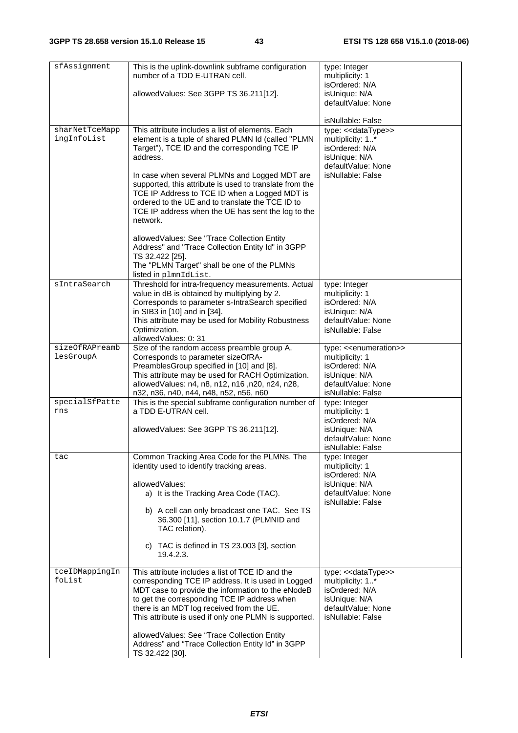| sfAssignment | This is the uplink-downlink subframe configuration number of a TDD E-UTRAN cell.<br><br>allowedValues: See 3GPP TS 36.211[12]. | type: Integer<br>multiplicity: 1<br>isOrdered: N/A<br>isUnique: N/A<br>defaultValue: None<br><br>isNullable: False |
|---|---|---|
| sharNetTceMappingInfoList | This attribute includes a list of elements. Each element is a tuple of shared PLMN Id (called "PLMN Target"), TCE ID and the corresponding TCE IP address.<br><br>In case when several PLMNs and Logged MDT are supported, this attribute is used to translate from the TCE IP Address to TCE ID when a Logged MDT is ordered to the UE and to translate the TCE ID to TCE IP address when the UE has sent the log to the network.<br><br>allowedValues: See "Trace Collection Entity Address" and "Trace Collection Entity Id" in 3GPP TS 32.422 [25].<br>The "PLMN Target" shall be one of the PLMNs listed in plmnIdList. | type: <<dataType>><br>multiplicity: 1..*<br>isOrdered: N/A<br>isUnique: N/A<br>defaultValue: None<br>isNullable: False |
| sIntraSearch | Threshold for intra-frequency measurements. Actual value in dB is obtained by multiplying by 2.<br>Corresponds to parameter s-IntraSearch specified in SIB3 in [10] and in [34].<br>This attribute may be used for Mobility Robustness Optimization.<br>allowedValues: 0: 31 | type: Integer<br>multiplicity: 1<br>isOrdered: N/A<br>isUnique: N/A<br>defaultValue: None<br>isNullable: False |
| sizeOfRAPreamblesGroupA | Size of the random access preamble group A.<br>Corresponds to parameter sizeOfRA-PreamblesGroup specified in [10] and [8].<br>This attribute may be used for RACH Optimization.<br>allowedValues: n4, n8, n12, n16 ,n20, n24, n28, n32, n36, n40, n44, n48, n52, n56, n60 | type: <<enumeration>><br>multiplicity: 1<br>isOrdered: N/A<br>isUnique: N/A<br>defaultValue: None<br>isNullable: False |
| specialSfPatterns | This is the special subframe configuration number of a TDD E-UTRAN cell.<br><br>allowedValues: See 3GPP TS 36.211[12]. | type: Integer<br>multiplicity: 1<br>isOrdered: N/A<br>isUnique: N/A<br>defaultValue: None<br>isNullable: False |
| tac | Common Tracking Area Code for the PLMNs. The identity used to identify tracking areas.<br><br>allowedValues:<br>a) It is the Tracking Area Code (TAC).<br><br>b) A cell can only broadcast one TAC. See TS 36.300 [11], section 10.1.7 (PLMNID and TAC relation).<br><br>c) TAC is defined in TS 23.003 [3], section 19.4.2.3. | type: Integer<br>multiplicity: 1<br>isOrdered: N/A<br>isUnique: N/A<br>defaultValue: None<br>isNullable: False |
| tceIDMappingInfoList | This attribute includes a list of TCE ID and the corresponding TCE IP address. It is used in Logged MDT case to provide the information to the eNodeB to get the corresponding TCE IP address when there is an MDT log received from the UE.<br>This attribute is used if only one PLMN is supported.<br><br>allowedValues: See "Trace Collection Entity Address" and "Trace Collection Entity Id" in 3GPP TS 32.422 [30]. | type: <<dataType>><br>multiplicity: 1..*<br>isOrdered: N/A<br>isUnique: N/A<br>defaultValue: None<br>isNullable: False |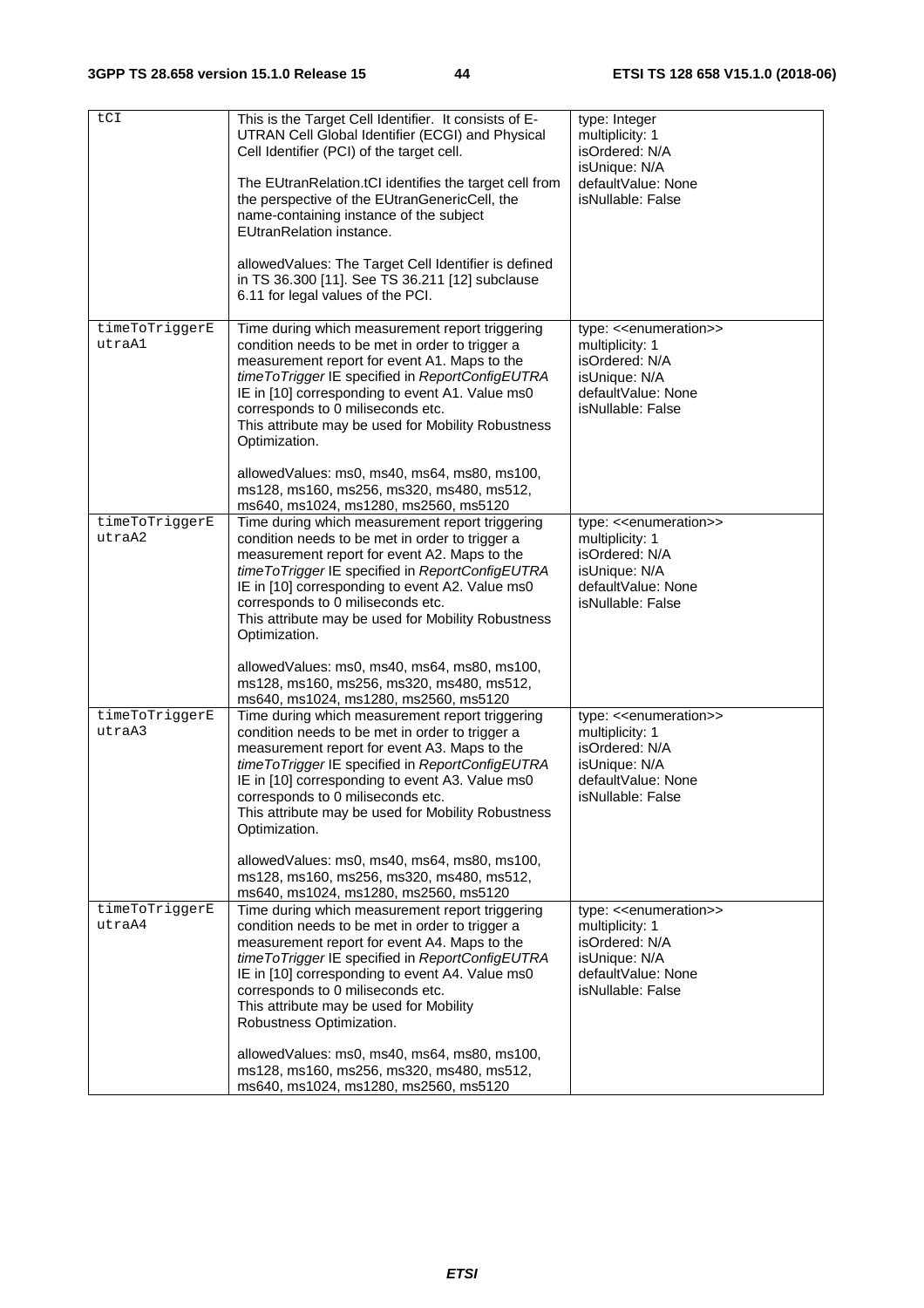| tCI | This is the Target Cell Identifier. It consists of E-UTRAN Cell Global Identifier (ECGI) and Physical Cell Identifier (PCI) of the target cell.<br><br>The EUtranRelation.tCI identifies the target cell from the perspective of the EUtranGenericCell, the name-containing instance of the subject EUtranRelation instance.<br><br>allowedValues: The Target Cell Identifier is defined in TS 36.300 [11]. See TS 36.211 [12] subclause 6.11 for legal values of the PCI. | type: Integer<br>multiplicity: 1<br>isOrdered: N/A<br>isUnique: N/A<br>defaultValue: None<br>isNullable: False |
|---|---|---|
| timeToTriggerEutraA1 | Time during which measurement report triggering condition needs to be met in order to trigger a measurement report for event A1. Maps to the *timeToTrigger* IE specified in *ReportConfigEUTRA* IE in [10] corresponding to event A1. Value ms0 corresponds to 0 miliseconds etc.<br>This attribute may be used for Mobility Robustness Optimization.<br><br>allowedValues: ms0, ms40, ms64, ms80, ms100, ms128, ms160, ms256, ms320, ms480, ms512, ms640, ms1024, ms1280, ms2560, ms5120 | type: <<enumeration>><br>multiplicity: 1<br>isOrdered: N/A<br>isUnique: N/A<br>defaultValue: None<br>isNullable: False |
| timeToTriggerEutraA2 | Time during which measurement report triggering condition needs to be met in order to trigger a measurement report for event A2. Maps to the *timeToTrigger* IE specified in *ReportConfigEUTRA* IE in [10] corresponding to event A2. Value ms0 corresponds to 0 miliseconds etc.<br>This attribute may be used for Mobility Robustness Optimization.<br><br>allowedValues: ms0, ms40, ms64, ms80, ms100, ms128, ms160, ms256, ms320, ms480, ms512, ms640, ms1024, ms1280, ms2560, ms5120 | type: <<enumeration>><br>multiplicity: 1<br>isOrdered: N/A<br>isUnique: N/A<br>defaultValue: None<br>isNullable: False |
| timeToTriggerEutraA3 | Time during which measurement report triggering condition needs to be met in order to trigger a measurement report for event A3. Maps to the *timeToTrigger* IE specified in *ReportConfigEUTRA* IE in [10] corresponding to event A3. Value ms0 corresponds to 0 miliseconds etc.<br>This attribute may be used for Mobility Robustness Optimization.<br><br>allowedValues: ms0, ms40, ms64, ms80, ms100, ms128, ms160, ms256, ms320, ms480, ms512, ms640, ms1024, ms1280, ms2560, ms5120 | type: <<enumeration>><br>multiplicity: 1<br>isOrdered: N/A<br>isUnique: N/A<br>defaultValue: None<br>isNullable: False |
| timeToTriggerEutraA4 | Time during which measurement report triggering condition needs to be met in order to trigger a measurement report for event A4. Maps to the *timeToTrigger* IE specified in *ReportConfigEUTRA* IE in [10] corresponding to event A4. Value ms0 corresponds to 0 miliseconds etc.<br>This attribute may be used for Mobility Robustness Optimization.<br><br>allowedValues: ms0, ms40, ms64, ms80, ms100, ms128, ms160, ms256, ms320, ms480, ms512, ms640, ms1024, ms1280, ms2560, ms5120 | type: <<enumeration>><br>multiplicity: 1<br>isOrdered: N/A<br>isUnique: N/A<br>defaultValue: None<br>isNullable: False |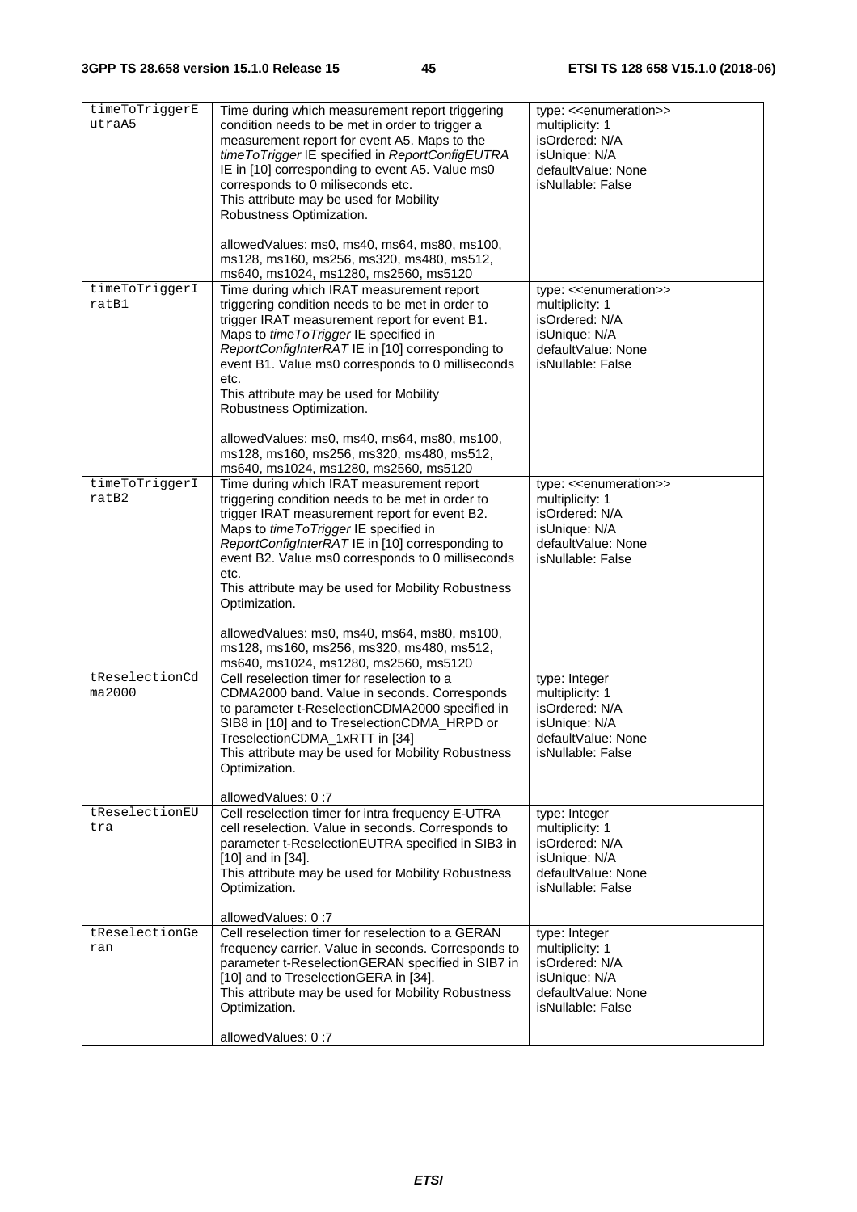| timeToTriggerEutraA5 | Time during which measurement report triggering condition needs to be met in order to trigger a measurement report for event A5. Maps to the *timeToTrigger* IE specified in *ReportConfigEUTRA* IE in [10] corresponding to event A5. Value ms0 corresponds to 0 miliseconds etc.<br>This attribute may be used for Mobility Robustness Optimization.<br><br>allowedValues: ms0, ms40, ms64, ms80, ms100, ms128, ms160, ms256, ms320, ms480, ms512, ms640, ms1024, ms1280, ms2560, ms5120 | type: <<enumeration>><br>multiplicity: 1<br>isOrdered: N/A<br>isUnique: N/A<br>defaultValue: None<br>isNullable: False |
|---|---|---|
| timeToTriggerIratB1 | Time during which IRAT measurement report triggering condition needs to be met in order to trigger IRAT measurement report for event B1. Maps to *timeToTrigger* IE specified in *ReportConfigInterRAT* IE in [10] corresponding to event B1. Value ms0 corresponds to 0 milliseconds etc.<br>This attribute may be used for Mobility Robustness Optimization.<br><br>allowedValues: ms0, ms40, ms64, ms80, ms100, ms128, ms160, ms256, ms320, ms480, ms512, ms640, ms1024, ms1280, ms2560, ms5120 | type: <<enumeration>><br>multiplicity: 1<br>isOrdered: N/A<br>isUnique: N/A<br>defaultValue: None<br>isNullable: False |
| timeToTriggerIratB2 | Time during which IRAT measurement report triggering condition needs to be met in order to trigger IRAT measurement report for event B2. Maps to *timeToTrigger* IE specified in *ReportConfigInterRAT* IE in [10] corresponding to event B2. Value ms0 corresponds to 0 milliseconds etc.<br>This attribute may be used for Mobility Robustness Optimization.<br><br>allowedValues: ms0, ms40, ms64, ms80, ms100, ms128, ms160, ms256, ms320, ms480, ms512, ms640, ms1024, ms1280, ms2560, ms5120 | type: <<enumeration>><br>multiplicity: 1<br>isOrdered: N/A<br>isUnique: N/A<br>defaultValue: None<br>isNullable: False |
| tReselectionCdma2000 | Cell reselection timer for reselection to a CDMA2000 band. Value in seconds. Corresponds to parameter t-ReselectionCDMA2000 specified in SIB8 in [10] and to TreselectionCDMA_HRPD or TreselectionCDMA_1xRTT in [34]<br>This attribute may be used for Mobility Robustness Optimization.<br><br>allowedValues: 0 :7 | type: Integer<br>multiplicity: 1<br>isOrdered: N/A<br>isUnique: N/A<br>defaultValue: None<br>isNullable: False |
| tReselectionEUtra | Cell reselection timer for intra frequency E-UTRA cell reselection. Value in seconds. Corresponds to parameter t-ReselectionEUTRA specified in SIB3 in [10] and in [34].<br>This attribute may be used for Mobility Robustness Optimization.<br><br>allowedValues: 0 :7 | type: Integer<br>multiplicity: 1<br>isOrdered: N/A<br>isUnique: N/A<br>defaultValue: None<br>isNullable: False |
| tReselectionGeran | Cell reselection timer for reselection to a GERAN frequency carrier. Value in seconds. Corresponds to parameter t-ReselectionGERAN specified in SIB7 in [10] and to TreselectionGERA in [34].<br>This attribute may be used for Mobility Robustness Optimization.<br><br>allowedValues: 0 :7 | type: Integer<br>multiplicity: 1<br>isOrdered: N/A<br>isUnique: N/A<br>defaultValue: None<br>isNullable: False |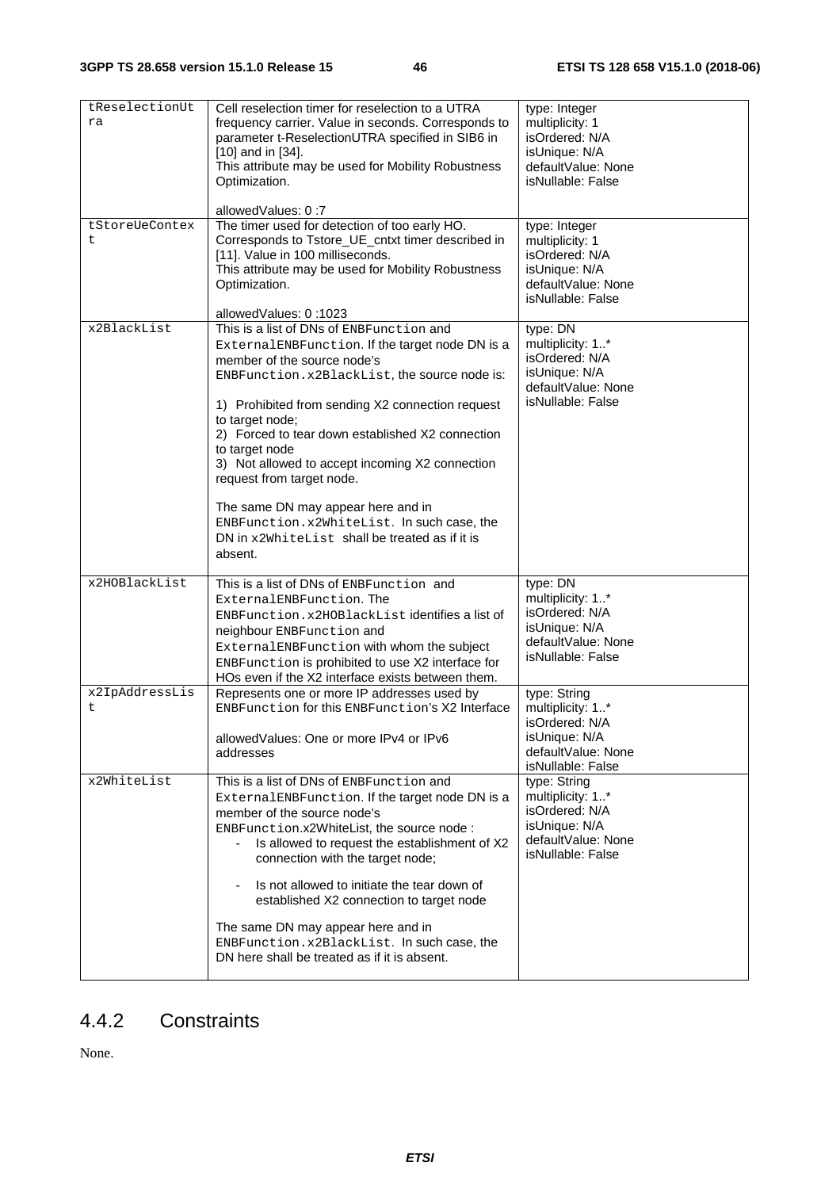| tReselectionUtra | Cell reselection timer for reselection to a UTRA frequency carrier. Value in seconds. Corresponds to parameter t-ReselectionUTRA specified in SIB6 in [10] and in [34].<br>This attribute may be used for Mobility Robustness Optimization.<br><br>allowedValues: 0 :7 | type: Integer<br>multiplicity: 1<br>isOrdered: N/A<br>isUnique: N/A<br>defaultValue: None<br>isNullable: False |
|---|---|---|
| tStoreUeContext | The timer used for detection of too early HO. Corresponds to Tstore_UE_cntxt timer described in [11]. Value in 100 milliseconds.<br>This attribute may be used for Mobility Robustness Optimization.<br><br>allowedValues: 0 :1023 | type: Integer<br>multiplicity: 1<br>isOrdered: N/A<br>isUnique: N/A<br>defaultValue: None<br>isNullable: False |
| x2BlackList | This is a list of DNs of ENBFunction and ExternalENBFunction. If the target node DN is a member of the source node's ENBFunction.x2BlackList, the source node is:<br><br>1) Prohibited from sending X2 connection request to target node;<br>2) Forced to tear down established X2 connection to target node<br>3) Not allowed to accept incoming X2 connection request from target node.<br><br>The same DN may appear here and in ENBFunction.x2WhiteList. In such case, the DN in x2WhiteList shall be treated as if it is absent. | type: DN<br>multiplicity: 1..*<br>isOrdered: N/A<br>isUnique: N/A<br>defaultValue: None<br>isNullable: False |
| x2HOBlackList | This is a list of DNs of ENBFunction and ExternalENBFunction. The ENBFunction.x2HOBlackList identifies a list of neighbour ENBFunction and ExternalENBFunction with whom the subject ENBFunction is prohibited to use X2 interface for HOs even if the X2 interface exists between them. | type: DN<br>multiplicity: 1..*<br>isOrdered: N/A<br>isUnique: N/A<br>defaultValue: None<br>isNullable: False |
| x2IpAddressList | Represents one or more IP addresses used by ENBFunction for this ENBFunction's X2 Interface<br><br>allowedValues: One or more IPv4 or IPv6 addresses | type: String<br>multiplicity: 1..*<br>isOrdered: N/A<br>isUnique: N/A<br>defaultValue: None<br>isNullable: False |
| x2WhiteList | This is a list of DNs of ENBFunction and ExternalENBFunction. If the target node DN is a member of the source node's ENBFunction.x2WhiteList, the source node :<br>- Is allowed to request the establishment of X2 connection with the target node;<br><br>- Is not allowed to initiate the tear down of established X2 connection to target node<br><br>The same DN may appear here and in ENBFunction.x2BlackList. In such case, the DN here shall be treated as if it is absent. | type: String<br>multiplicity: 1..*<br>isOrdered: N/A<br>isUnique: N/A<br>defaultValue: None<br>isNullable: False |

### 4.4.2 Constraints

None.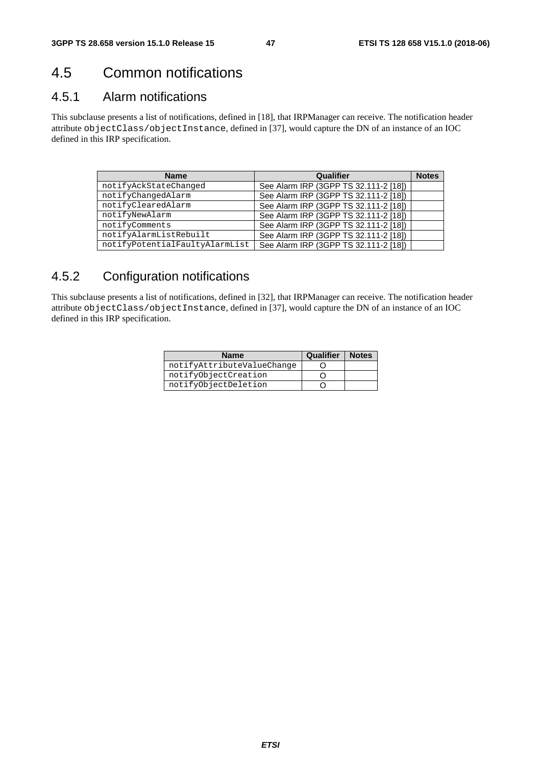# 4.5 Common notifications

## 4.5.1 Alarm notifications

This subclause presents a list of notifications, defined in [18], that IRPManager can receive. The notification header attribute `objectClass/objectInstance`, defined in [37], would capture the DN of an instance of an IOC defined in this IRP specification.

| Name | Qualifier | Notes |
| --- | --- | --- |
| notifyAckStateChanged | See Alarm IRP (3GPP TS 32.111-2 [18]) | |
| notifyChangedAlarm | See Alarm IRP (3GPP TS 32.111-2 [18]) | |
| notifyClearedAlarm | See Alarm IRP (3GPP TS 32.111-2 [18]) | |
| notifyNewAlarm | See Alarm IRP (3GPP TS 32.111-2 [18]) | |
| notifyComments | See Alarm IRP (3GPP TS 32.111-2 [18]) | |
| notifyAlarmListRebuilt | See Alarm IRP (3GPP TS 32.111-2 [18]) | |
| notifyPotentialFaultyAlarmList | See Alarm IRP (3GPP TS 32.111-2 [18]) | |

## 4.5.2 Configuration notifications

This subclause presents a list of notifications, defined in [32], that IRPManager can receive. The notification header attribute `objectClass/objectInstance`, defined in [37], would capture the DN of an instance of an IOC defined in this IRP specification.

| Name | Qualifier | Notes |
| --- | --- | --- |
| notifyAttributeValueChange | O | |
| notifyObjectCreation | O | |
| notifyObjectDeletion | O | |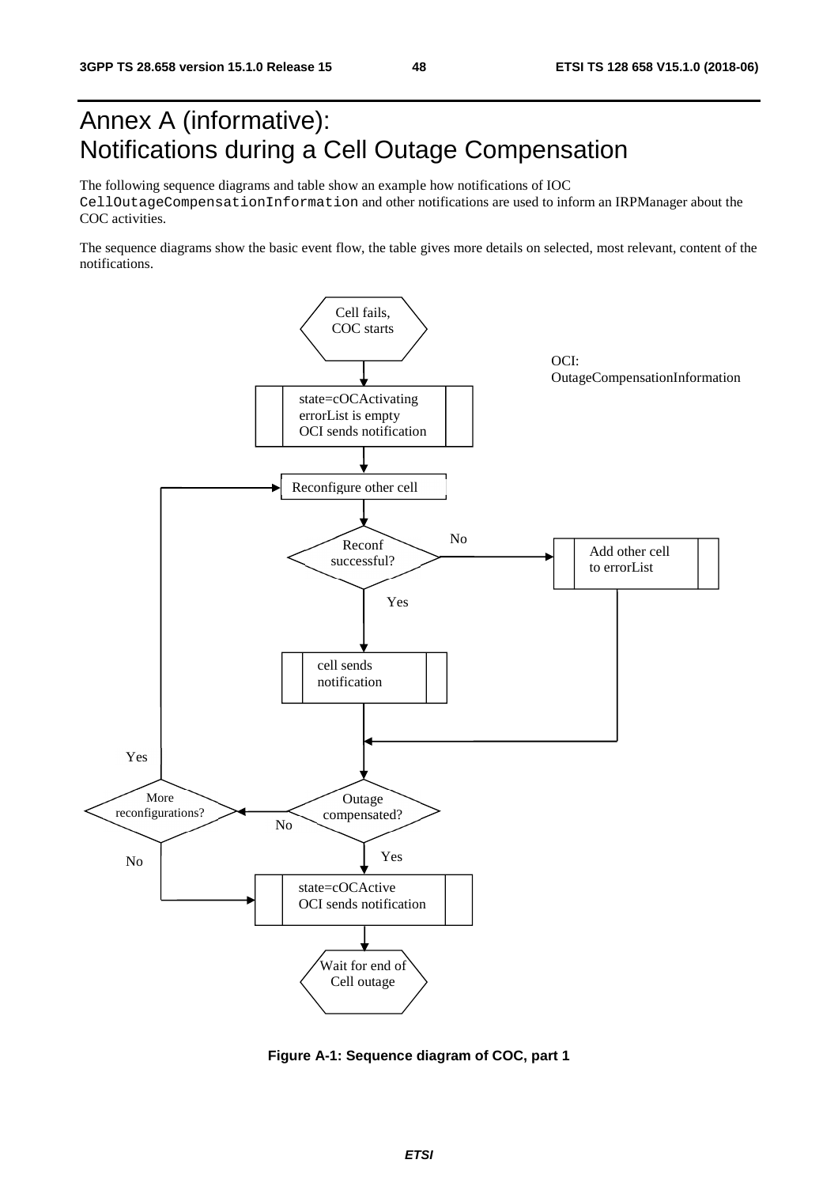# Annex A (informative): Notifications during a Cell Outage Compensation

The following sequence diagrams and table show an example how notifications of IOC `CellOutageCompensationInformation` and other notifications are used to inform an IRPManager about the COC activities.

The sequence diagrams show the basic event flow, the table gives more details on selected, most relevant, content of the notifications.

Cell fails, COC starts

OCI: OutageCompensationInformation

state=cOCActivating
errorList is empty
OCI sends notification

Reconfigure other cell

Reconf successful?

No

Add other cell to errorList

Yes

cell sends notification

Yes

More reconfigurations?

Outage compensated?

No

Yes

No

state=cOCActive
OCI sends notification

Wait for end of Cell outage

**Figure A-1: Sequence diagram of COC, part 1**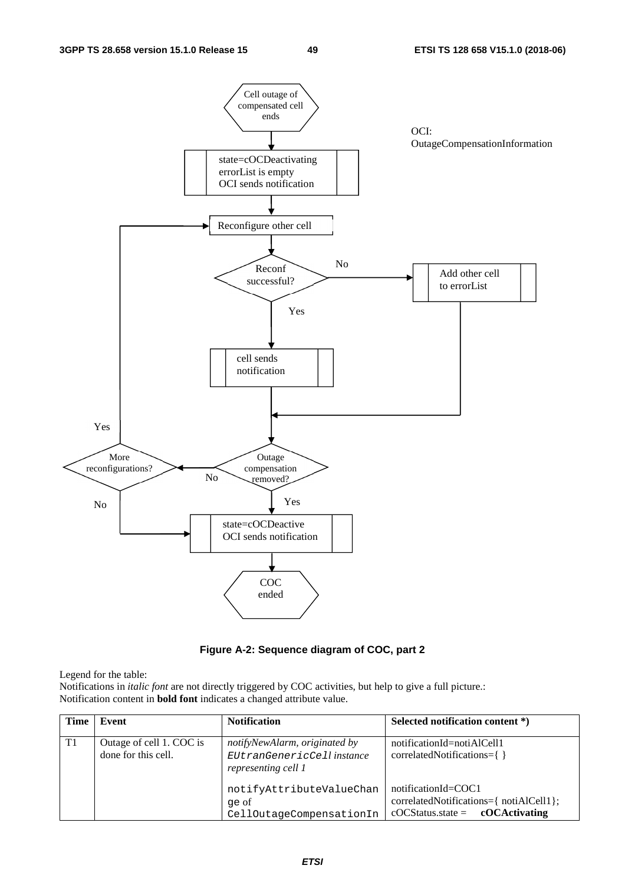Cell outage of compensated cell ends

OCI: OutageCompensationInformation

state=cOCDeactivating
errorList is empty
OCI sends notification

Reconfigure other cell

Reconf successful?

No

Add other cell to errorList

Yes

cell sends notification

Yes

More reconfigurations?

Outage compensation removed?

No

No

Yes

state=cOCDeactive
OCI sends notification

COC ended

**Figure A-2: Sequence diagram of COC, part 2**

Legend for the table:
Notifications in *italic font* are not directly triggered by COC activities, but help to give a full picture.:
Notification content in **bold font** indicates a changed attribute value.

| Time | Event | Notification | Selected notification content *) |
|---|---|---|---|
| T1 | Outage of cell 1. COC is done for this cell. | *notifyNewAlarm, originated by* `EUtranGenericCell` *instance representing cell 1*<br><br>`notifyAttributeValueChange` of `CellOutageCompensationIn` | notificationId=notiAlCell1<br>correlatedNotifications={ }<br><br>notificationId=COC1<br>correlatedNotifications={ notiAlCell1};<br>cOCStatus.state = **cOCActivating** |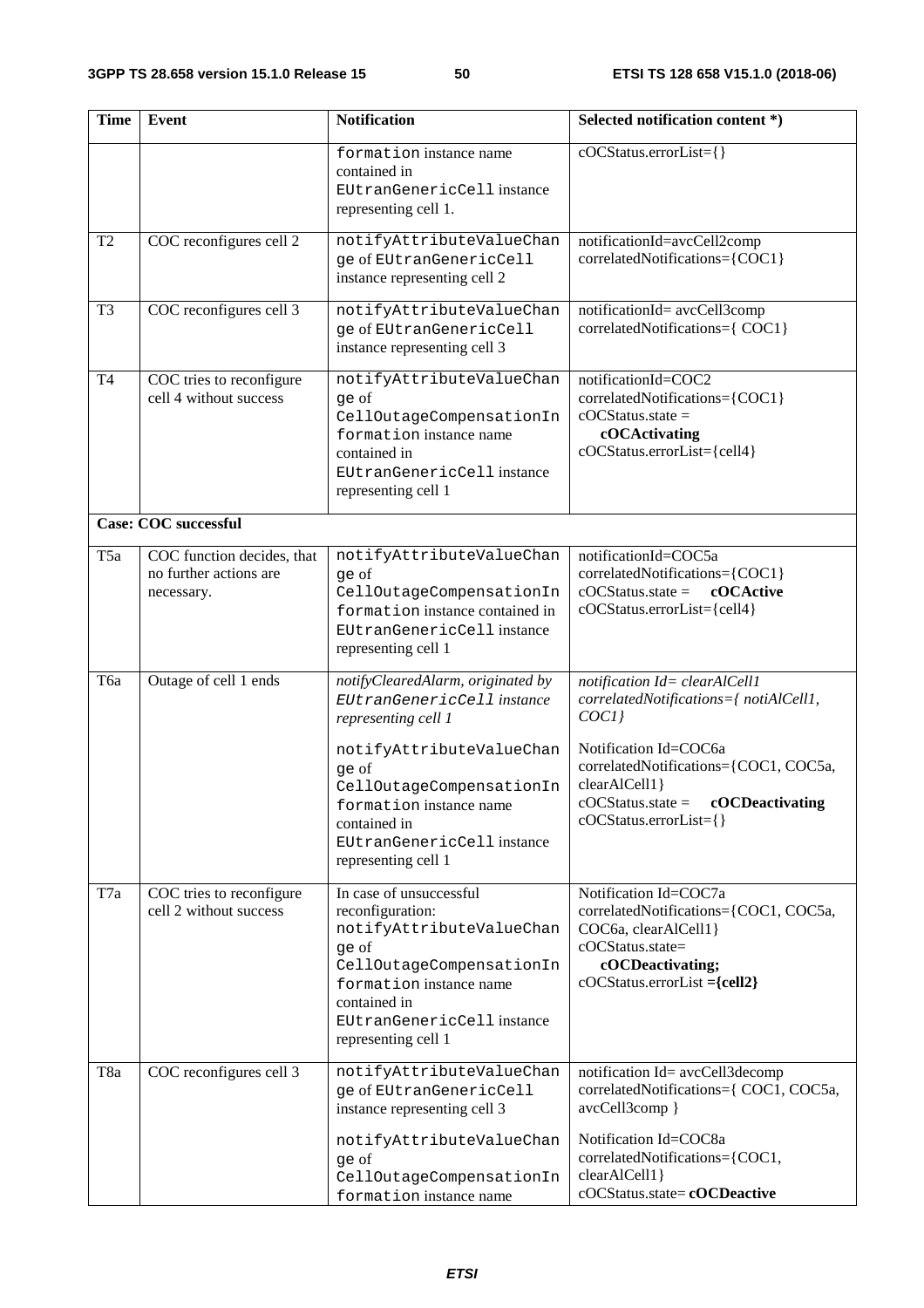| Time | Event | Notification | Selected notification content *) |
|---|---|---|---|
| | | formation instance name contained in EUtranGenericCell instance representing cell 1. | cOCStatus.errorList={} |
| T2 | COC reconfigures cell 2 | notifyAttributeValueChange of EUtranGenericCell instance representing cell 2 | notificationId=avcCell2comp<br>correlatedNotifications={COC1} |
| T3 | COC reconfigures cell 3 | notifyAttributeValueChange of EUtranGenericCell instance representing cell 3 | notificationId= avcCell3comp<br>correlatedNotifications={ COC1} |
| T4 | COC tries to reconfigure cell 4 without success | notifyAttributeValueChange of CellOutageCompensationInformation instance name contained in EUtranGenericCell instance representing cell 1 | notificationId=COC2<br>correlatedNotifications={COC1}<br>cOCStatus.state = **cOCActivating**<br>cOCStatus.errorList={cell4} |
| **Case: COC successful** | | | |
| T5a | COC function decides, that no further actions are necessary. | notifyAttributeValueChange of CellOutageCompensationInformation instance contained in EUtranGenericCell instance representing cell 1 | notificationId=COC5a<br>correlatedNotifications={COC1}<br>cOCStatus.state = **cOCActive**<br>cOCStatus.errorList={cell4} |
| T6a | Outage of cell 1 ends | *notifyClearedAlarm, originated by EUtranGenericCell instance representing cell 1*<br><br>notifyAttributeValueChange of CellOutageCompensationInformation instance name contained in EUtranGenericCell instance representing cell 1 | *notification Id= clearAlCell1*<br>*correlatedNotifications={ notiAlCell1, COC1}*<br><br>Notification Id=COC6a<br>correlatedNotifications={COC1, COC5a, clearAlCell1}<br>cOCStatus.state = **cOCDeactivating**<br>cOCStatus.errorList={} |
| T7a | COC tries to reconfigure cell 2 without success | In case of unsuccessful reconfiguration:<br>notifyAttributeValueChange of CellOutageCompensationInformation instance name contained in EUtranGenericCell instance representing cell 1 | Notification Id=COC7a<br>correlatedNotifications={COC1, COC5a, COC6a, clearAlCell1}<br>cOCStatus.state= **cOCDeactivating;**<br>cOCStatus.errorList **={cell2}** |
| T8a | COC reconfigures cell 3 | notifyAttributeValueChange of EUtranGenericCell instance representing cell 3<br><br>notifyAttributeValueChange of CellOutageCompensationInformation instance name | notification Id= avcCell3decomp<br>correlatedNotifications={ COC1, COC5a, avcCell3comp }<br><br>Notification Id=COC8a<br>correlatedNotifications={COC1, clearAlCell1}<br>cOCStatus.state= **cOCDeactive** |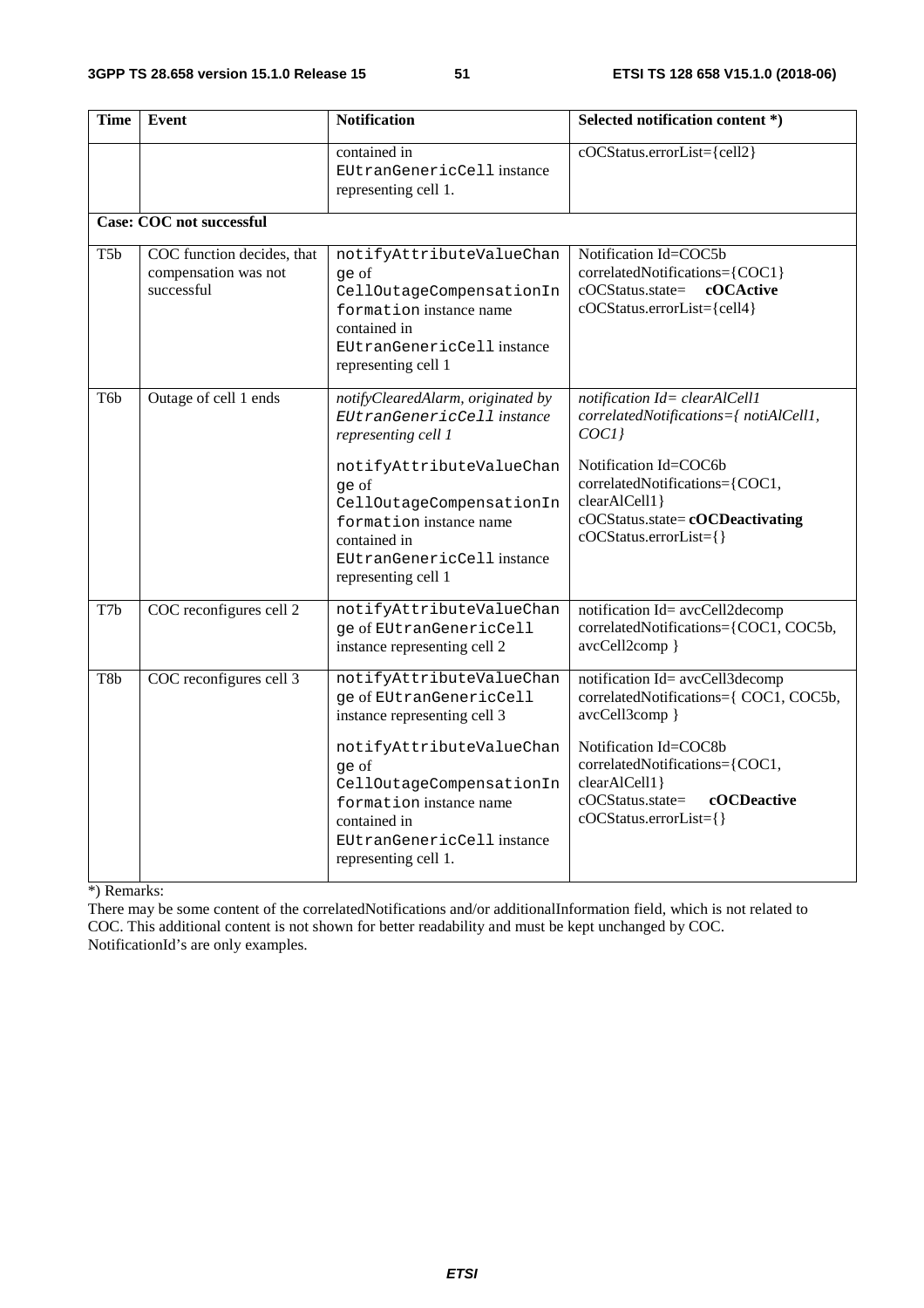| Time | Event | Notification | Selected notification content *) |
|---|---|---|---|
| | | contained in EUtranGenericCell instance representing cell 1. | cOCStatus.errorList={cell2} |
| **Case: COC not successful** | | | |
| T5b | COC function decides, that compensation was not successful | notifyAttributeValueChange of CellOutageCompensationInformation instance name contained in EUtranGenericCell instance representing cell 1 | Notification Id=COC5b<br>correlatedNotifications={COC1}<br>cOCStatus.state= **cOCActive**<br>cOCStatus.errorList={cell4} |
| T6b | Outage of cell 1 ends | *notifyClearedAlarm, originated by EUtranGenericCell instance representing cell 1*<br><br>notifyAttributeValueChange of CellOutageCompensationInformation instance name contained in EUtranGenericCell instance representing cell 1 | *notification Id= clearAlCell1*<br>*correlatedNotifications={ notiAlCell1, COC1}*<br><br>Notification Id=COC6b<br>correlatedNotifications={COC1, clearAlCell1}<br>cOCStatus.state= **cOCDeactivating**<br>cOCStatus.errorList={} |
| T7b | COC reconfigures cell 2 | notifyAttributeValueChange of EUtranGenericCell instance representing cell 2 | notification Id= avcCell2decomp<br>correlatedNotifications={COC1, COC5b, avcCell2comp } |
| T8b | COC reconfigures cell 3 | notifyAttributeValueChange of EUtranGenericCell instance representing cell 3<br><br>notifyAttributeValueChange of CellOutageCompensationInformation instance name contained in EUtranGenericCell instance representing cell 1. | notification Id= avcCell3decomp<br>correlatedNotifications={ COC1, COC5b, avcCell3comp }<br><br>Notification Id=COC8b<br>correlatedNotifications={COC1, clearAlCell1}<br>cOCStatus.state= **cOCDeactive**<br>cOCStatus.errorList={} |

*) Remarks:

There may be some content of the correlatedNotifications and/or additionalInformation field, which is not related to COC. This additional content is not shown for better readability and must be kept unchanged by COC.

NotificationId's are only examples.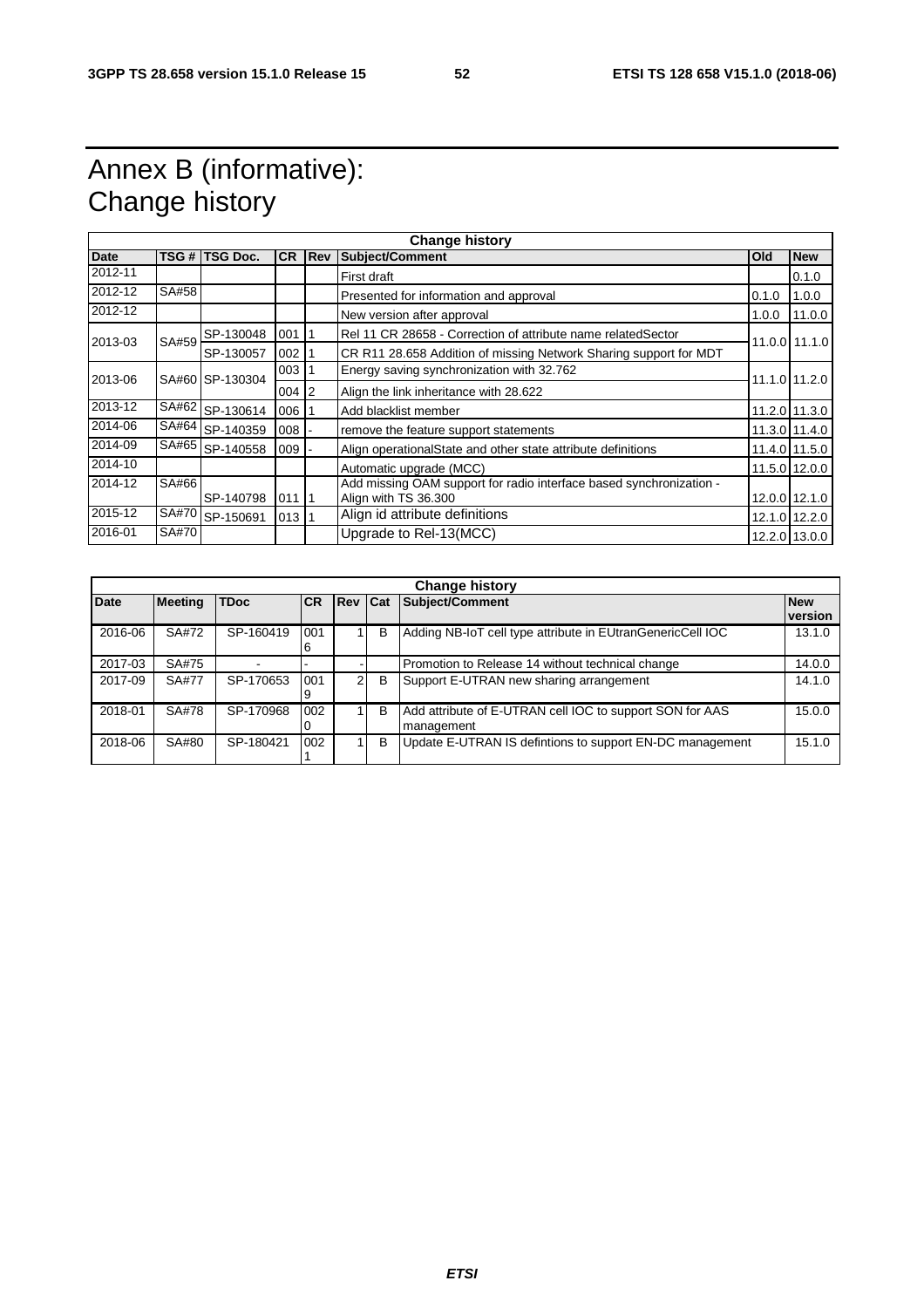# Annex B (informative): Change history

| Change history | | | | | | | |
|---|---|---|---|---|---|---|---|
| **Date** | **TSG #** | **TSG Doc.** | **CR** | **Rev** | **Subject/Comment** | **Old** | **New** |
| 2012-11 | | | | | First draft | | 0.1.0 |
| 2012-12 | SA#58 | | | | Presented for information and approval | 0.1.0 | 1.0.0 |
| 2012-12 | | | | | New version after approval | 1.0.0 | 11.0.0 |
| 2013-03 | SA#59 | SP-130048 | 001 | 1 | Rel 11 CR 28658 - Correction of attribute name relatedSector | 11.0.0 | 11.1.0 |
| | | SP-130057 | 002 | 1 | CR R11 28.658 Addition of missing Network Sharing support for MDT | | |
| 2013-06 | SA#60 | SP-130304 | 003 | 1 | Energy saving synchronization with 32.762 | 11.1.0 | 11.2.0 |
| | | | 004 | 2 | Align the link inheritance with 28.622 | | |
| 2013-12 | SA#62 | SP-130614 | 006 | 1 | Add blacklist member | 11.2.0 | 11.3.0 |
| 2014-06 | SA#64 | SP-140359 | 008 | - | remove the feature support statements | 11.3.0 | 11.4.0 |
| 2014-09 | SA#65 | SP-140558 | 009 | - | Align operationalState and other state attribute definitions | 11.4.0 | 11.5.0 |
| 2014-10 | | | | | Automatic upgrade (MCC) | 11.5.0 | 12.0.0 |
| 2014-12 | SA#66 | SP-140798 | 011 | 1 | Add missing OAM support for radio interface based synchronization - Align with TS 36.300 | 12.0.0 | 12.1.0 |
| 2015-12 | SA#70 | SP-150691 | 013 | 1 | Align id attribute definitions | 12.1.0 | 12.2.0 |
| 2016-01 | SA#70 | | | | Upgrade to Rel-13(MCC) | 12.2.0 | 13.0.0 |

| Change history | | | | | | | |
|---|---|---|---|---|---|---|---|
| **Date** | **Meeting** | **TDoc** | **CR** | **Rev** | **Cat** | **Subject/Comment** | **New version** |
| 2016-06 | SA#72 | SP-160419 | 0016 | 1 | B | Adding NB-IoT cell type attribute in EUtranGenericCell IOC | 13.1.0 |
| 2017-03 | SA#75 | - | - | - | | Promotion to Release 14 without technical change | 14.0.0 |
| 2017-09 | SA#77 | SP-170653 | 0019 | 2 | B | Support E-UTRAN new sharing arrangement | 14.1.0 |
| 2018-01 | SA#78 | SP-170968 | 0020 | 1 | B | Add attribute of E-UTRAN cell IOC to support SON for AAS management | 15.0.0 |
| 2018-06 | SA#80 | SP-180421 | 0021 | 1 | B | Update E-UTRAN IS defintions to support EN-DC management | 15.1.0 |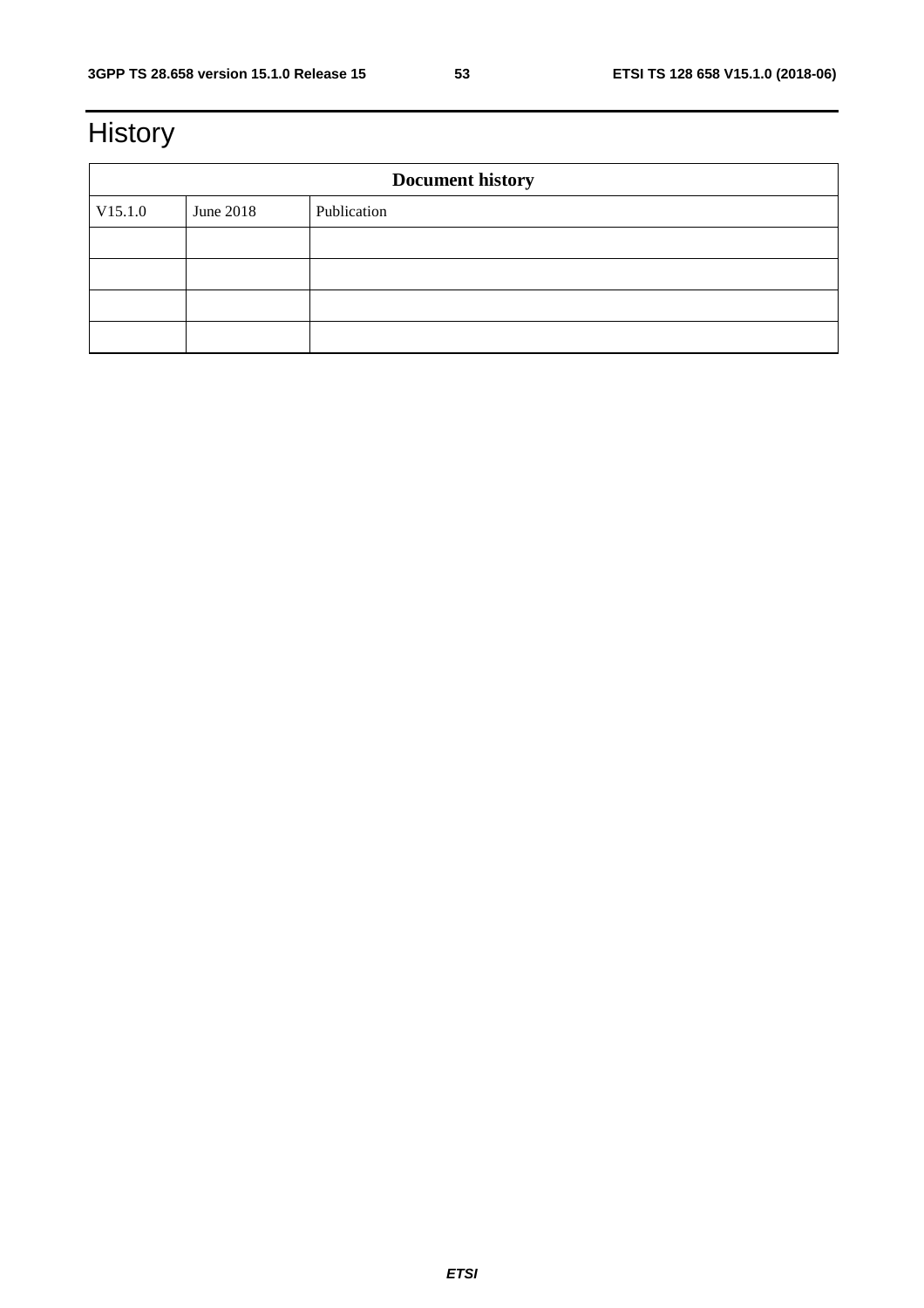# History

| Document history | | |
|---|---|---|
| V15.1.0 | June 2018 | Publication |
| | | |
| | | |
| | | |
| | | |